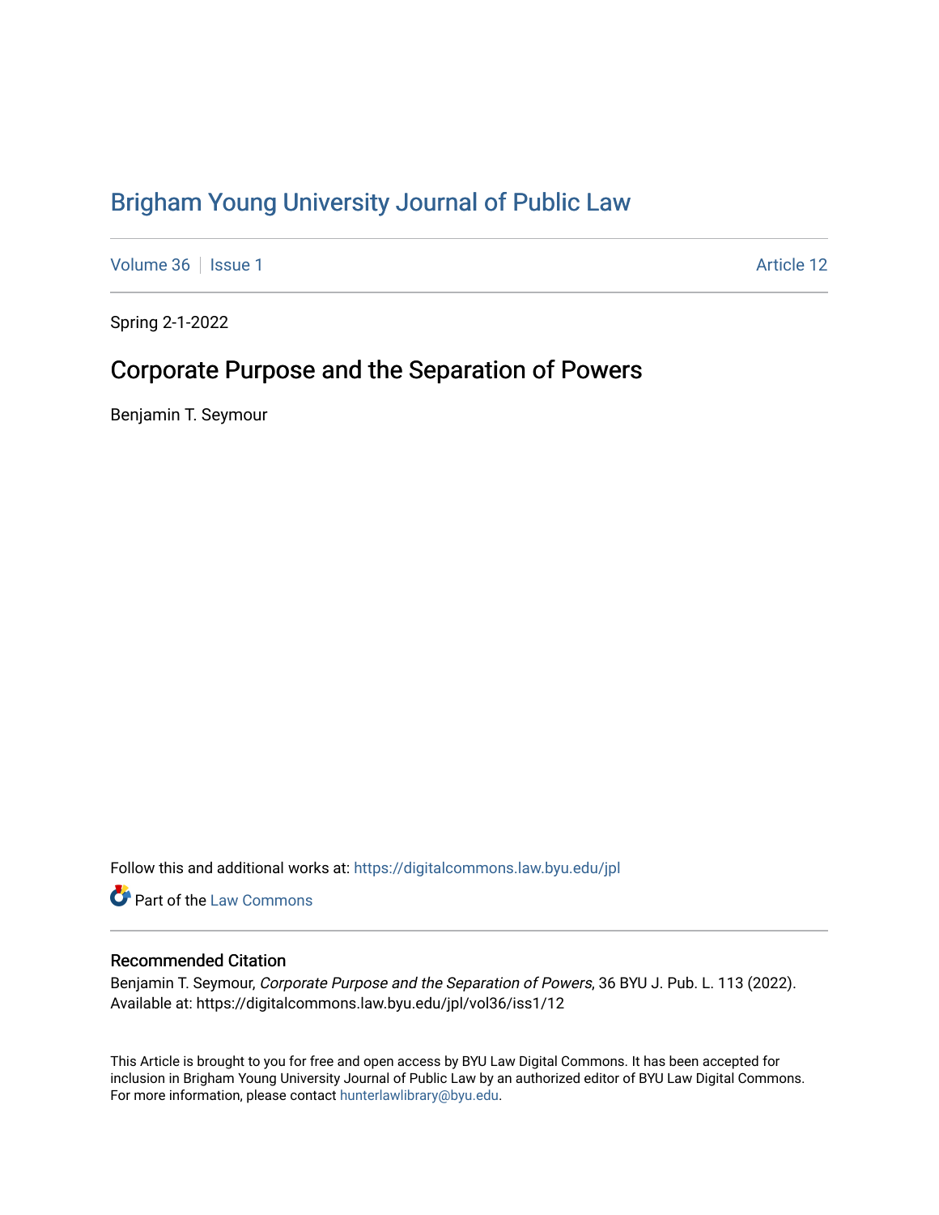# Brigham Young University Journal of Public Law

Volume 36 | Issue 1 | Article 12

Spring 2-1-2022

## Corporate Purpose and the Separation of Powers

Benjamin T. Seymour

Follow this and additional works at: https://digitalcommons.law.byu.edu/jpl

Part of the Law Commons

### Recommended Citation

Benjamin T. Seymour, *Corporate Purpose and the Separation of Powers*, 36 BYU J. Pub. L. 113 (2022). Available at: https://digitalcommons.law.byu.edu/jpl/vol36/iss1/12

This Article is brought to you for free and open access by BYU Law Digital Commons. It has been accepted for inclusion in Brigham Young University Journal of Public Law by an authorized editor of BYU Law Digital Commons. For more information, please contact hunterlawlibrary@byu.edu.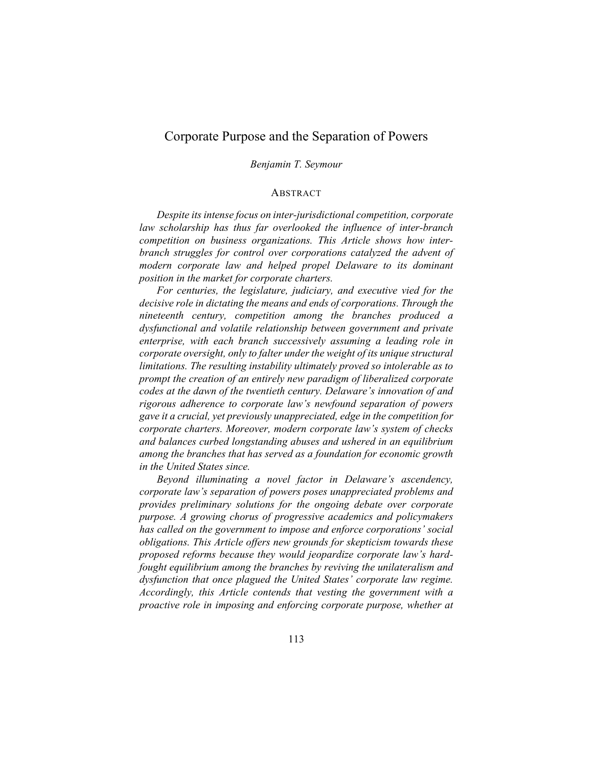# Corporate Purpose and the Separation of Powers

*Benjamin T. Seymour*

## ABSTRACT

*Despite its intense focus on inter-jurisdictional competition, corporate law scholarship has thus far overlooked the influence of inter-branch competition on business organizations. This Article shows how inter-branch struggles for control over corporations catalyzed the advent of modern corporate law and helped propel Delaware to its dominant position in the market for corporate charters.*

*For centuries, the legislature, judiciary, and executive vied for the decisive role in dictating the means and ends of corporations. Through the nineteenth century, competition among the branches produced a dysfunctional and volatile relationship between government and private enterprise, with each branch successively assuming a leading role in corporate oversight, only to falter under the weight of its unique structural limitations. The resulting instability ultimately proved so intolerable as to prompt the creation of an entirely new paradigm of liberalized corporate codes at the dawn of the twentieth century. Delaware's innovation of and rigorous adherence to corporate law's newfound separation of powers gave it a crucial, yet previously unappreciated, edge in the competition for corporate charters. Moreover, modern corporate law's system of checks and balances curbed longstanding abuses and ushered in an equilibrium among the branches that has served as a foundation for economic growth in the United States since.*

*Beyond illuminating a novel factor in Delaware's ascendency, corporate law's separation of powers poses unappreciated problems and provides preliminary solutions for the ongoing debate over corporate purpose. A growing chorus of progressive academics and policymakers has called on the government to impose and enforce corporations' social obligations. This Article offers new grounds for skepticism towards these proposed reforms because they would jeopardize corporate law's hard-fought equilibrium among the branches by reviving the unilateralism and dysfunction that once plagued the United States' corporate law regime. Accordingly, this Article contends that vesting the government with a proactive role in imposing and enforcing corporate purpose, whether at*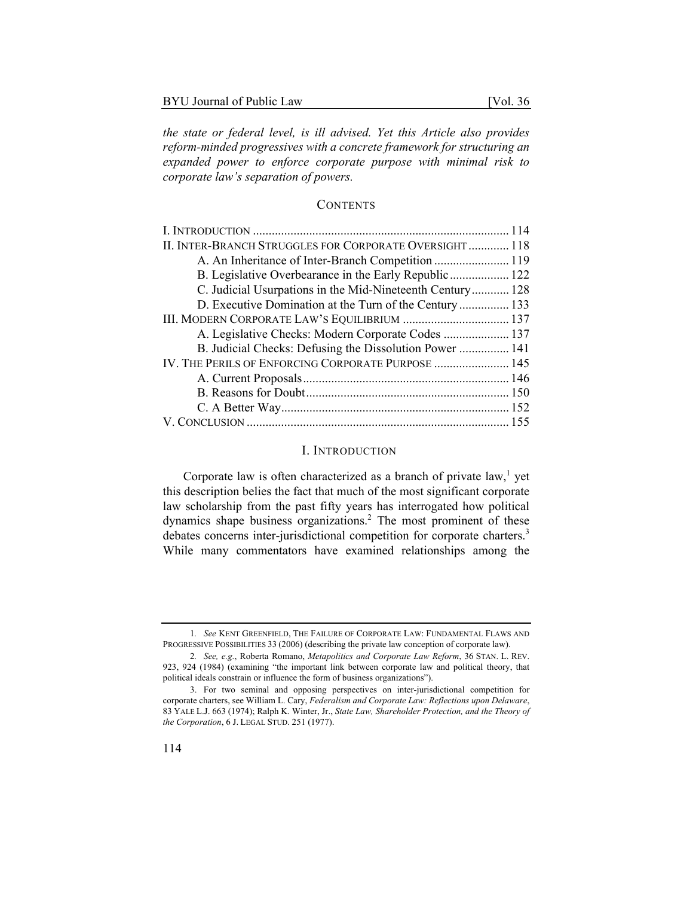*the state or federal level, is ill advised. Yet this Article also provides reform-minded progressives with a concrete framework for structuring an expanded power to enforce corporate purpose with minimal risk to corporate law's separation of powers.*

## CONTENTS

| | |
|---|---|
| I. INTRODUCTION | 114 |
| II. INTER-BRANCH STRUGGLES FOR CORPORATE OVERSIGHT | 118 |
| A. An Inheritance of Inter-Branch Competition | 119 |
| B. Legislative Overbearance in the Early Republic | 122 |
| C. Judicial Usurpations in the Mid-Nineteenth Century | 128 |
| D. Executive Domination at the Turn of the Century | 133 |
| III. MODERN CORPORATE LAW'S EQUILIBRIUM | 137 |
| A. Legislative Checks: Modern Corporate Codes | 137 |
| B. Judicial Checks: Defusing the Dissolution Power | 141 |
| IV. THE PERILS OF ENFORCING CORPORATE PURPOSE | 145 |
| A. Current Proposals | 146 |
| B. Reasons for Doubt | 150 |
| C. A Better Way | 152 |
| V. CONCLUSION | 155 |

## I. INTRODUCTION

Corporate law is often characterized as a branch of private law,[1] yet this description belies the fact that much of the most significant corporate law scholarship from the past fifty years has interrogated how political dynamics shape business organizations.[2] The most prominent of these debates concerns inter-jurisdictional competition for corporate charters.[3] While many commentators have examined relationships among the

---

1. *See* KENT GREENFIELD, THE FAILURE OF CORPORATE LAW: FUNDAMENTAL FLAWS AND PROGRESSIVE POSSIBILITIES 33 (2006) (describing the private law conception of corporate law).

2. *See, e.g.*, Roberta Romano, *Metapolitics and Corporate Law Reform*, 36 STAN. L. REV. 923, 924 (1984) (examining "the important link between corporate law and political theory, that political ideals constrain or influence the form of business organizations").

3. For two seminal and opposing perspectives on inter-jurisdictional competition for corporate charters, see William L. Cary, *Federalism and Corporate Law: Reflections upon Delaware*, 83 YALE L.J. 663 (1974); Ralph K. Winter, Jr., *State Law, Shareholder Protection, and the Theory of the Corporation*, 6 J. LEGAL STUD. 251 (1977).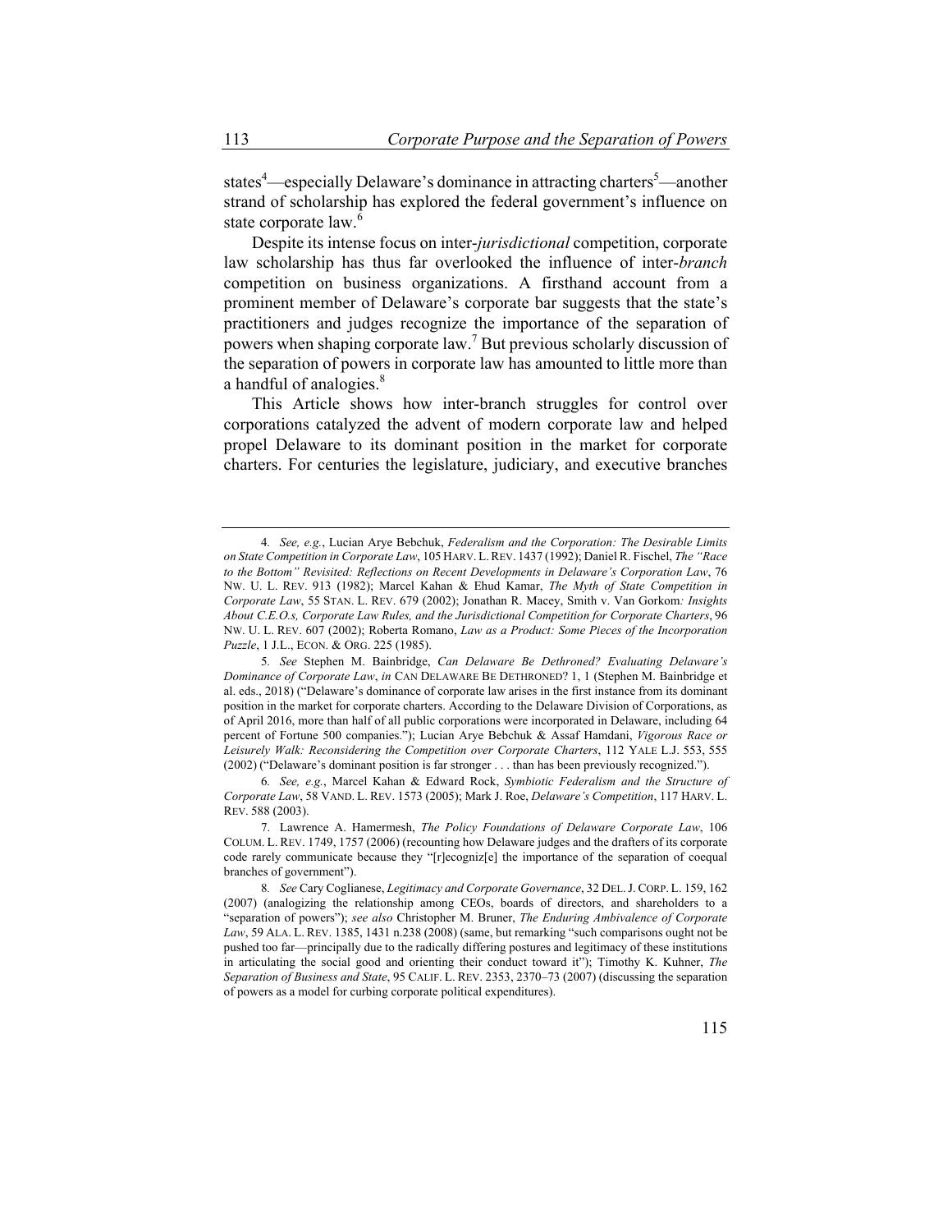states[4]—especially Delaware's dominance in attracting charters[5]—another strand of scholarship has explored the federal government's influence on state corporate law.[6]

Despite its intense focus on inter-*jurisdictional* competition, corporate law scholarship has thus far overlooked the influence of inter-*branch* competition on business organizations. A firsthand account from a prominent member of Delaware's corporate bar suggests that the state's practitioners and judges recognize the importance of the separation of powers when shaping corporate law.[7] But previous scholarly discussion of the separation of powers in corporate law has amounted to little more than a handful of analogies.[8]

This Article shows how inter-branch struggles for control over corporations catalyzed the advent of modern corporate law and helped propel Delaware to its dominant position in the market for corporate charters. For centuries the legislature, judiciary, and executive branches

---

4. *See, e.g.*, Lucian Arye Bebchuk, *Federalism and the Corporation: The Desirable Limits on State Competition in Corporate Law*, 105 HARV. L. REV. 1437 (1992); Daniel R. Fischel, *The "Race to the Bottom" Revisited: Reflections on Recent Developments in Delaware's Corporation Law*, 76 NW. U. L. REV. 913 (1982); Marcel Kahan & Ehud Kamar, *The Myth of State Competition in Corporate Law*, 55 STAN. L. REV. 679 (2002); Jonathan R. Macey, Smith v. Van Gorkom*: Insights About C.E.O.s, Corporate Law Rules, and the Jurisdictional Competition for Corporate Charters*, 96 NW. U. L. REV. 607 (2002); Roberta Romano, *Law as a Product: Some Pieces of the Incorporation Puzzle*, 1 J.L., ECON. & ORG. 225 (1985).

5. *See* Stephen M. Bainbridge, *Can Delaware Be Dethroned? Evaluating Delaware's Dominance of Corporate Law*, *in* CAN DELAWARE BE DETHRONED? 1, 1 (Stephen M. Bainbridge et al. eds., 2018) ("Delaware's dominance of corporate law arises in the first instance from its dominant position in the market for corporate charters. According to the Delaware Division of Corporations, as of April 2016, more than half of all public corporations were incorporated in Delaware, including 64 percent of Fortune 500 companies."); Lucian Arye Bebchuk & Assaf Hamdani, *Vigorous Race or Leisurely Walk: Reconsidering the Competition over Corporate Charters*, 112 YALE L.J. 553, 555 (2002) ("Delaware's dominant position is far stronger . . . than has been previously recognized.").

6. *See, e.g.*, Marcel Kahan & Edward Rock, *Symbiotic Federalism and the Structure of Corporate Law*, 58 VAND. L. REV. 1573 (2005); Mark J. Roe, *Delaware's Competition*, 117 HARV. L. REV. 588 (2003).

7. Lawrence A. Hamermesh, *The Policy Foundations of Delaware Corporate Law*, 106 COLUM. L. REV. 1749, 1757 (2006) (recounting how Delaware judges and the drafters of its corporate code rarely communicate because they "[r]ecogniz[e] the importance of the separation of coequal branches of government").

8. *See* Cary Coglianese, *Legitimacy and Corporate Governance*, 32 DEL. J. CORP. L. 159, 162 (2007) (analogizing the relationship among CEOs, boards of directors, and shareholders to a "separation of powers"); *see also* Christopher M. Bruner, *The Enduring Ambivalence of Corporate Law*, 59 ALA. L. REV. 1385, 1431 n.238 (2008) (same, but remarking "such comparisons ought not be pushed too far—principally due to the radically differing postures and legitimacy of these institutions in articulating the social good and orienting their conduct toward it"); Timothy K. Kuhner, *The Separation of Business and State*, 95 CALIF. L. REV. 2353, 2370–73 (2007) (discussing the separation of powers as a model for curbing corporate political expenditures).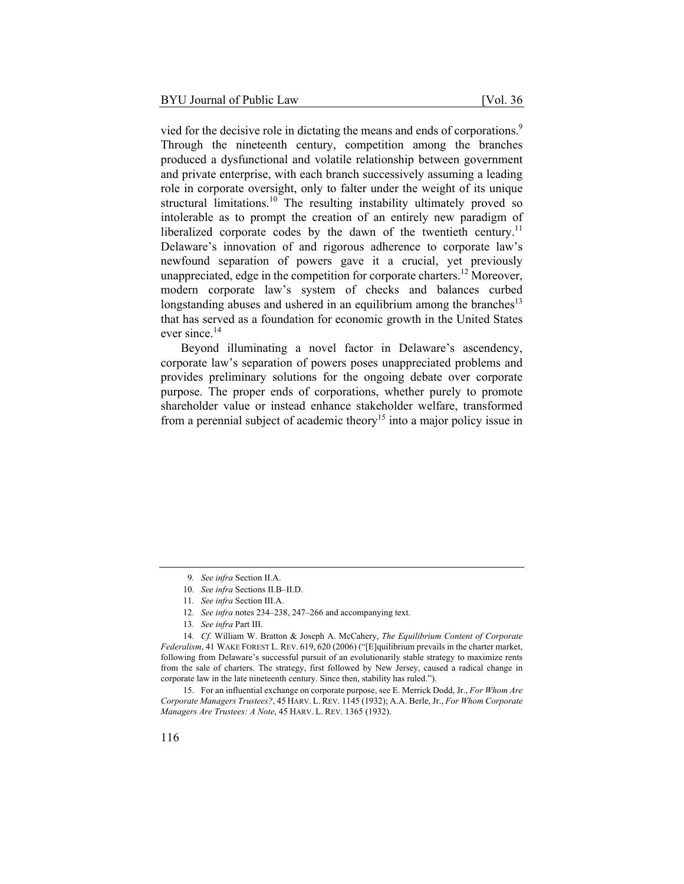vied for the decisive role in dictating the means and ends of corporations.[9] Through the nineteenth century, competition among the branches produced a dysfunctional and volatile relationship between government and private enterprise, with each branch successively assuming a leading role in corporate oversight, only to falter under the weight of its unique structural limitations.[10] The resulting instability ultimately proved so intolerable as to prompt the creation of an entirely new paradigm of liberalized corporate codes by the dawn of the twentieth century.[11] Delaware's innovation of and rigorous adherence to corporate law's newfound separation of powers gave it a crucial, yet previously unappreciated, edge in the competition for corporate charters.[12] Moreover, modern corporate law's system of checks and balances curbed longstanding abuses and ushered in an equilibrium among the branches[13] that has served as a foundation for economic growth in the United States ever since.[14]

Beyond illuminating a novel factor in Delaware's ascendency, corporate law's separation of powers poses unappreciated problems and provides preliminary solutions for the ongoing debate over corporate purpose. The proper ends of corporations, whether purely to promote shareholder value or instead enhance stakeholder welfare, transformed from a perennial subject of academic theory[15] into a major policy issue in

---

9. *See infra* Section II.A.

10. *See infra* Sections II.B–II.D.

11. *See infra* Section III.A.

12. *See infra* notes 234–238, 247–266 and accompanying text.

13. *See infra* Part III.

14. *Cf.* William W. Bratton & Joseph A. McCahery, *The Equilibrium Content of Corporate Federalism*, 41 WAKE FOREST L. REV. 619, 620 (2006) ("[E]quilibrium prevails in the charter market, following from Delaware's successful pursuit of an evolutionarily stable strategy to maximize rents from the sale of charters. The strategy, first followed by New Jersey, caused a radical change in corporate law in the late nineteenth century. Since then, stability has ruled.").

15. For an influential exchange on corporate purpose, see E. Merrick Dodd, Jr., *For Whom Are Corporate Managers Trustees?*, 45 HARV. L. REV. 1145 (1932); A.A. Berle, Jr., *For Whom Corporate Managers Are Trustees: A Note*, 45 HARV. L. REV. 1365 (1932).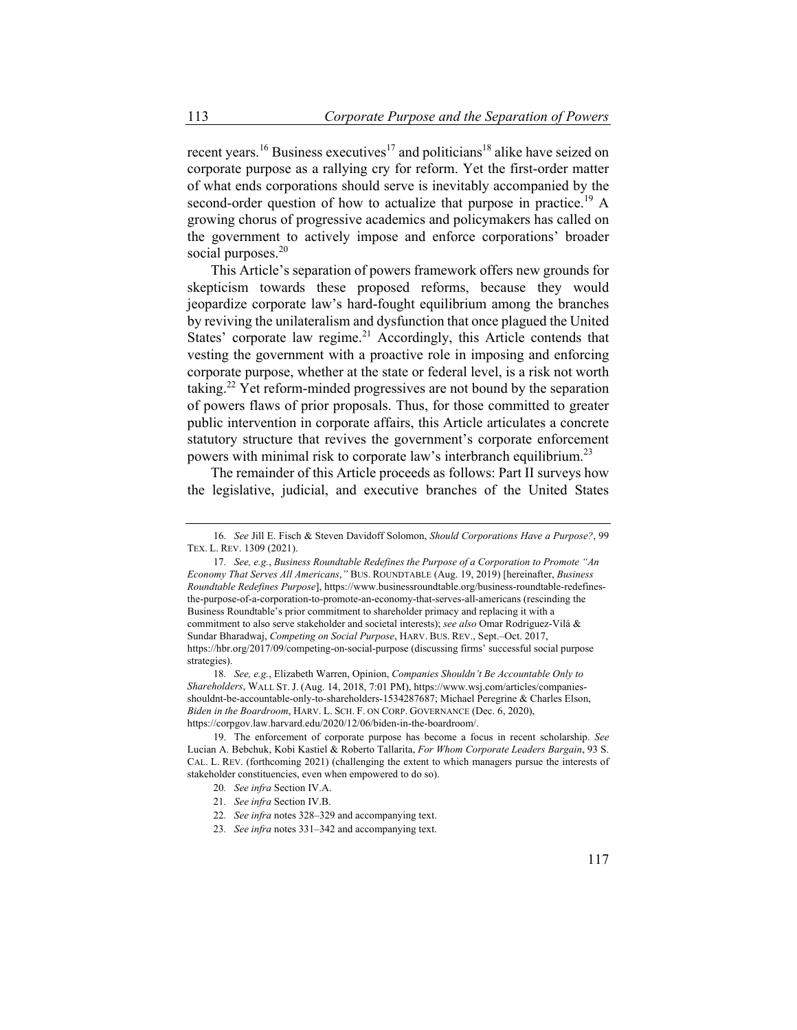recent years.[16] Business executives[17] and politicians[18] alike have seized on corporate purpose as a rallying cry for reform. Yet the first-order matter of what ends corporations should serve is inevitably accompanied by the second-order question of how to actualize that purpose in practice.[19] A growing chorus of progressive academics and policymakers has called on the government to actively impose and enforce corporations' broader social purposes.[20]

This Article's separation of powers framework offers new grounds for skepticism towards these proposed reforms, because they would jeopardize corporate law's hard-fought equilibrium among the branches by reviving the unilateralism and dysfunction that once plagued the United States' corporate law regime.[21] Accordingly, this Article contends that vesting the government with a proactive role in imposing and enforcing corporate purpose, whether at the state or federal level, is a risk not worth taking.[22] Yet reform-minded progressives are not bound by the separation of powers flaws of prior proposals. Thus, for those committed to greater public intervention in corporate affairs, this Article articulates a concrete statutory structure that revives the government's corporate enforcement powers with minimal risk to corporate law's interbranch equilibrium.[23]

The remainder of this Article proceeds as follows: Part II surveys how the legislative, judicial, and executive branches of the United States

---

16. *See* Jill E. Fisch & Steven Davidoff Solomon, *Should Corporations Have a Purpose?*, 99 TEX. L. REV. 1309 (2021).

17. *See, e.g.*, *Business Roundtable Redefines the Purpose of a Corporation to Promote "An Economy That Serves All Americans*,*"* BUS. ROUNDTABLE (Aug. 19, 2019) [hereinafter, *Business Roundtable Redefines Purpose*], https://www.businessroundtable.org/business-roundtable-redefines-the-purpose-of-a-corporation-to-promote-an-economy-that-serves-all-americans (rescinding the Business Roundtable's prior commitment to shareholder primacy and replacing it with a commitment to also serve stakeholder and societal interests); *see also* Omar Rodríguez-Vilá & Sundar Bharadwaj, *Competing on Social Purpose*, HARV. BUS. REV., Sept.–Oct. 2017, https://hbr.org/2017/09/competing-on-social-purpose (discussing firms' successful social purpose strategies).

18. *See, e.g.*, Elizabeth Warren, Opinion, *Companies Shouldn't Be Accountable Only to Shareholders*, WALL ST. J. (Aug. 14, 2018, 7:01 PM), https://www.wsj.com/articles/companies-shouldnt-be-accountable-only-to-shareholders-1534287687; Michael Peregrine & Charles Elson, *Biden in the Boardroom*, HARV. L. SCH. F. ON CORP. GOVERNANCE (Dec. 6, 2020), https://corpgov.law.harvard.edu/2020/12/06/biden-in-the-boardroom/.

19. The enforcement of corporate purpose has become a focus in recent scholarship. *See* Lucian A. Bebchuk, Kobi Kastiel & Roberto Tallarita, *For Whom Corporate Leaders Bargain*, 93 S. CAL. L. REV. (forthcoming 2021) (challenging the extent to which managers pursue the interests of stakeholder constituencies, even when empowered to do so).

20. *See infra* Section IV.A.

21. *See infra* Section IV.B.

22. *See infra* notes 328–329 and accompanying text.

23. *See infra* notes 331–342 and accompanying text.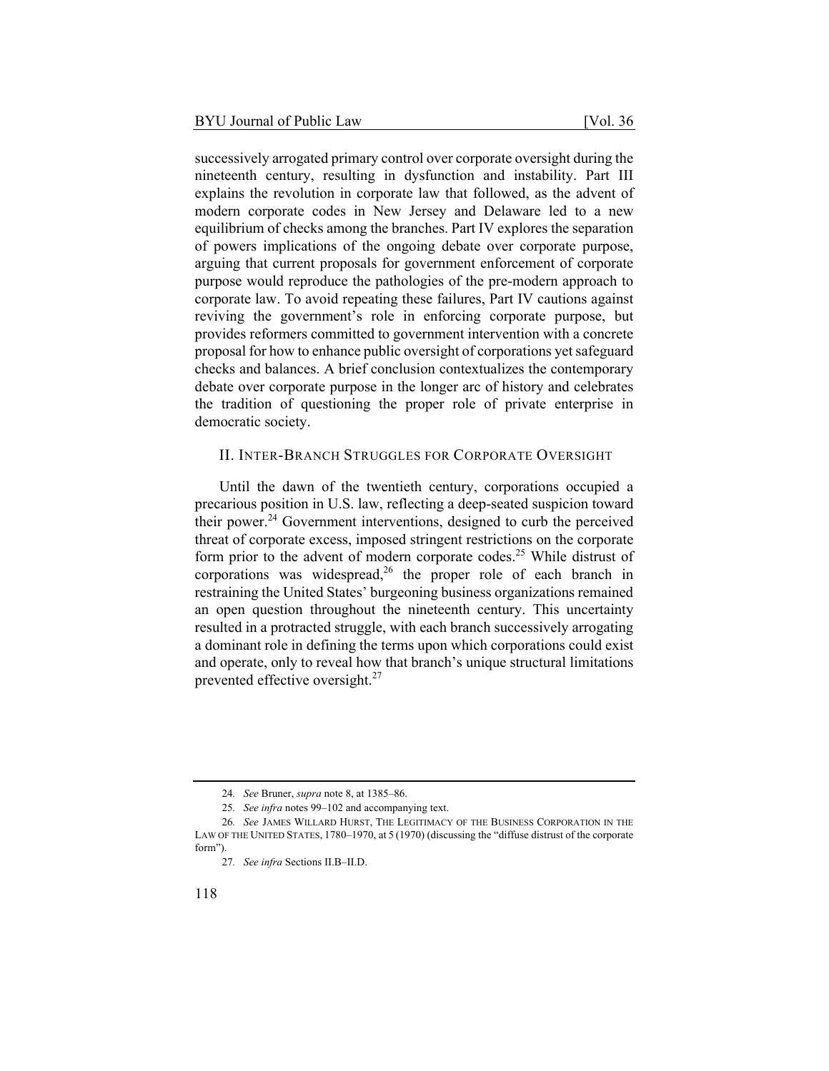successively arrogated primary control over corporate oversight during the nineteenth century, resulting in dysfunction and instability. Part III explains the revolution in corporate law that followed, as the advent of modern corporate codes in New Jersey and Delaware led to a new equilibrium of checks among the branches. Part IV explores the separation of powers implications of the ongoing debate over corporate purpose, arguing that current proposals for government enforcement of corporate purpose would reproduce the pathologies of the pre-modern approach to corporate law. To avoid repeating these failures, Part IV cautions against reviving the government's role in enforcing corporate purpose, but provides reformers committed to government intervention with a concrete proposal for how to enhance public oversight of corporations yet safeguard checks and balances. A brief conclusion contextualizes the contemporary debate over corporate purpose in the longer arc of history and celebrates the tradition of questioning the proper role of private enterprise in democratic society.

## II. INTER-BRANCH STRUGGLES FOR CORPORATE OVERSIGHT

Until the dawn of the twentieth century, corporations occupied a precarious position in U.S. law, reflecting a deep-seated suspicion toward their power.[24] Government interventions, designed to curb the perceived threat of corporate excess, imposed stringent restrictions on the corporate form prior to the advent of modern corporate codes.[25] While distrust of corporations was widespread,[26] the proper role of each branch in restraining the United States' burgeoning business organizations remained an open question throughout the nineteenth century. This uncertainty resulted in a protracted struggle, with each branch successively arrogating a dominant role in defining the terms upon which corporations could exist and operate, only to reveal how that branch's unique structural limitations prevented effective oversight.[27]

---

24. *See* Bruner, *supra* note 8, at 1385–86.

25. *See infra* notes 99–102 and accompanying text.

26. *See* JAMES WILLARD HURST, THE LEGITIMACY OF THE BUSINESS CORPORATION IN THE LAW OF THE UNITED STATES, 1780–1970, at 5 (1970) (discussing the "diffuse distrust of the corporate form").

27. *See infra* Sections II.B–II.D.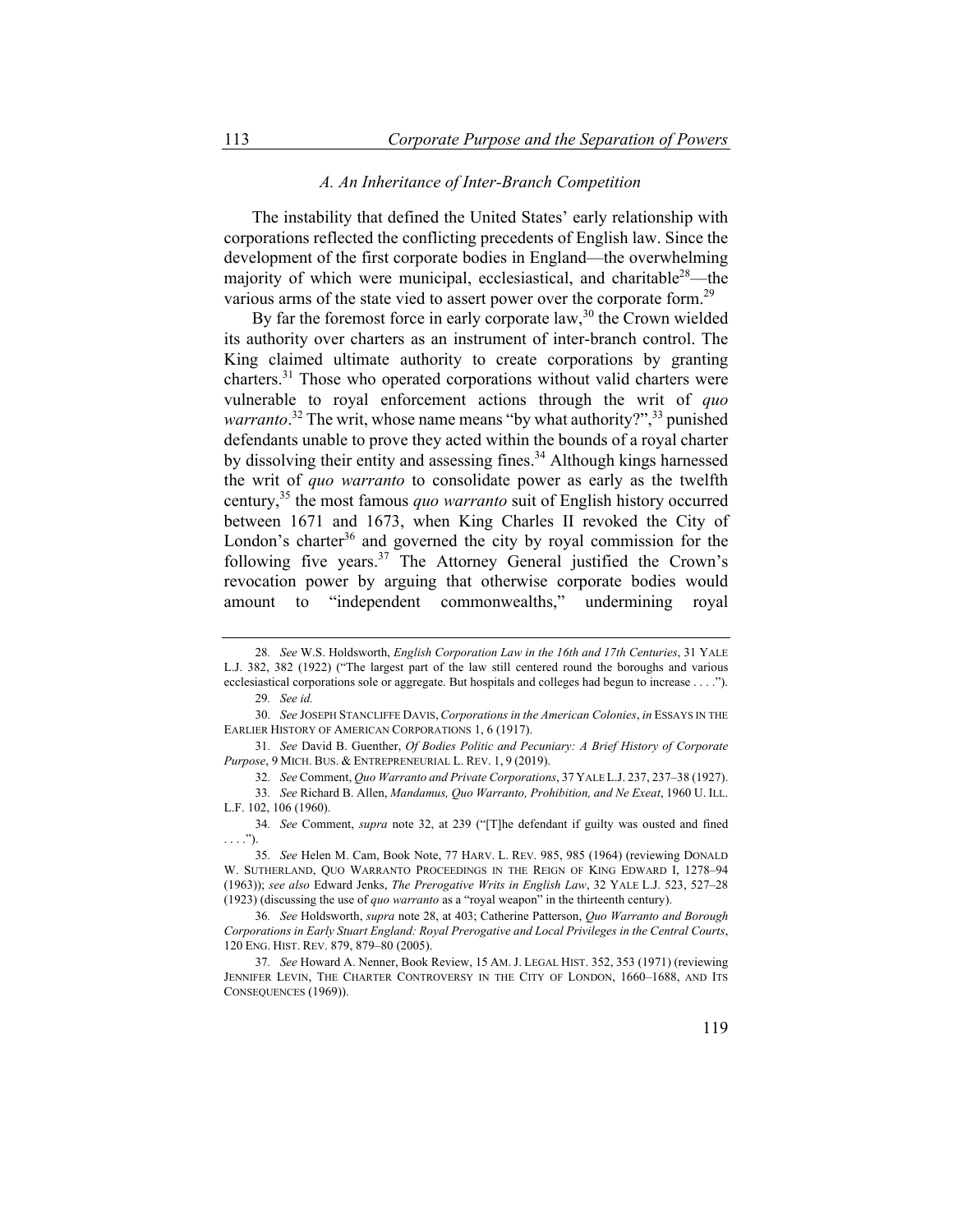### *A. An Inheritance of Inter-Branch Competition*

The instability that defined the United States' early relationship with corporations reflected the conflicting precedents of English law. Since the development of the first corporate bodies in England—the overwhelming majority of which were municipal, ecclesiastical, and charitable[28]—the various arms of the state vied to assert power over the corporate form.[29]

By far the foremost force in early corporate law,[30] the Crown wielded its authority over charters as an instrument of inter-branch control. The King claimed ultimate authority to create corporations by granting charters.[31] Those who operated corporations without valid charters were vulnerable to royal enforcement actions through the writ of *quo warranto*.[32] The writ, whose name means "by what authority?",[33] punished defendants unable to prove they acted within the bounds of a royal charter by dissolving their entity and assessing fines.[34] Although kings harnessed the writ of *quo warranto* to consolidate power as early as the twelfth century,[35] the most famous *quo warranto* suit of English history occurred between 1671 and 1673, when King Charles II revoked the City of London's charter[36] and governed the city by royal commission for the following five years.[37] The Attorney General justified the Crown's revocation power by arguing that otherwise corporate bodies would amount to "independent commonwealths," undermining royal

---

28. *See* W.S. Holdsworth, *English Corporation Law in the 16th and 17th Centuries*, 31 YALE L.J. 382, 382 (1922) ("The largest part of the law still centered round the boroughs and various ecclesiastical corporations sole or aggregate. But hospitals and colleges had begun to increase . . . .").

29. *See id.*

30. *See* JOSEPH STANCLIFFE DAVIS, *Corporations in the American Colonies*, *in* ESSAYS IN THE EARLIER HISTORY OF AMERICAN CORPORATIONS 1, 6 (1917).

31. *See* David B. Guenther, *Of Bodies Politic and Pecuniary: A Brief History of Corporate Purpose*, 9 MICH. BUS. & ENTREPRENEURIAL L. REV. 1, 9 (2019).

32. *See* Comment, *Quo Warranto and Private Corporations*, 37 YALE L.J. 237, 237–38 (1927).

33. *See* Richard B. Allen, *Mandamus, Quo Warranto, Prohibition, and Ne Exeat*, 1960 U. ILL. L.F. 102, 106 (1960).

34. *See* Comment, *supra* note 32, at 239 ("[T]he defendant if guilty was ousted and fined . . . .").

35. *See* Helen M. Cam, Book Note, 77 HARV. L. REV. 985, 985 (1964) (reviewing DONALD W. SUTHERLAND, QUO WARRANTO PROCEEDINGS IN THE REIGN OF KING EDWARD I, 1278–94 (1963)); *see also* Edward Jenks, *The Prerogative Writs in English Law*, 32 YALE L.J. 523, 527–28 (1923) (discussing the use of *quo warranto* as a "royal weapon" in the thirteenth century).

36. *See* Holdsworth, *supra* note 28, at 403; Catherine Patterson, *Quo Warranto and Borough Corporations in Early Stuart England: Royal Prerogative and Local Privileges in the Central Courts*, 120 ENG. HIST. REV. 879, 879–80 (2005).

37. *See* Howard A. Nenner, Book Review, 15 AM. J. LEGAL HIST. 352, 353 (1971) (reviewing JENNIFER LEVIN, THE CHARTER CONTROVERSY IN THE CITY OF LONDON, 1660–1688, AND ITS CONSEQUENCES (1969)).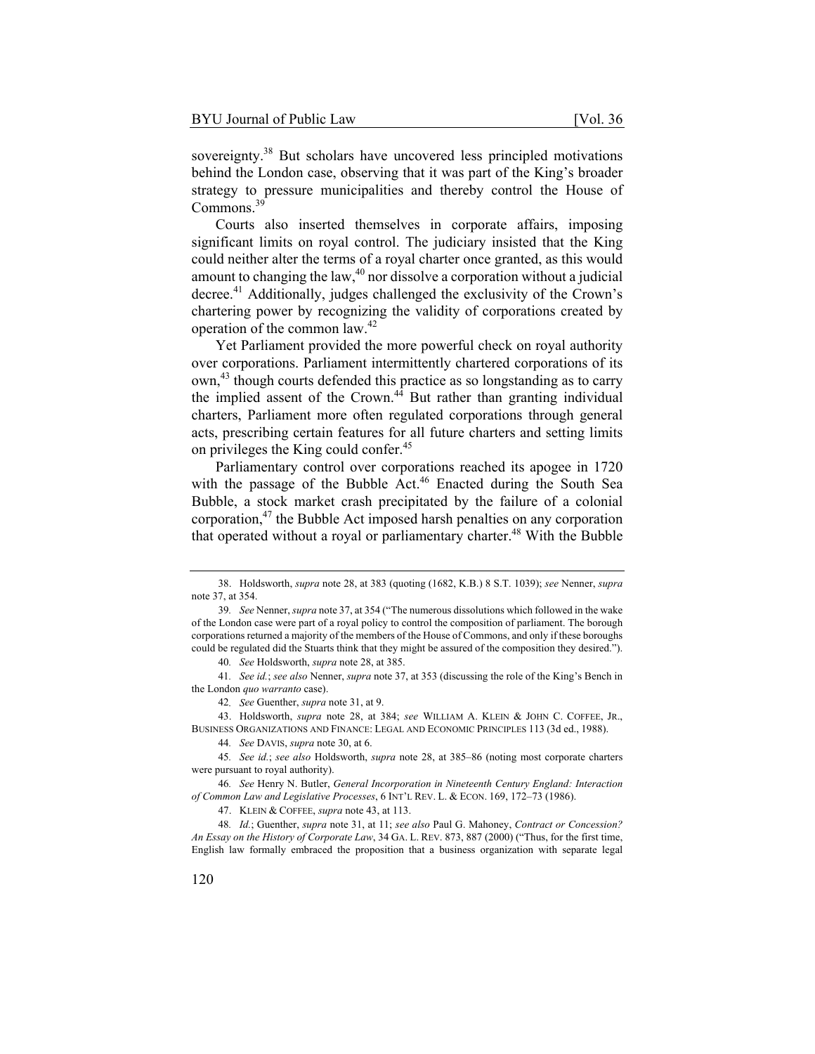sovereignty.[38] But scholars have uncovered less principled motivations behind the London case, observing that it was part of the King's broader strategy to pressure municipalities and thereby control the House of Commons.[39]

Courts also inserted themselves in corporate affairs, imposing significant limits on royal control. The judiciary insisted that the King could neither alter the terms of a royal charter once granted, as this would amount to changing the law,[40] nor dissolve a corporation without a judicial decree.[41] Additionally, judges challenged the exclusivity of the Crown's chartering power by recognizing the validity of corporations created by operation of the common law.[42]

Yet Parliament provided the more powerful check on royal authority over corporations. Parliament intermittently chartered corporations of its own,[43] though courts defended this practice as so longstanding as to carry the implied assent of the Crown.[44] But rather than granting individual charters, Parliament more often regulated corporations through general acts, prescribing certain features for all future charters and setting limits on privileges the King could confer.[45]

Parliamentary control over corporations reached its apogee in 1720 with the passage of the Bubble Act.[46] Enacted during the South Sea Bubble, a stock market crash precipitated by the failure of a colonial corporation,[47] the Bubble Act imposed harsh penalties on any corporation that operated without a royal or parliamentary charter.[48] With the Bubble

---

38. Holdsworth, *supra* note 28, at 383 (quoting (1682, K.B.) 8 S.T. 1039); *see* Nenner, *supra* note 37, at 354.

39. *See* Nenner, *supra* note 37, at 354 ("The numerous dissolutions which followed in the wake of the London case were part of a royal policy to control the composition of parliament. The borough corporations returned a majority of the members of the House of Commons, and only if these boroughs could be regulated did the Stuarts think that they might be assured of the composition they desired.").

40. *See* Holdsworth, *supra* note 28, at 385.

41. *See id.*; *see also* Nenner, *supra* note 37, at 353 (discussing the role of the King's Bench in the London *quo warranto* case).

42. *See* Guenther, *supra* note 31, at 9.

43. Holdsworth, *supra* note 28, at 384; *see* WILLIAM A. KLEIN & JOHN C. COFFEE, JR., BUSINESS ORGANIZATIONS AND FINANCE: LEGAL AND ECONOMIC PRINCIPLES 113 (3d ed., 1988).

44. *See* DAVIS, *supra* note 30, at 6.

45. *See id.*; *see also* Holdsworth, *supra* note 28, at 385–86 (noting most corporate charters were pursuant to royal authority).

46. *See* Henry N. Butler, *General Incorporation in Nineteenth Century England: Interaction of Common Law and Legislative Processes*, 6 INT'L REV. L. & ECON. 169, 172–73 (1986).

47. KLEIN & COFFEE, *supra* note 43, at 113.

48. *Id.*; Guenther, *supra* note 31, at 11; *see also* Paul G. Mahoney, *Contract or Concession? An Essay on the History of Corporate Law*, 34 GA. L. REV. 873, 887 (2000) ("Thus, for the first time, English law formally embraced the proposition that a business organization with separate legal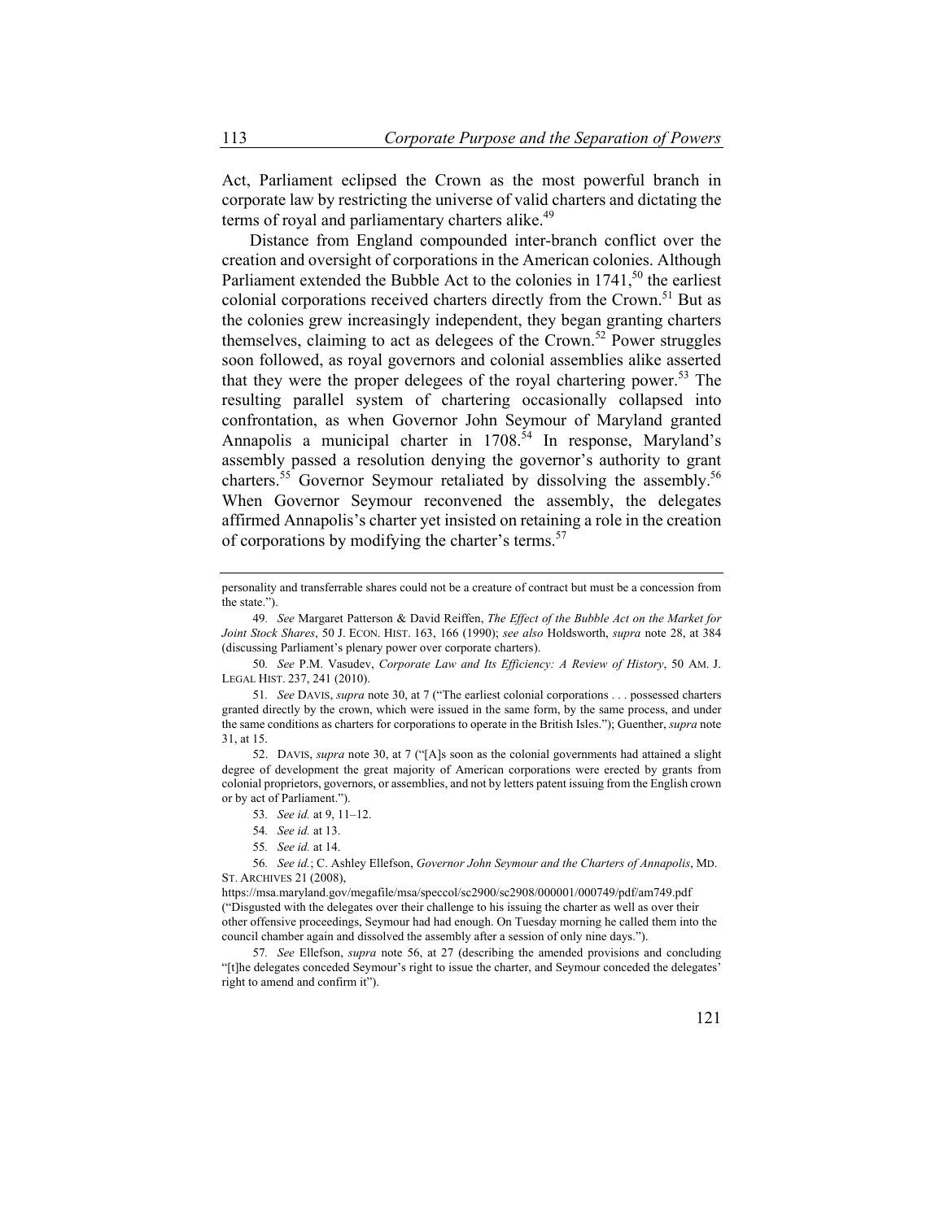Act, Parliament eclipsed the Crown as the most powerful branch in corporate law by restricting the universe of valid charters and dictating the terms of royal and parliamentary charters alike.[49]

Distance from England compounded inter-branch conflict over the creation and oversight of corporations in the American colonies. Although Parliament extended the Bubble Act to the colonies in 1741,[50] the earliest colonial corporations received charters directly from the Crown.[51] But as the colonies grew increasingly independent, they began granting charters themselves, claiming to act as delegees of the Crown.[52] Power struggles soon followed, as royal governors and colonial assemblies alike asserted that they were the proper delegees of the royal chartering power.[53] The resulting parallel system of chartering occasionally collapsed into confrontation, as when Governor John Seymour of Maryland granted Annapolis a municipal charter in 1708.[54] In response, Maryland's assembly passed a resolution denying the governor's authority to grant charters.[55] Governor Seymour retaliated by dissolving the assembly.[56] When Governor Seymour reconvened the assembly, the delegates affirmed Annapolis's charter yet insisted on retaining a role in the creation of corporations by modifying the charter's terms.[57]

---

personality and transferrable shares could not be a creature of contract but must be a concession from the state.").

49. *See* Margaret Patterson & David Reiffen, *The Effect of the Bubble Act on the Market for Joint Stock Shares*, 50 J. ECON. HIST. 163, 166 (1990); *see also* Holdsworth, *supra* note 28, at 384 (discussing Parliament's plenary power over corporate charters).

50. *See* P.M. Vasudev, *Corporate Law and Its Efficiency: A Review of History*, 50 AM. J. LEGAL HIST. 237, 241 (2010).

51. *See* DAVIS, *supra* note 30, at 7 ("The earliest colonial corporations . . . possessed charters granted directly by the crown, which were issued in the same form, by the same process, and under the same conditions as charters for corporations to operate in the British Isles."); Guenther, *supra* note 31, at 15.

52. DAVIS, *supra* note 30, at 7 ("[A]s soon as the colonial governments had attained a slight degree of development the great majority of American corporations were erected by grants from colonial proprietors, governors, or assemblies, and not by letters patent issuing from the English crown or by act of Parliament.").

53. *See id.* at 9, 11–12.

54. *See id.* at 13.

55. *See id.* at 14.

56. *See id.*; C. Ashley Ellefson, *Governor John Seymour and the Charters of Annapolis*, MD. ST. ARCHIVES 21 (2008), https://msa.maryland.gov/megafile/msa/speccol/sc2900/sc2908/000001/000749/pdf/am749.pdf ("Disgusted with the delegates over their challenge to his issuing the charter as well as over their other offensive proceedings, Seymour had had enough. On Tuesday morning he called them into the council chamber again and dissolved the assembly after a session of only nine days.").

57. *See* Ellefson, *supra* note 56, at 27 (describing the amended provisions and concluding "[t]he delegates conceded Seymour's right to issue the charter, and Seymour conceded the delegates' right to amend and confirm it").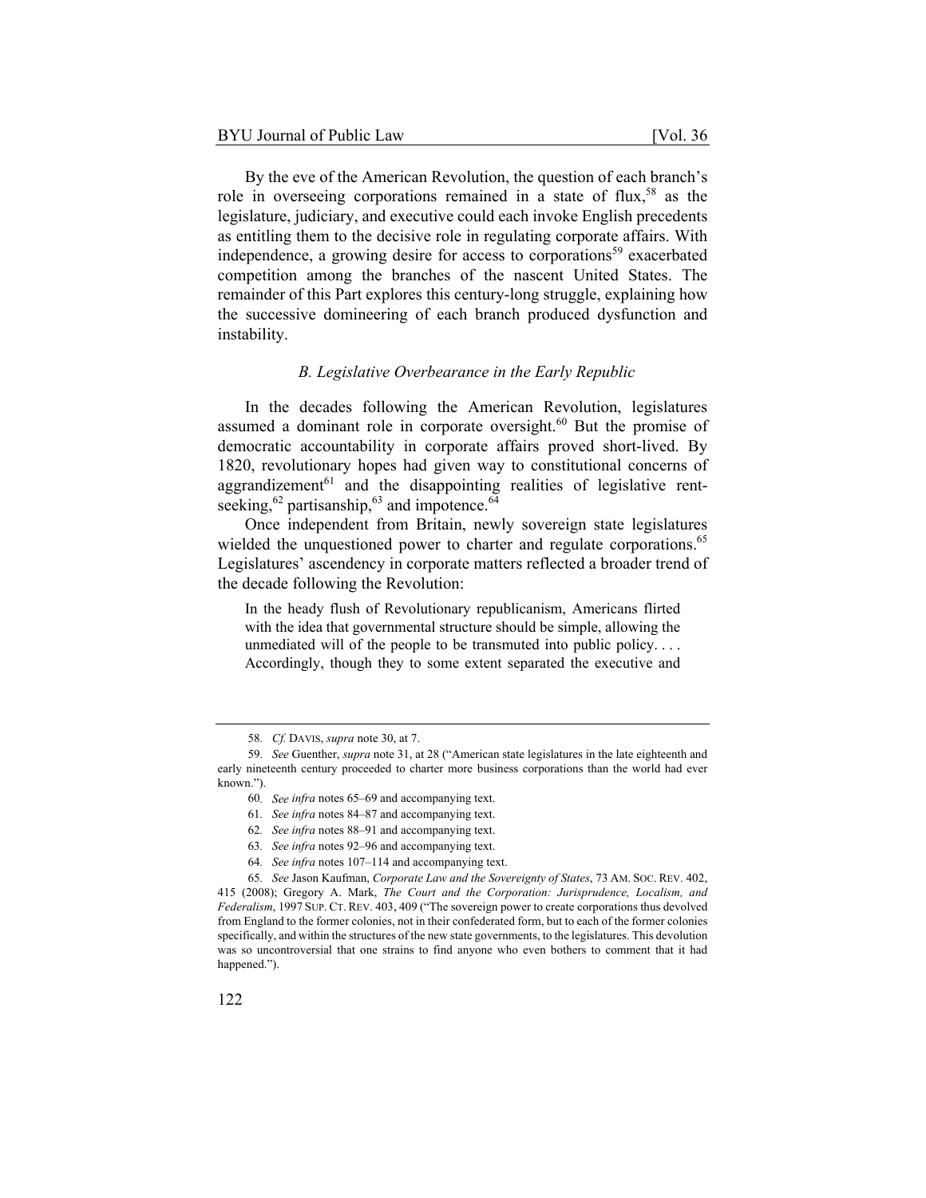By the eve of the American Revolution, the question of each branch's role in overseeing corporations remained in a state of flux,[58] as the legislature, judiciary, and executive could each invoke English precedents as entitling them to the decisive role in regulating corporate affairs. With independence, a growing desire for access to corporations[59] exacerbated competition among the branches of the nascent United States. The remainder of this Part explores this century-long struggle, explaining how the successive domineering of each branch produced dysfunction and instability.

### *B. Legislative Overbearance in the Early Republic*

In the decades following the American Revolution, legislatures assumed a dominant role in corporate oversight.[60] But the promise of democratic accountability in corporate affairs proved short-lived. By 1820, revolutionary hopes had given way to constitutional concerns of aggrandizement[61] and the disappointing realities of legislative rent-seeking,[62] partisanship,[63] and impotence.[64]

Once independent from Britain, newly sovereign state legislatures wielded the unquestioned power to charter and regulate corporations.[65] Legislatures' ascendency in corporate matters reflected a broader trend of the decade following the Revolution:

> In the heady flush of Revolutionary republicanism, Americans flirted with the idea that governmental structure should be simple, allowing the unmediated will of the people to be transmuted into public policy. . . . Accordingly, though they to some extent separated the executive and

---

58. *Cf.* DAVIS, *supra* note 30, at 7.

59. *See* Guenther, *supra* note 31, at 28 ("American state legislatures in the late eighteenth and early nineteenth century proceeded to charter more business corporations than the world had ever known.").

60. *See infra* notes 65–69 and accompanying text.

61. *See infra* notes 84–87 and accompanying text.

62. *See infra* notes 88–91 and accompanying text.

63. *See infra* notes 92–96 and accompanying text.

64. *See infra* notes 107–114 and accompanying text.

65. *See* Jason Kaufman, *Corporate Law and the Sovereignty of States*, 73 AM. SOC. REV. 402, 415 (2008); Gregory A. Mark, *The Court and the Corporation: Jurisprudence, Localism, and Federalism*, 1997 SUP. CT. REV. 403, 409 ("The sovereign power to create corporations thus devolved from England to the former colonies, not in their confederated form, but to each of the former colonies specifically, and within the structures of the new state governments, to the legislatures. This devolution was so uncontroversial that one strains to find anyone who even bothers to comment that it had happened.").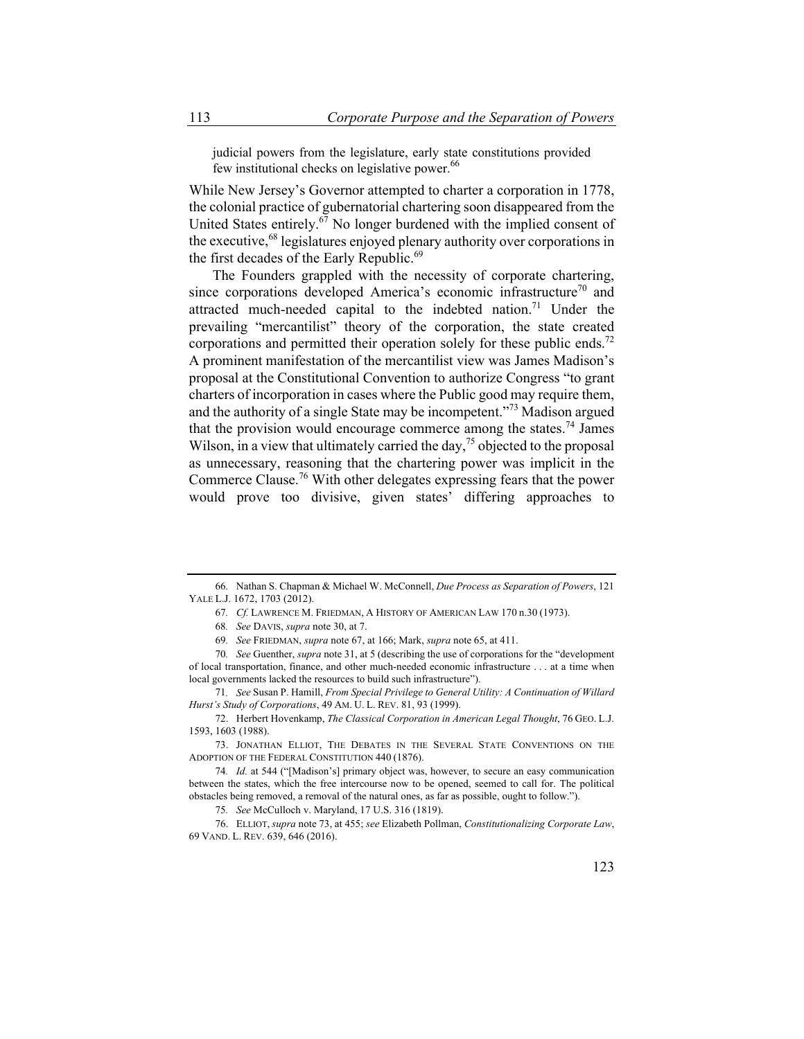judicial powers from the legislature, early state constitutions provided few institutional checks on legislative power.[66]

While New Jersey's Governor attempted to charter a corporation in 1778, the colonial practice of gubernatorial chartering soon disappeared from the United States entirely.[67] No longer burdened with the implied consent of the executive,[68] legislatures enjoyed plenary authority over corporations in the first decades of the Early Republic.[69]

The Founders grappled with the necessity of corporate chartering, since corporations developed America's economic infrastructure[70] and attracted much-needed capital to the indebted nation.[71] Under the prevailing "mercantilist" theory of the corporation, the state created corporations and permitted their operation solely for these public ends.[72] A prominent manifestation of the mercantilist view was James Madison's proposal at the Constitutional Convention to authorize Congress "to grant charters of incorporation in cases where the Public good may require them, and the authority of a single State may be incompetent."[73] Madison argued that the provision would encourage commerce among the states.[74] James Wilson, in a view that ultimately carried the day,[75] objected to the proposal as unnecessary, reasoning that the chartering power was implicit in the Commerce Clause.[76] With other delegates expressing fears that the power would prove too divisive, given states' differing approaches to

---

66. Nathan S. Chapman & Michael W. McConnell, *Due Process as Separation of Powers*, 121 YALE L.J. 1672, 1703 (2012).

67. *Cf.* LAWRENCE M. FRIEDMAN, A HISTORY OF AMERICAN LAW 170 n.30 (1973).

68. *See* DAVIS, *supra* note 30, at 7.

69. *See* FRIEDMAN, *supra* note 67, at 166; Mark, *supra* note 65, at 411.

70. *See* Guenther, *supra* note 31, at 5 (describing the use of corporations for the "development of local transportation, finance, and other much-needed economic infrastructure . . . at a time when local governments lacked the resources to build such infrastructure").

71. *See* Susan P. Hamill, *From Special Privilege to General Utility: A Continuation of Willard Hurst's Study of Corporations*, 49 AM. U. L. REV. 81, 93 (1999).

72. Herbert Hovenkamp, *The Classical Corporation in American Legal Thought*, 76 GEO. L.J. 1593, 1603 (1988).

73. JONATHAN ELLIOT, THE DEBATES IN THE SEVERAL STATE CONVENTIONS ON THE ADOPTION OF THE FEDERAL CONSTITUTION 440 (1876).

74. *Id.* at 544 ("[Madison's] primary object was, however, to secure an easy communication between the states, which the free intercourse now to be opened, seemed to call for. The political obstacles being removed, a removal of the natural ones, as far as possible, ought to follow.").

75. *See* McCulloch v. Maryland, 17 U.S. 316 (1819).

76. ELLIOT, *supra* note 73, at 455; *see* Elizabeth Pollman, *Constitutionalizing Corporate Law*, 69 VAND. L. REV. 639, 646 (2016).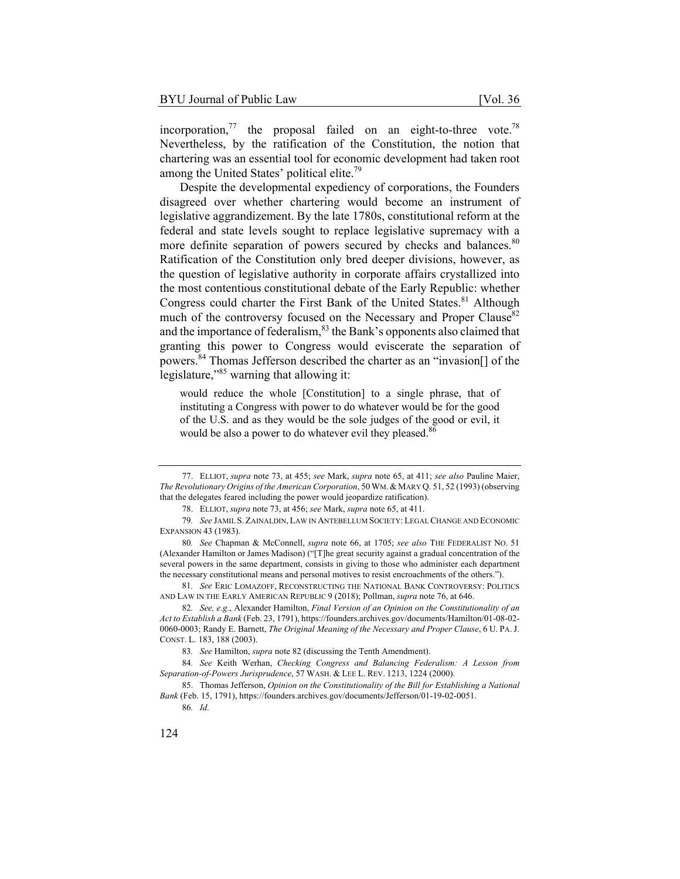incorporation,[77] the proposal failed on an eight-to-three vote.[78] Nevertheless, by the ratification of the Constitution, the notion that chartering was an essential tool for economic development had taken root among the United States' political elite.[79]

Despite the developmental expediency of corporations, the Founders disagreed over whether chartering would become an instrument of legislative aggrandizement. By the late 1780s, constitutional reform at the federal and state levels sought to replace legislative supremacy with a more definite separation of powers secured by checks and balances.[80] Ratification of the Constitution only bred deeper divisions, however, as the question of legislative authority in corporate affairs crystallized into the most contentious constitutional debate of the Early Republic: whether Congress could charter the First Bank of the United States.[81] Although much of the controversy focused on the Necessary and Proper Clause[82] and the importance of federalism,[83] the Bank's opponents also claimed that granting this power to Congress would eviscerate the separation of powers.[84] Thomas Jefferson described the charter as an "invasion[] of the legislature,"[85] warning that allowing it:

> would reduce the whole [Constitution] to a single phrase, that of instituting a Congress with power to do whatever would be for the good of the U.S. and as they would be the sole judges of the good or evil, it would be also a power to do whatever evil they pleased.[86]

---

77. ELLIOT, *supra* note 73, at 455; *see* Mark, *supra* note 65, at 411; *see also* Pauline Maier, *The Revolutionary Origins of the American Corporation*, 50 WM. & MARY Q. 51, 52 (1993) (observing that the delegates feared including the power would jeopardize ratification).

78. ELLIOT, *supra* note 73, at 456; *see* Mark, *supra* note 65, at 411.

79. *See* JAMIL S. ZAINALDIN, LAW IN ANTEBELLUM SOCIETY: LEGAL CHANGE AND ECONOMIC EXPANSION 43 (1983).

80. *See* Chapman & McConnell, *supra* note 66, at 1705; *see also* THE FEDERALIST NO. 51 (Alexander Hamilton or James Madison) ("[T]he great security against a gradual concentration of the several powers in the same department, consists in giving to those who administer each department the necessary constitutional means and personal motives to resist encroachments of the others.").

81. *See* ERIC LOMAZOFF, RECONSTRUCTING THE NATIONAL BANK CONTROVERSY: POLITICS AND LAW IN THE EARLY AMERICAN REPUBLIC 9 (2018); Pollman, *supra* note 76, at 646.

82. *See, e.g.*, Alexander Hamilton, *Final Version of an Opinion on the Constitutionality of an Act to Establish a Bank* (Feb. 23, 1791), https://founders.archives.gov/documents/Hamilton/01-08-02-0060-0003; Randy E. Barnett, *The Original Meaning of the Necessary and Proper Clause*, 6 U. PA. J. CONST. L. 183, 188 (2003).

83. *See* Hamilton, *supra* note 82 (discussing the Tenth Amendment).

84. *See* Keith Werhan, *Checking Congress and Balancing Federalism: A Lesson from Separation-of-Powers Jurisprudence*, 57 WASH. & LEE L. REV. 1213, 1224 (2000).

85. Thomas Jefferson, *Opinion on the Constitutionality of the Bill for Establishing a National Bank* (Feb. 15, 1791), https://founders.archives.gov/documents/Jefferson/01-19-02-0051.

86. *Id.*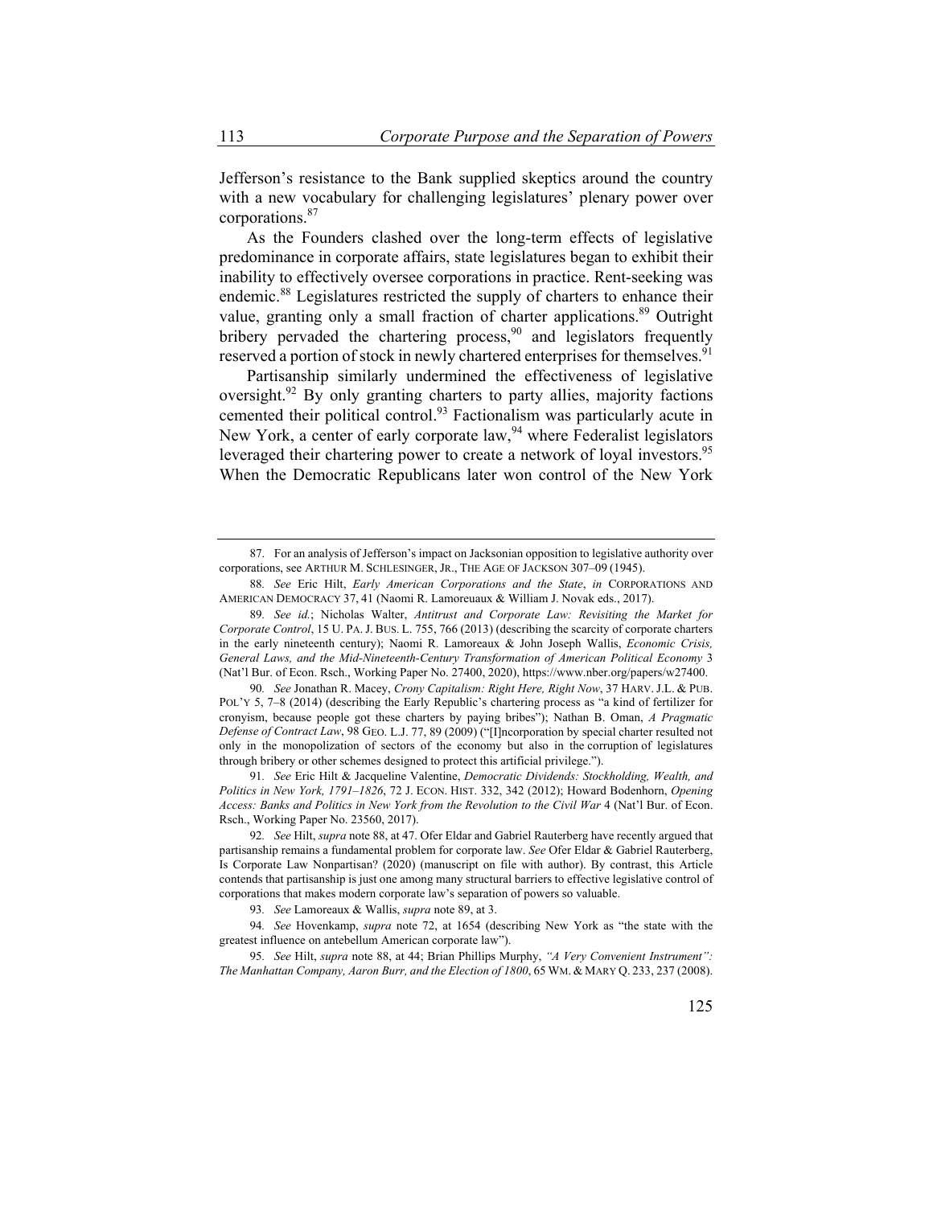Jefferson's resistance to the Bank supplied skeptics around the country with a new vocabulary for challenging legislatures' plenary power over corporations.[87]

As the Founders clashed over the long-term effects of legislative predominance in corporate affairs, state legislatures began to exhibit their inability to effectively oversee corporations in practice. Rent-seeking was endemic.[88] Legislatures restricted the supply of charters to enhance their value, granting only a small fraction of charter applications.[89] Outright bribery pervaded the chartering process,[90] and legislators frequently reserved a portion of stock in newly chartered enterprises for themselves.[91]

Partisanship similarly undermined the effectiveness of legislative oversight.[92] By only granting charters to party allies, majority factions cemented their political control.[93] Factionalism was particularly acute in New York, a center of early corporate law,[94] where Federalist legislators leveraged their chartering power to create a network of loyal investors.[95] When the Democratic Republicans later won control of the New York

---

87. For an analysis of Jefferson's impact on Jacksonian opposition to legislative authority over corporations, see ARTHUR M. SCHLESINGER, JR., THE AGE OF JACKSON 307–09 (1945).

88. *See* Eric Hilt, *Early American Corporations and the State*, *in* CORPORATIONS AND AMERICAN DEMOCRACY 37, 41 (Naomi R. Lamoreaux & William J. Novak eds., 2017).

89. *See id.*; Nicholas Walter, *Antitrust and Corporate Law: Revisiting the Market for Corporate Control*, 15 U. PA. J. BUS. L. 755, 766 (2013) (describing the scarcity of corporate charters in the early nineteenth century); Naomi R. Lamoreaux & John Joseph Wallis, *Economic Crisis, General Laws, and the Mid-Nineteenth-Century Transformation of American Political Economy* 3 (Nat'l Bur. of Econ. Rsch., Working Paper No. 27400, 2020), https://www.nber.org/papers/w27400.

90. *See* Jonathan R. Macey, *Crony Capitalism: Right Here, Right Now*, 37 HARV. J.L. & PUB. POL'Y 5, 7–8 (2014) (describing the Early Republic's chartering process as "a kind of fertilizer for cronyism, because people got these charters by paying bribes"); Nathan B. Oman, *A Pragmatic Defense of Contract Law*, 98 GEO. L.J. 77, 89 (2009) ("[I]ncorporation by special charter resulted not only in the monopolization of sectors of the economy but also in the corruption of legislatures through bribery or other schemes designed to protect this artificial privilege.").

91. *See* Eric Hilt & Jacqueline Valentine, *Democratic Dividends: Stockholding, Wealth, and Politics in New York, 1791–1826*, 72 J. ECON. HIST. 332, 342 (2012); Howard Bodenhorn, *Opening Access: Banks and Politics in New York from the Revolution to the Civil War* 4 (Nat'l Bur. of Econ. Rsch., Working Paper No. 23560, 2017).

92. *See* Hilt, *supra* note 88, at 47. Ofer Eldar and Gabriel Rauterberg have recently argued that partisanship remains a fundamental problem for corporate law. *See* Ofer Eldar & Gabriel Rauterberg, Is Corporate Law Nonpartisan? (2020) (manuscript on file with author). By contrast, this Article contends that partisanship is just one among many structural barriers to effective legislative control of corporations that makes modern corporate law's separation of powers so valuable.

93. *See* Lamoreaux & Wallis, *supra* note 89, at 3.

94. *See* Hovenkamp, *supra* note 72, at 1654 (describing New York as "the state with the greatest influence on antebellum American corporate law").

95. *See* Hilt, *supra* note 88, at 44; Brian Phillips Murphy, *"A Very Convenient Instrument": The Manhattan Company, Aaron Burr, and the Election of 1800*, 65 WM. & MARY Q. 233, 237 (2008).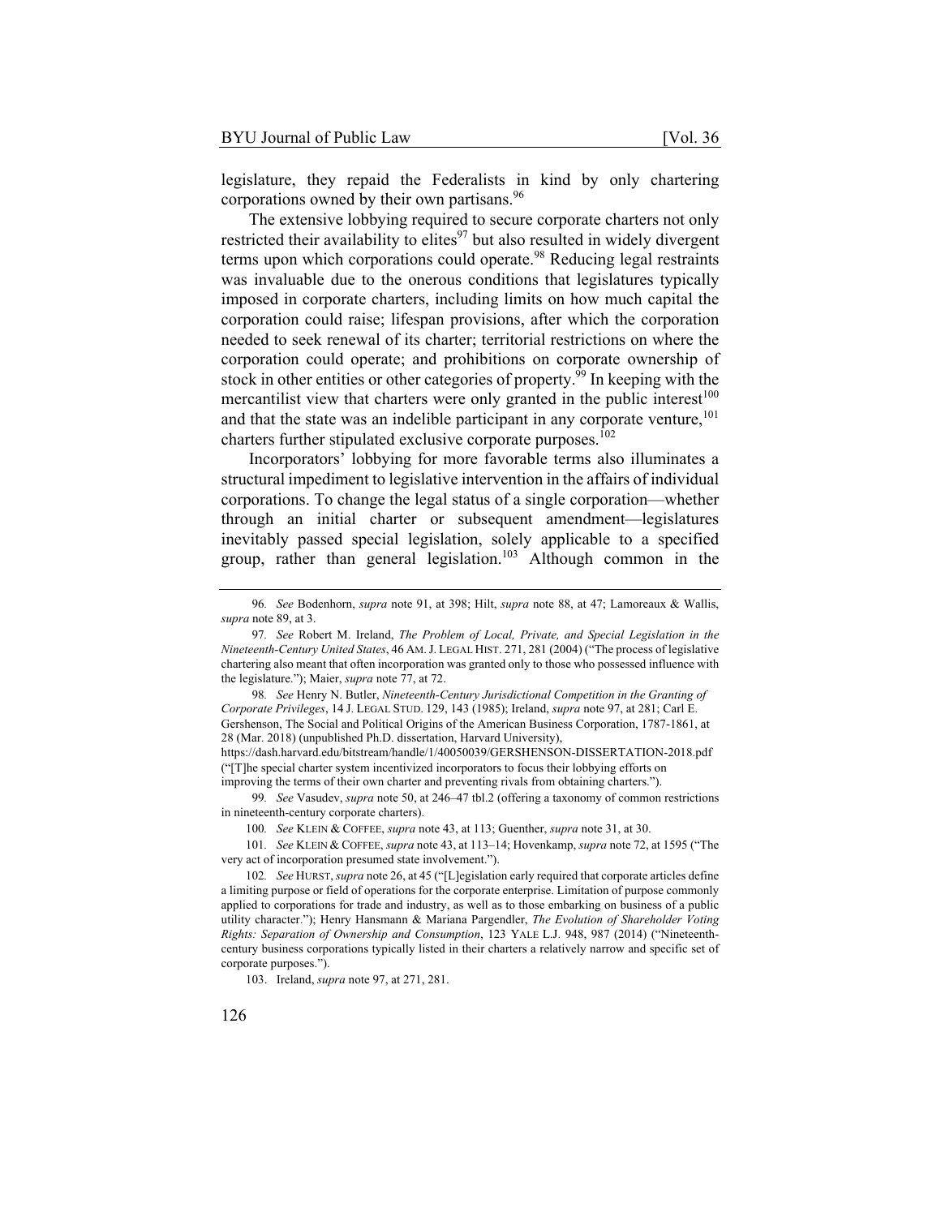legislature, they repaid the Federalists in kind by only chartering corporations owned by their own partisans.[96]

The extensive lobbying required to secure corporate charters not only restricted their availability to elites[97] but also resulted in widely divergent terms upon which corporations could operate.[98] Reducing legal restraints was invaluable due to the onerous conditions that legislatures typically imposed in corporate charters, including limits on how much capital the corporation could raise; lifespan provisions, after which the corporation needed to seek renewal of its charter; territorial restrictions on where the corporation could operate; and prohibitions on corporate ownership of stock in other entities or other categories of property.[99] In keeping with the mercantilist view that charters were only granted in the public interest[100] and that the state was an indelible participant in any corporate venture,[101] charters further stipulated exclusive corporate purposes.[102]

Incorporators' lobbying for more favorable terms also illuminates a structural impediment to legislative intervention in the affairs of individual corporations. To change the legal status of a single corporation—whether through an initial charter or subsequent amendment—legislatures inevitably passed special legislation, solely applicable to a specified group, rather than general legislation.[103] Although common in the

---

96. *See* Bodenhorn, *supra* note 91, at 398; Hilt, *supra* note 88, at 47; Lamoreaux & Wallis, *supra* note 89, at 3.

97. *See* Robert M. Ireland, *The Problem of Local, Private, and Special Legislation in the Nineteenth-Century United States*, 46 AM. J. LEGAL HIST. 271, 281 (2004) ("The process of legislative chartering also meant that often incorporation was granted only to those who possessed influence with the legislature."); Maier, *supra* note 77, at 72.

98. *See* Henry N. Butler, *Nineteenth-Century Jurisdictional Competition in the Granting of Corporate Privileges*, 14 J. LEGAL STUD. 129, 143 (1985); Ireland, *supra* note 97, at 281; Carl E. Gershenson, The Social and Political Origins of the American Business Corporation, 1787-1861, at 28 (Mar. 2018) (unpublished Ph.D. dissertation, Harvard University), https://dash.harvard.edu/bitstream/handle/1/40050039/GERSHENSON-DISSERTATION-2018.pdf ("[T]he special charter system incentivized incorporators to focus their lobbying efforts on improving the terms of their own charter and preventing rivals from obtaining charters.").

99. *See* Vasudev, *supra* note 50, at 246–47 tbl.2 (offering a taxonomy of common restrictions in nineteenth-century corporate charters).

100. *See* KLEIN & COFFEE, *supra* note 43, at 113; Guenther, *supra* note 31, at 30.

101. *See* KLEIN & COFFEE, *supra* note 43, at 113–14; Hovenkamp, *supra* note 72, at 1595 ("The very act of incorporation presumed state involvement.").

102. *See* HURST, *supra* note 26, at 45 ("[L]egislation early required that corporate articles define a limiting purpose or field of operations for the corporate enterprise. Limitation of purpose commonly applied to corporations for trade and industry, as well as to those embarking on business of a public utility character."); Henry Hansmann & Mariana Pargendler, *The Evolution of Shareholder Voting Rights: Separation of Ownership and Consumption*, 123 YALE L.J. 948, 987 (2014) ("Nineteenth-century business corporations typically listed in their charters a relatively narrow and specific set of corporate purposes.").

103. Ireland, *supra* note 97, at 271, 281.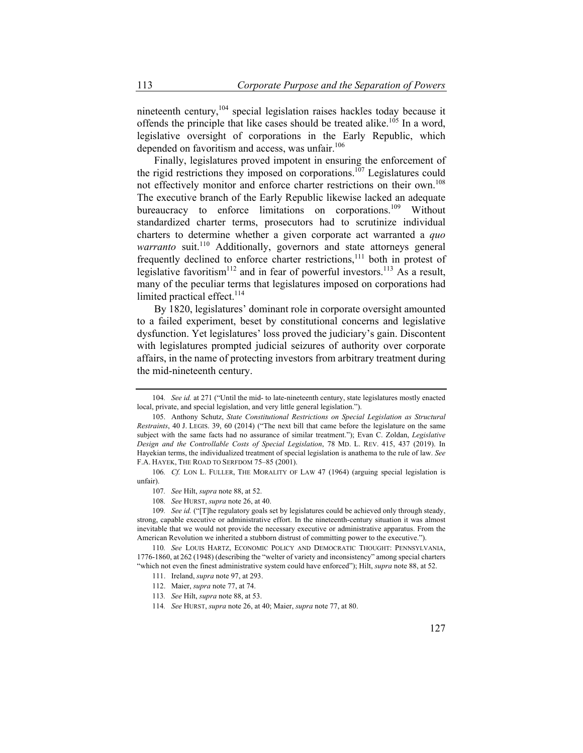nineteenth century,[104] special legislation raises hackles today because it offends the principle that like cases should be treated alike.[105] In a word, legislative oversight of corporations in the Early Republic, which depended on favoritism and access, was unfair.[106]

Finally, legislatures proved impotent in ensuring the enforcement of the rigid restrictions they imposed on corporations.[107] Legislatures could not effectively monitor and enforce charter restrictions on their own.[108] The executive branch of the Early Republic likewise lacked an adequate bureaucracy to enforce limitations on corporations.[109] Without standardized charter terms, prosecutors had to scrutinize individual charters to determine whether a given corporate act warranted a *quo warranto* suit.[110] Additionally, governors and state attorneys general frequently declined to enforce charter restrictions,[111] both in protest of legislative favoritism[112] and in fear of powerful investors.[113] As a result, many of the peculiar terms that legislatures imposed on corporations had limited practical effect.[114]

By 1820, legislatures' dominant role in corporate oversight amounted to a failed experiment, beset by constitutional concerns and legislative dysfunction. Yet legislatures' loss proved the judiciary's gain. Discontent with legislatures prompted judicial seizures of authority over corporate affairs, in the name of protecting investors from arbitrary treatment during the mid-nineteenth century.

---

104. *See id.* at 271 ("Until the mid- to late-nineteenth century, state legislatures mostly enacted local, private, and special legislation, and very little general legislation.").

105. Anthony Schutz, *State Constitutional Restrictions on Special Legislation as Structural Restraints*, 40 J. LEGIS. 39, 60 (2014) ("The next bill that came before the legislature on the same subject with the same facts had no assurance of similar treatment."); Evan C. Zoldan, *Legislative Design and the Controllable Costs of Special Legislation*, 78 MD. L. REV. 415, 437 (2019). In Hayekian terms, the individualized treatment of special legislation is anathema to the rule of law. *See* F.A. HAYEK, THE ROAD TO SERFDOM 75–85 (2001).

106. *Cf.* LON L. FULLER, THE MORALITY OF LAW 47 (1964) (arguing special legislation is unfair).

107. *See* Hilt, *supra* note 88, at 52.

108. *See* HURST, *supra* note 26, at 40.

109. *See id.* ("[T]he regulatory goals set by legislatures could be achieved only through steady, strong, capable executive or administrative effort. In the nineteenth-century situation it was almost inevitable that we would not provide the necessary executive or administrative apparatus. From the American Revolution we inherited a stubborn distrust of committing power to the executive.").

110. *See* LOUIS HARTZ, ECONOMIC POLICY AND DEMOCRATIC THOUGHT: PENNSYLVANIA, 1776-1860, at 262 (1948) (describing the "welter of variety and inconsistency" among special charters "which not even the finest administrative system could have enforced"); Hilt, *supra* note 88, at 52.

111. Ireland, *supra* note 97, at 293.

112. Maier, *supra* note 77, at 74.

113. *See* Hilt, *supra* note 88, at 53.

114. *See* HURST, *supra* note 26, at 40; Maier, *supra* note 77, at 80.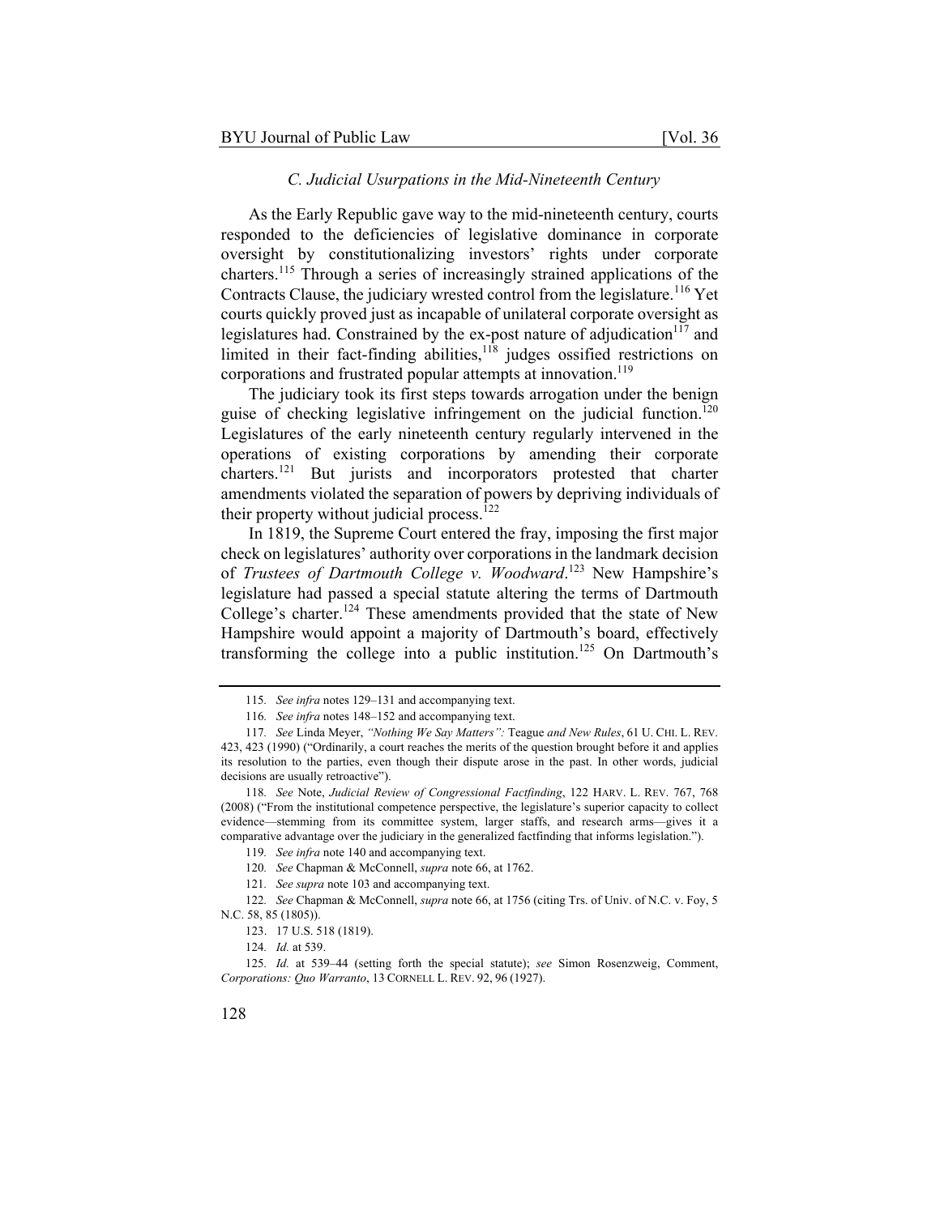### *C. Judicial Usurpations in the Mid-Nineteenth Century*

As the Early Republic gave way to the mid-nineteenth century, courts responded to the deficiencies of legislative dominance in corporate oversight by constitutionalizing investors' rights under corporate charters.[115] Through a series of increasingly strained applications of the Contracts Clause, the judiciary wrested control from the legislature.[116] Yet courts quickly proved just as incapable of unilateral corporate oversight as legislatures had. Constrained by the ex-post nature of adjudication[117] and limited in their fact-finding abilities,[118] judges ossified restrictions on corporations and frustrated popular attempts at innovation.[119]

The judiciary took its first steps towards arrogation under the benign guise of checking legislative infringement on the judicial function.[120] Legislatures of the early nineteenth century regularly intervened in the operations of existing corporations by amending their corporate charters.[121] But jurists and incorporators protested that charter amendments violated the separation of powers by depriving individuals of their property without judicial process.[122]

In 1819, the Supreme Court entered the fray, imposing the first major check on legislatures' authority over corporations in the landmark decision of *Trustees of Dartmouth College v. Woodward*.[123] New Hampshire's legislature had passed a special statute altering the terms of Dartmouth College's charter.[124] These amendments provided that the state of New Hampshire would appoint a majority of Dartmouth's board, effectively transforming the college into a public institution.[125] On Dartmouth's

---

115. *See infra* notes 129–131 and accompanying text.

116. *See infra* notes 148–152 and accompanying text.

117. *See* Linda Meyer, *"Nothing We Say Matters":* Teague *and New Rules*, 61 U. CHI. L. REV. 423, 423 (1990) ("Ordinarily, a court reaches the merits of the question brought before it and applies its resolution to the parties, even though their dispute arose in the past. In other words, judicial decisions are usually retroactive").

118. *See* Note, *Judicial Review of Congressional Factfinding*, 122 HARV. L. REV. 767, 768 (2008) ("From the institutional competence perspective, the legislature's superior capacity to collect evidence—stemming from its committee system, larger staffs, and research arms—gives it a comparative advantage over the judiciary in the generalized factfinding that informs legislation.").

119. *See infra* note 140 and accompanying text.

120. *See* Chapman & McConnell, *supra* note 66, at 1762.

121. *See supra* note 103 and accompanying text.

122. *See* Chapman & McConnell, *supra* note 66, at 1756 (citing Trs. of Univ. of N.C. v. Foy, 5 N.C. 58, 85 (1805)).

123. 17 U.S. 518 (1819).

124. *Id.* at 539.

125. *Id.* at 539–44 (setting forth the special statute); *see* Simon Rosenzweig, Comment, *Corporations: Quo Warranto*, 13 CORNELL L. REV. 92, 96 (1927).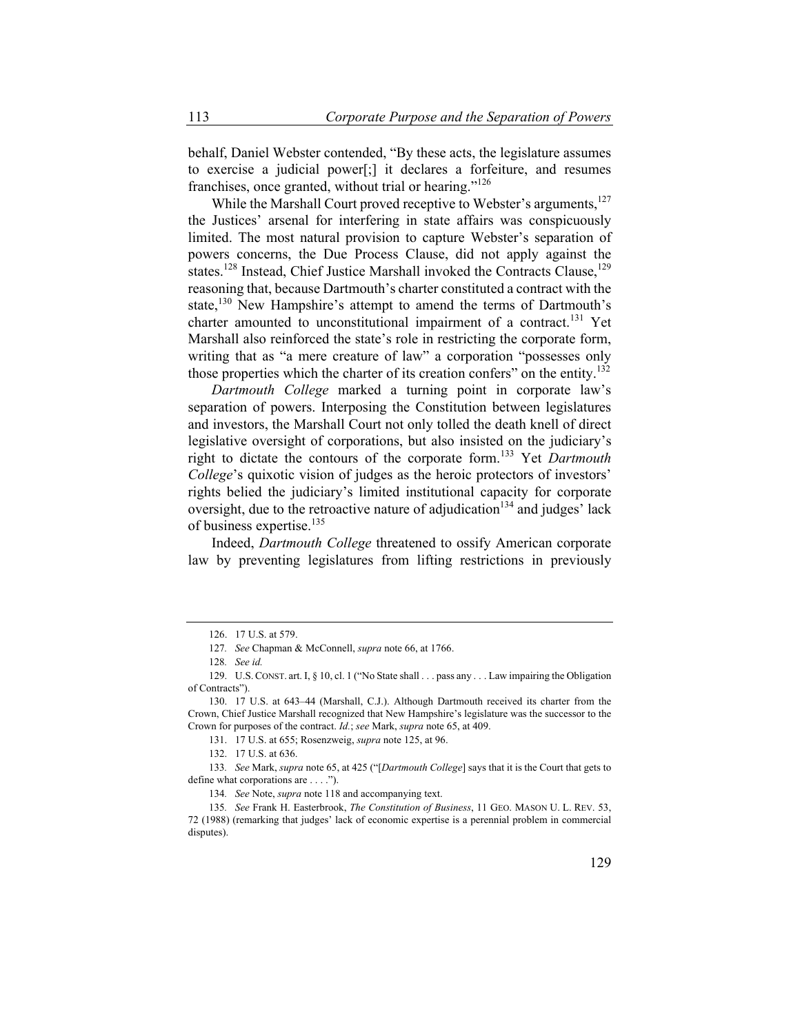behalf, Daniel Webster contended, "By these acts, the legislature assumes to exercise a judicial power[;] it declares a forfeiture, and resumes franchises, once granted, without trial or hearing."[126]

While the Marshall Court proved receptive to Webster's arguments,[127] the Justices' arsenal for interfering in state affairs was conspicuously limited. The most natural provision to capture Webster's separation of powers concerns, the Due Process Clause, did not apply against the states.[128] Instead, Chief Justice Marshall invoked the Contracts Clause,[129] reasoning that, because Dartmouth's charter constituted a contract with the state,[130] New Hampshire's attempt to amend the terms of Dartmouth's charter amounted to unconstitutional impairment of a contract.[131] Yet Marshall also reinforced the state's role in restricting the corporate form, writing that as "a mere creature of law" a corporation "possesses only those properties which the charter of its creation confers" on the entity.[132]

*Dartmouth College* marked a turning point in corporate law's separation of powers. Interposing the Constitution between legislatures and investors, the Marshall Court not only tolled the death knell of direct legislative oversight of corporations, but also insisted on the judiciary's right to dictate the contours of the corporate form.[133] Yet *Dartmouth College*'s quixotic vision of judges as the heroic protectors of investors' rights belied the judiciary's limited institutional capacity for corporate oversight, due to the retroactive nature of adjudication[134] and judges' lack of business expertise.[135]

Indeed, *Dartmouth College* threatened to ossify American corporate law by preventing legislatures from lifting restrictions in previously

---

126. 17 U.S. at 579.

127. *See* Chapman & McConnell, *supra* note 66, at 1766.

128. *See id.*

129. U.S. CONST. art. I, § 10, cl. 1 ("No State shall . . . pass any . . . Law impairing the Obligation of Contracts").

130. 17 U.S. at 643–44 (Marshall, C.J.). Although Dartmouth received its charter from the Crown, Chief Justice Marshall recognized that New Hampshire's legislature was the successor to the Crown for purposes of the contract. *Id.*; *see* Mark, *supra* note 65, at 409.

131. 17 U.S. at 655; Rosenzweig, *supra* note 125, at 96.

132. 17 U.S. at 636.

133. *See* Mark, *supra* note 65, at 425 ("[*Dartmouth College*] says that it is the Court that gets to define what corporations are . . . .").

134. *See* Note, *supra* note 118 and accompanying text.

135. *See* Frank H. Easterbrook, *The Constitution of Business*, 11 GEO. MASON U. L. REV. 53, 72 (1988) (remarking that judges' lack of economic expertise is a perennial problem in commercial disputes).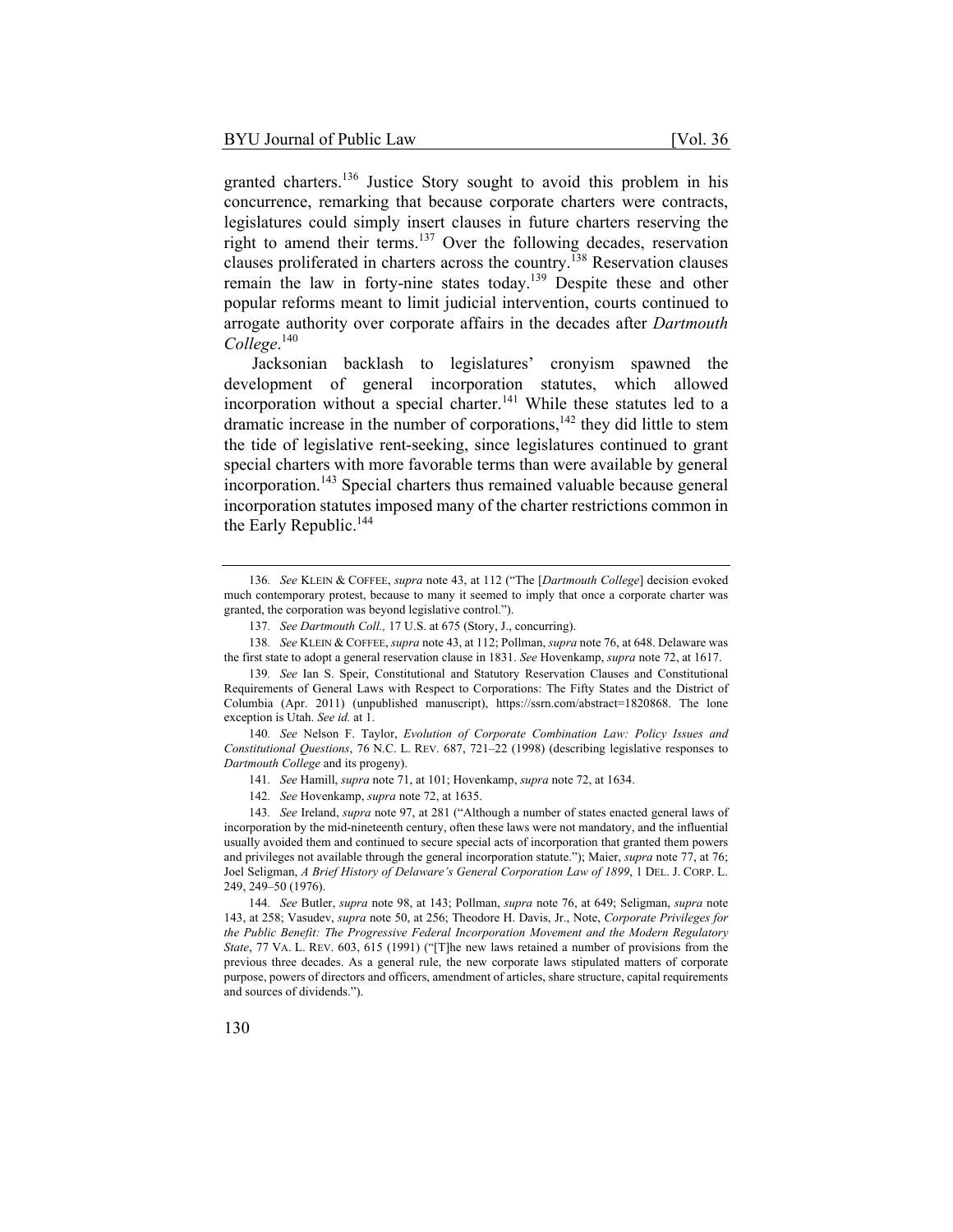granted charters.[136] Justice Story sought to avoid this problem in his concurrence, remarking that because corporate charters were contracts, legislatures could simply insert clauses in future charters reserving the right to amend their terms.[137] Over the following decades, reservation clauses proliferated in charters across the country.[138] Reservation clauses remain the law in forty-nine states today.[139] Despite these and other popular reforms meant to limit judicial intervention, courts continued to arrogate authority over corporate affairs in the decades after *Dartmouth College*.[140]

Jacksonian backlash to legislatures' cronyism spawned the development of general incorporation statutes, which allowed incorporation without a special charter.[141] While these statutes led to a dramatic increase in the number of corporations,[142] they did little to stem the tide of legislative rent-seeking, since legislatures continued to grant special charters with more favorable terms than were available by general incorporation.[143] Special charters thus remained valuable because general incorporation statutes imposed many of the charter restrictions common in the Early Republic.[144]

---

136. *See* KLEIN & COFFEE, *supra* note 43, at 112 ("The [*Dartmouth College*] decision evoked much contemporary protest, because to many it seemed to imply that once a corporate charter was granted, the corporation was beyond legislative control.").

137. *See Dartmouth Coll.,* 17 U.S. at 675 (Story, J., concurring).

138. *See* KLEIN & COFFEE, *supra* note 43, at 112; Pollman, *supra* note 76, at 648. Delaware was the first state to adopt a general reservation clause in 1831. *See* Hovenkamp, *supra* note 72, at 1617.

139. *See* Ian S. Speir, Constitutional and Statutory Reservation Clauses and Constitutional Requirements of General Laws with Respect to Corporations: The Fifty States and the District of Columbia (Apr. 2011) (unpublished manuscript), https://ssrn.com/abstract=1820868. The lone exception is Utah. *See id.* at 1.

140. *See* Nelson F. Taylor, *Evolution of Corporate Combination Law: Policy Issues and Constitutional Questions*, 76 N.C. L. REV. 687, 721–22 (1998) (describing legislative responses to *Dartmouth College* and its progeny).

141. *See* Hamill, *supra* note 71, at 101; Hovenkamp, *supra* note 72, at 1634.

142. *See* Hovenkamp, *supra* note 72, at 1635.

143. *See* Ireland, *supra* note 97, at 281 ("Although a number of states enacted general laws of incorporation by the mid-nineteenth century, often these laws were not mandatory, and the influential usually avoided them and continued to secure special acts of incorporation that granted them powers and privileges not available through the general incorporation statute."); Maier, *supra* note 77, at 76; Joel Seligman, *A Brief History of Delaware's General Corporation Law of 1899*, 1 DEL. J. CORP. L. 249, 249–50 (1976).

144. *See* Butler, *supra* note 98, at 143; Pollman, *supra* note 76, at 649; Seligman, *supra* note 143, at 258; Vasudev, *supra* note 50, at 256; Theodore H. Davis, Jr., Note, *Corporate Privileges for the Public Benefit: The Progressive Federal Incorporation Movement and the Modern Regulatory State*, 77 VA. L. REV. 603, 615 (1991) ("[T]he new laws retained a number of provisions from the previous three decades. As a general rule, the new corporate laws stipulated matters of corporate purpose, powers of directors and officers, amendment of articles, share structure, capital requirements and sources of dividends.").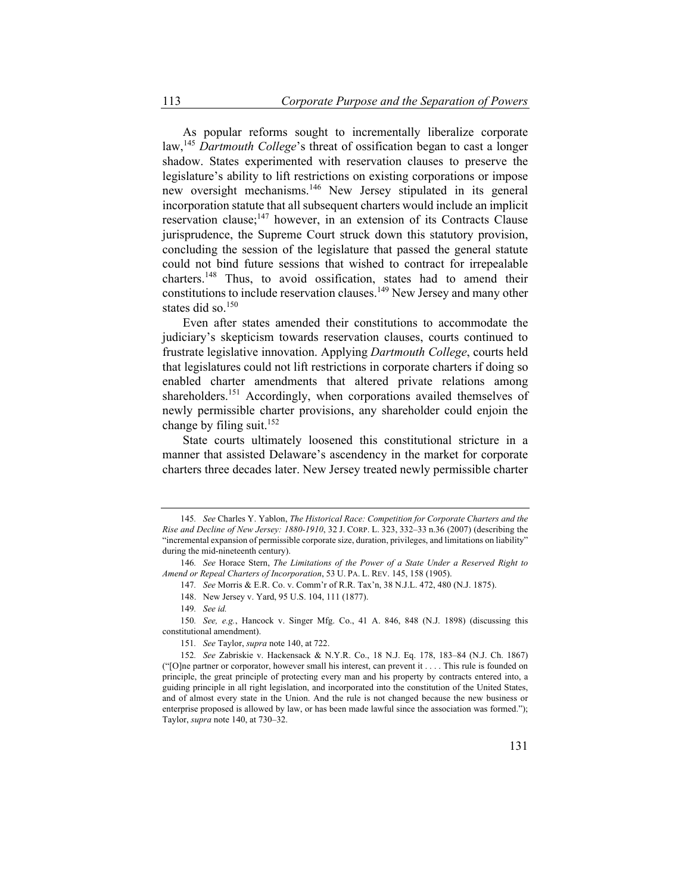As popular reforms sought to incrementally liberalize corporate law,[145] *Dartmouth College*'s threat of ossification began to cast a longer shadow. States experimented with reservation clauses to preserve the legislature's ability to lift restrictions on existing corporations or impose new oversight mechanisms.[146] New Jersey stipulated in its general incorporation statute that all subsequent charters would include an implicit reservation clause;[147] however, in an extension of its Contracts Clause jurisprudence, the Supreme Court struck down this statutory provision, concluding the session of the legislature that passed the general statute could not bind future sessions that wished to contract for irrepealable charters.[148] Thus, to avoid ossification, states had to amend their constitutions to include reservation clauses.[149] New Jersey and many other states did so.[150]

Even after states amended their constitutions to accommodate the judiciary's skepticism towards reservation clauses, courts continued to frustrate legislative innovation. Applying *Dartmouth College*, courts held that legislatures could not lift restrictions in corporate charters if doing so enabled charter amendments that altered private relations among shareholders.[151] Accordingly, when corporations availed themselves of newly permissible charter provisions, any shareholder could enjoin the change by filing suit.[152]

State courts ultimately loosened this constitutional stricture in a manner that assisted Delaware's ascendency in the market for corporate charters three decades later. New Jersey treated newly permissible charter

---

145. *See* Charles Y. Yablon, *The Historical Race: Competition for Corporate Charters and the Rise and Decline of New Jersey: 1880-1910*, 32 J. CORP. L. 323, 332–33 n.36 (2007) (describing the "incremental expansion of permissible corporate size, duration, privileges, and limitations on liability" during the mid-nineteenth century).

146. *See* Horace Stern, *The Limitations of the Power of a State Under a Reserved Right to Amend or Repeal Charters of Incorporation*, 53 U. PA. L. REV. 145, 158 (1905).

147. *See* Morris & E.R. Co. v. Comm'r of R.R. Tax'n, 38 N.J.L. 472, 480 (N.J. 1875).

148. New Jersey v. Yard, 95 U.S. 104, 111 (1877).

149. *See id.*

150. *See, e.g.*, Hancock v. Singer Mfg. Co., 41 A. 846, 848 (N.J. 1898) (discussing this constitutional amendment).

151. *See* Taylor, *supra* note 140, at 722.

152. *See* Zabriskie v. Hackensack & N.Y.R. Co., 18 N.J. Eq. 178, 183–84 (N.J. Ch. 1867) ("[O]ne partner or corporator, however small his interest, can prevent it . . . . This rule is founded on principle, the great principle of protecting every man and his property by contracts entered into, a guiding principle in all right legislation, and incorporated into the constitution of the United States, and of almost every state in the Union. And the rule is not changed because the new business or enterprise proposed is allowed by law, or has been made lawful since the association was formed."); Taylor, *supra* note 140, at 730–32.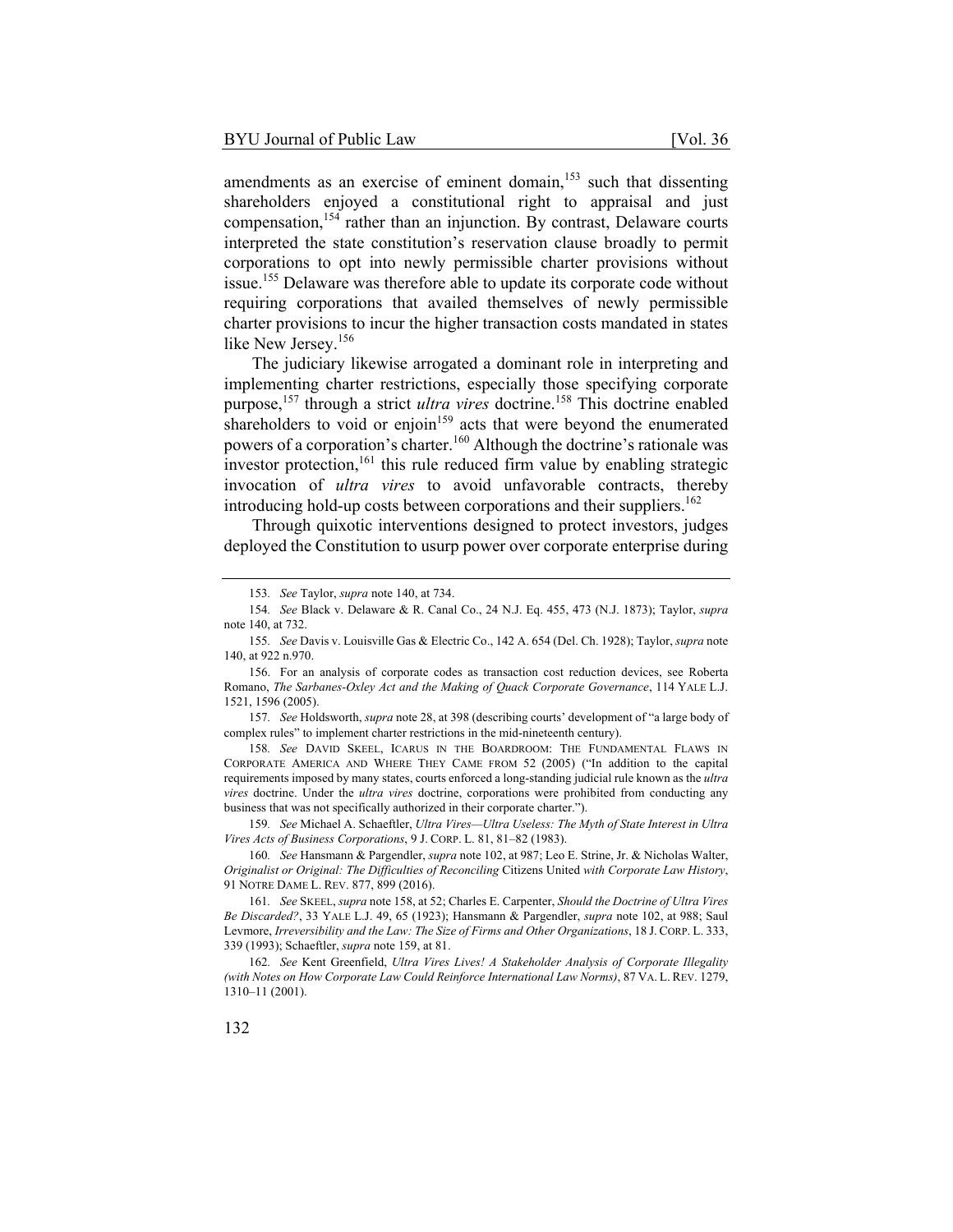amendments as an exercise of eminent domain,[153] such that dissenting shareholders enjoyed a constitutional right to appraisal and just compensation,[154] rather than an injunction. By contrast, Delaware courts interpreted the state constitution's reservation clause broadly to permit corporations to opt into newly permissible charter provisions without issue.[155] Delaware was therefore able to update its corporate code without requiring corporations that availed themselves of newly permissible charter provisions to incur the higher transaction costs mandated in states like New Jersey.[156]

The judiciary likewise arrogated a dominant role in interpreting and implementing charter restrictions, especially those specifying corporate purpose,[157] through a strict *ultra vires* doctrine.[158] This doctrine enabled shareholders to void or enjoin[159] acts that were beyond the enumerated powers of a corporation's charter.[160] Although the doctrine's rationale was investor protection,[161] this rule reduced firm value by enabling strategic invocation of *ultra vires* to avoid unfavorable contracts, thereby introducing hold-up costs between corporations and their suppliers.[162]

Through quixotic interventions designed to protect investors, judges deployed the Constitution to usurp power over corporate enterprise during

---

153. *See* Taylor, *supra* note 140, at 734.

154. *See* Black v. Delaware & R. Canal Co., 24 N.J. Eq. 455, 473 (N.J. 1873); Taylor, *supra* note 140, at 732.

155. *See* Davis v. Louisville Gas & Electric Co., 142 A. 654 (Del. Ch. 1928); Taylor, *supra* note 140, at 922 n.970.

156. For an analysis of corporate codes as transaction cost reduction devices, see Roberta Romano, *The Sarbanes-Oxley Act and the Making of Quack Corporate Governance*, 114 YALE L.J. 1521, 1596 (2005).

157. *See* Holdsworth, *supra* note 28, at 398 (describing courts' development of "a large body of complex rules" to implement charter restrictions in the mid-nineteenth century).

158. *See* DAVID SKEEL, ICARUS IN THE BOARDROOM: THE FUNDAMENTAL FLAWS IN CORPORATE AMERICA AND WHERE THEY CAME FROM 52 (2005) ("In addition to the capital requirements imposed by many states, courts enforced a long-standing judicial rule known as the *ultra vires* doctrine. Under the *ultra vires* doctrine, corporations were prohibited from conducting any business that was not specifically authorized in their corporate charter.").

159. *See* Michael A. Schaeftler, *Ultra Vires—Ultra Useless: The Myth of State Interest in Ultra Vires Acts of Business Corporations*, 9 J. CORP. L. 81, 81–82 (1983).

160. *See* Hansmann & Pargendler, *supra* note 102, at 987; Leo E. Strine, Jr. & Nicholas Walter, *Originalist or Original: The Difficulties of Reconciling* Citizens United *with Corporate Law History*, 91 NOTRE DAME L. REV. 877, 899 (2016).

161. *See* SKEEL, *supra* note 158, at 52; Charles E. Carpenter, *Should the Doctrine of Ultra Vires Be Discarded?*, 33 YALE L.J. 49, 65 (1923); Hansmann & Pargendler, *supra* note 102, at 988; Saul Levmore, *Irreversibility and the Law: The Size of Firms and Other Organizations*, 18 J. CORP. L. 333, 339 (1993); Schaeftler, *supra* note 159, at 81.

162. *See* Kent Greenfield, *Ultra Vires Lives! A Stakeholder Analysis of Corporate Illegality (with Notes on How Corporate Law Could Reinforce International Law Norms)*, 87 VA. L. REV. 1279, 1310–11 (2001).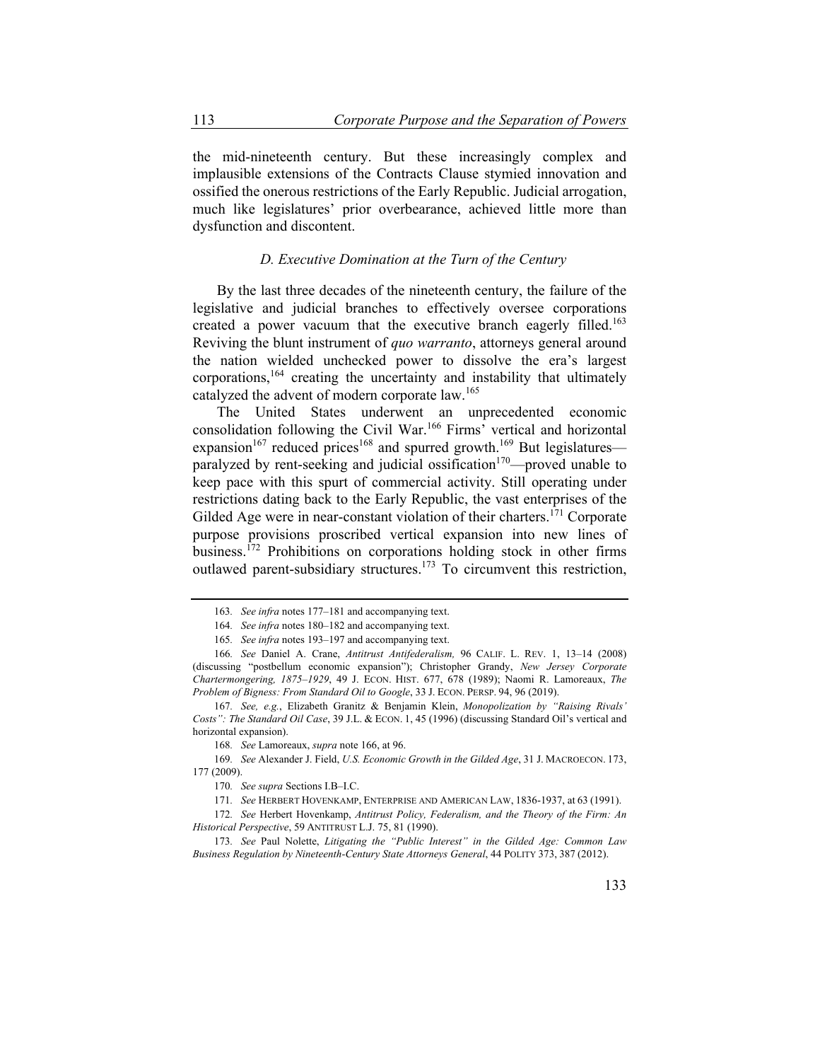the mid-nineteenth century. But these increasingly complex and implausible extensions of the Contracts Clause stymied innovation and ossified the onerous restrictions of the Early Republic. Judicial arrogation, much like legislatures' prior overbearance, achieved little more than dysfunction and discontent.

### *D. Executive Domination at the Turn of the Century*

By the last three decades of the nineteenth century, the failure of the legislative and judicial branches to effectively oversee corporations created a power vacuum that the executive branch eagerly filled.[163] Reviving the blunt instrument of *quo warranto*, attorneys general around the nation wielded unchecked power to dissolve the era's largest corporations,[164] creating the uncertainty and instability that ultimately catalyzed the advent of modern corporate law.[165]

The United States underwent an unprecedented economic consolidation following the Civil War.[166] Firms' vertical and horizontal expansion[167] reduced prices[168] and spurred growth.[169] But legislatures—paralyzed by rent-seeking and judicial ossification[170]—proved unable to keep pace with this spurt of commercial activity. Still operating under restrictions dating back to the Early Republic, the vast enterprises of the Gilded Age were in near-constant violation of their charters.[171] Corporate purpose provisions proscribed vertical expansion into new lines of business.[172] Prohibitions on corporations holding stock in other firms outlawed parent-subsidiary structures.[173] To circumvent this restriction,

---

163. *See infra* notes 177–181 and accompanying text.

164. *See infra* notes 180–182 and accompanying text.

165. *See infra* notes 193–197 and accompanying text.

166. *See* Daniel A. Crane, *Antitrust Antifederalism,* 96 CALIF. L. REV. 1, 13–14 (2008) (discussing "postbellum economic expansion"); Christopher Grandy, *New Jersey Corporate Chartermongering, 1875–1929*, 49 J. ECON. HIST. 677, 678 (1989); Naomi R. Lamoreaux, *The Problem of Bigness: From Standard Oil to Google*, 33 J. ECON. PERSP. 94, 96 (2019).

167. *See, e.g.*, Elizabeth Granitz & Benjamin Klein, *Monopolization by "Raising Rivals' Costs": The Standard Oil Case*, 39 J.L. & ECON. 1, 45 (1996) (discussing Standard Oil's vertical and horizontal expansion).

168. *See* Lamoreaux, *supra* note 166, at 96.

169. *See* Alexander J. Field, *U.S. Economic Growth in the Gilded Age*, 31 J. MACROECON. 173, 177 (2009).

170. *See supra* Sections I.B–I.C.

171. *See* HERBERT HOVENKAMP, ENTERPRISE AND AMERICAN LAW, 1836-1937, at 63 (1991).

172. *See* Herbert Hovenkamp, *Antitrust Policy, Federalism, and the Theory of the Firm: An Historical Perspective*, 59 ANTITRUST L.J. 75, 81 (1990).

173. *See* Paul Nolette, *Litigating the "Public Interest" in the Gilded Age: Common Law Business Regulation by Nineteenth-Century State Attorneys General*, 44 POLITY 373, 387 (2012).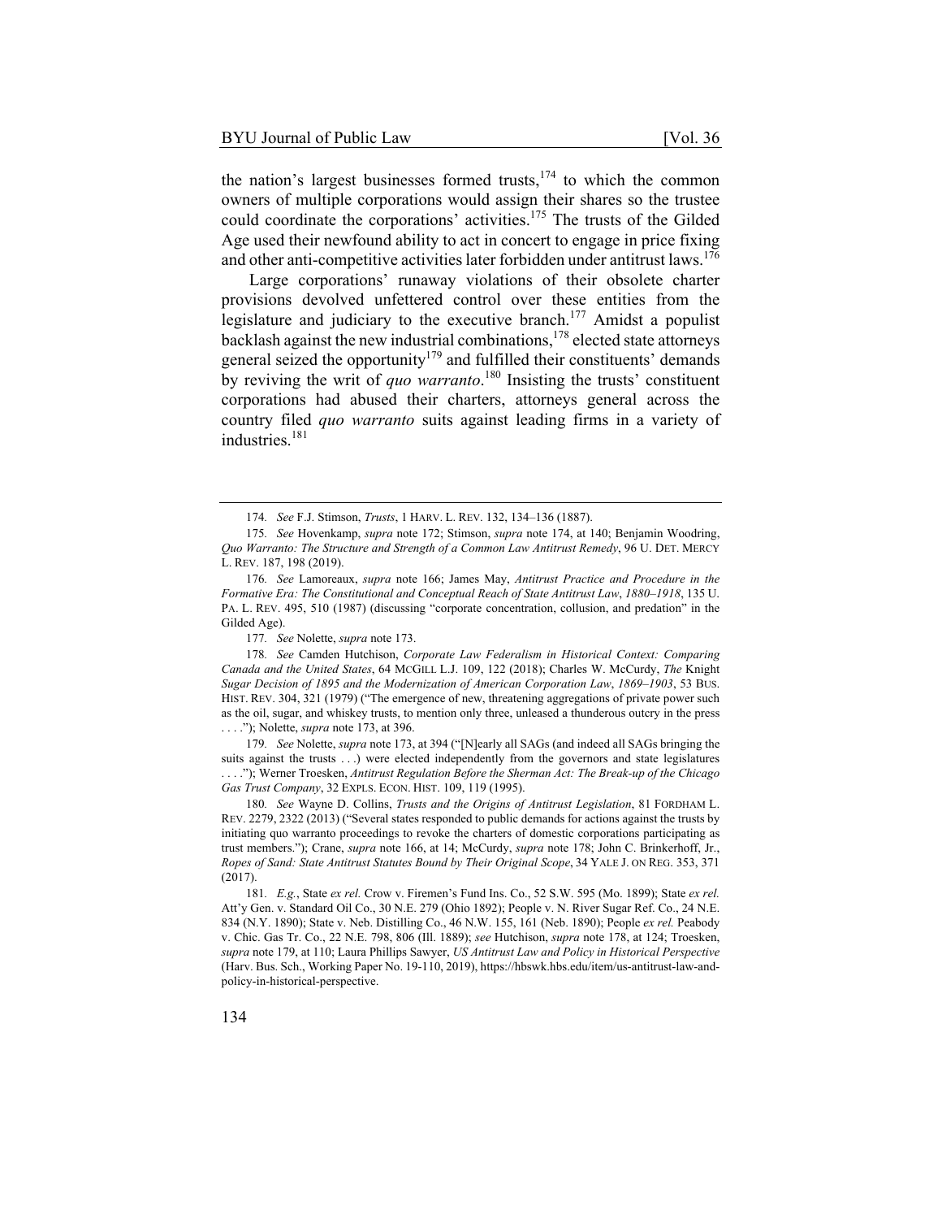the nation's largest businesses formed trusts,[174] to which the common owners of multiple corporations would assign their shares so the trustee could coordinate the corporations' activities.[175] The trusts of the Gilded Age used their newfound ability to act in concert to engage in price fixing and other anti-competitive activities later forbidden under antitrust laws.[176]

Large corporations' runaway violations of their obsolete charter provisions devolved unfettered control over these entities from the legislature and judiciary to the executive branch.[177] Amidst a populist backlash against the new industrial combinations,[178] elected state attorneys general seized the opportunity[179] and fulfilled their constituents' demands by reviving the writ of *quo warranto*.[180] Insisting the trusts' constituent corporations had abused their charters, attorneys general across the country filed *quo warranto* suits against leading firms in a variety of industries.[181]

---

174. *See* F.J. Stimson, *Trusts*, 1 HARV. L. REV. 132, 134–136 (1887).

175. *See* Hovenkamp, *supra* note 172; Stimson, *supra* note 174, at 140; Benjamin Woodring, *Quo Warranto: The Structure and Strength of a Common Law Antitrust Remedy*, 96 U. DET. MERCY L. REV. 187, 198 (2019).

176. *See* Lamoreaux, *supra* note 166; James May, *Antitrust Practice and Procedure in the Formative Era: The Constitutional and Conceptual Reach of State Antitrust Law, 1880–1918*, 135 U. PA. L. REV. 495, 510 (1987) (discussing "corporate concentration, collusion, and predation" in the Gilded Age).

177. *See* Nolette, *supra* note 173.

178. *See* Camden Hutchison, *Corporate Law Federalism in Historical Context: Comparing Canada and the United States*, 64 MCGILL L.J. 109, 122 (2018); Charles W. McCurdy, *The* Knight *Sugar Decision of 1895 and the Modernization of American Corporation Law, 1869–1903*, 53 BUS. HIST. REV. 304, 321 (1979) ("The emergence of new, threatening aggregations of private power such as the oil, sugar, and whiskey trusts, to mention only three, unleased a thunderous outcry in the press . . . ."); Nolette, *supra* note 173, at 396.

179. *See* Nolette, *supra* note 173, at 394 ("[N]early all SAGs (and indeed all SAGs bringing the suits against the trusts . . .) were elected independently from the governors and state legislatures . . . ."); Werner Troesken, *Antitrust Regulation Before the Sherman Act: The Break-up of the Chicago Gas Trust Company*, 32 EXPLS. ECON. HIST. 109, 119 (1995).

180. *See* Wayne D. Collins, *Trusts and the Origins of Antitrust Legislation*, 81 FORDHAM L. REV. 2279, 2322 (2013) ("Several states responded to public demands for actions against the trusts by initiating quo warranto proceedings to revoke the charters of domestic corporations participating as trust members."); Crane, *supra* note 166, at 14; McCurdy, *supra* note 178; John C. Brinkerhoff, Jr., *Ropes of Sand: State Antitrust Statutes Bound by Their Original Scope*, 34 YALE J. ON REG. 353, 371 (2017).

181. *E.g.*, State *ex rel.* Crow v. Firemen's Fund Ins. Co., 52 S.W. 595 (Mo. 1899); State *ex rel.* Att'y Gen. v. Standard Oil Co., 30 N.E. 279 (Ohio 1892); People v. N. River Sugar Ref. Co., 24 N.E. 834 (N.Y. 1890); State v. Neb. Distilling Co., 46 N.W. 155, 161 (Neb. 1890); People *ex rel.* Peabody v. Chic. Gas Tr. Co., 22 N.E. 798, 806 (Ill. 1889); *see* Hutchison, *supra* note 178, at 124; Troesken, *supra* note 179, at 110; Laura Phillips Sawyer, *US Antitrust Law and Policy in Historical Perspective* (Harv. Bus. Sch., Working Paper No. 19-110, 2019), https://hbswk.hbs.edu/item/us-antitrust-law-and-policy-in-historical-perspective.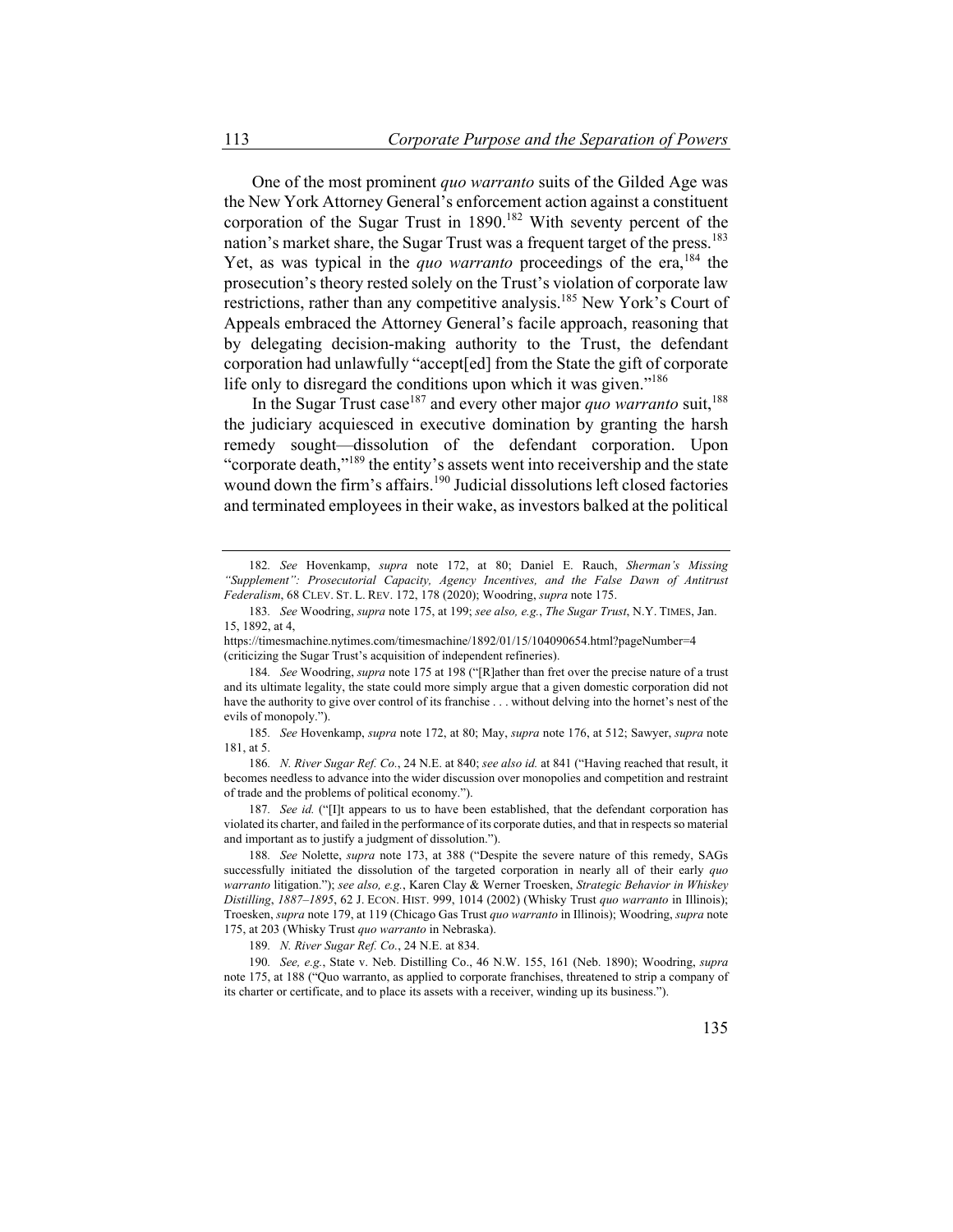One of the most prominent *quo warranto* suits of the Gilded Age was the New York Attorney General's enforcement action against a constituent corporation of the Sugar Trust in 1890.[182] With seventy percent of the nation's market share, the Sugar Trust was a frequent target of the press.[183] Yet, as was typical in the *quo warranto* proceedings of the era,[184] the prosecution's theory rested solely on the Trust's violation of corporate law restrictions, rather than any competitive analysis.[185] New York's Court of Appeals embraced the Attorney General's facile approach, reasoning that by delegating decision-making authority to the Trust, the defendant corporation had unlawfully "accept[ed] from the State the gift of corporate life only to disregard the conditions upon which it was given."[186]

In the Sugar Trust case[187] and every other major *quo warranto* suit,[188] the judiciary acquiesced in executive domination by granting the harsh remedy sought—dissolution of the defendant corporation. Upon "corporate death,"[189] the entity's assets went into receivership and the state wound down the firm's affairs.[190] Judicial dissolutions left closed factories and terminated employees in their wake, as investors balked at the political

---

182. *See* Hovenkamp, *supra* note 172, at 80; Daniel E. Rauch, *Sherman's Missing "Supplement": Prosecutorial Capacity, Agency Incentives, and the False Dawn of Antitrust Federalism*, 68 CLEV. ST. L. REV. 172, 178 (2020); Woodring, *supra* note 175.

183. *See* Woodring, *supra* note 175, at 199; *see also, e.g.*, *The Sugar Trust*, N.Y. TIMES, Jan. 15, 1892, at 4, https://timesmachine.nytimes.com/timesmachine/1892/01/15/104090654.html?pageNumber=4 (criticizing the Sugar Trust's acquisition of independent refineries).

184. *See* Woodring, *supra* note 175 at 198 ("[R]ather than fret over the precise nature of a trust and its ultimate legality, the state could more simply argue that a given domestic corporation did not have the authority to give over control of its franchise . . . without delving into the hornet's nest of the evils of monopoly.").

185. *See* Hovenkamp, *supra* note 172, at 80; May, *supra* note 176, at 512; Sawyer, *supra* note 181, at 5.

186. *N. River Sugar Ref. Co.*, 24 N.E. at 840; *see also id.* at 841 ("Having reached that result, it becomes needless to advance into the wider discussion over monopolies and competition and restraint of trade and the problems of political economy.").

187. *See id.* ("[I]t appears to us to have been established, that the defendant corporation has violated its charter, and failed in the performance of its corporate duties, and that in respects so material and important as to justify a judgment of dissolution.").

188. *See* Nolette, *supra* note 173, at 388 ("Despite the severe nature of this remedy, SAGs successfully initiated the dissolution of the targeted corporation in nearly all of their early *quo warranto* litigation."); *see also, e.g.*, Karen Clay & Werner Troesken, *Strategic Behavior in Whiskey Distilling, 1887–1895*, 62 J. ECON. HIST. 999, 1014 (2002) (Whisky Trust *quo warranto* in Illinois); Troesken, *supra* note 179, at 119 (Chicago Gas Trust *quo warranto* in Illinois); Woodring, *supra* note 175, at 203 (Whisky Trust *quo warranto* in Nebraska).

189. *N. River Sugar Ref. Co.*, 24 N.E. at 834.

190. *See, e.g.*, State v. Neb. Distilling Co., 46 N.W. 155, 161 (Neb. 1890); Woodring, *supra* note 175, at 188 ("Quo warranto, as applied to corporate franchises, threatened to strip a company of its charter or certificate, and to place its assets with a receiver, winding up its business.").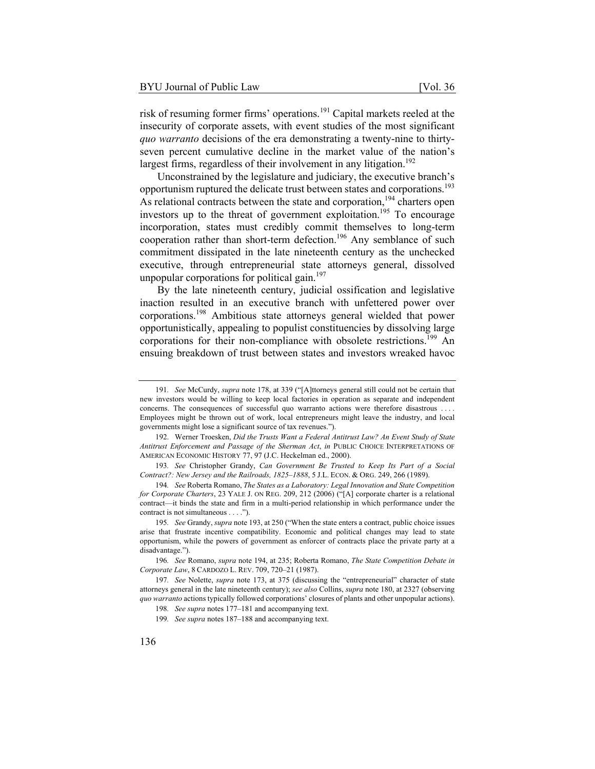risk of resuming former firms' operations.[191] Capital markets reeled at the insecurity of corporate assets, with event studies of the most significant *quo warranto* decisions of the era demonstrating a twenty-nine to thirty-seven percent cumulative decline in the market value of the nation's largest firms, regardless of their involvement in any litigation.[192]

Unconstrained by the legislature and judiciary, the executive branch's opportunism ruptured the delicate trust between states and corporations.[193] As relational contracts between the state and corporation,[194] charters open investors up to the threat of government exploitation.[195] To encourage incorporation, states must credibly commit themselves to long-term cooperation rather than short-term defection.[196] Any semblance of such commitment dissipated in the late nineteenth century as the unchecked executive, through entrepreneurial state attorneys general, dissolved unpopular corporations for political gain.[197]

By the late nineteenth century, judicial ossification and legislative inaction resulted in an executive branch with unfettered power over corporations.[198] Ambitious state attorneys general wielded that power opportunistically, appealing to populist constituencies by dissolving large corporations for their non-compliance with obsolete restrictions.[199] An ensuing breakdown of trust between states and investors wreaked havoc

---

191. *See* McCurdy, *supra* note 178, at 339 ("[A]ttorneys general still could not be certain that new investors would be willing to keep local factories in operation as separate and independent concerns. The consequences of successful quo warranto actions were therefore disastrous . . . . Employees might be thrown out of work, local entrepreneurs might leave the industry, and local governments might lose a significant source of tax revenues.").

192. Werner Troesken, *Did the Trusts Want a Federal Antitrust Law? An Event Study of State Antitrust Enforcement and Passage of the Sherman Act*, *in* PUBLIC CHOICE INTERPRETATIONS OF AMERICAN ECONOMIC HISTORY 77, 97 (J.C. Heckelman ed., 2000).

193. *See* Christopher Grandy, *Can Government Be Trusted to Keep Its Part of a Social Contract?: New Jersey and the Railroads, 1825–1888*, 5 J.L. ECON. & ORG. 249, 266 (1989).

194. *See* Roberta Romano, *The States as a Laboratory: Legal Innovation and State Competition for Corporate Charters*, 23 YALE J. ON REG. 209, 212 (2006) ("[A] corporate charter is a relational contract—it binds the state and firm in a multi-period relationship in which performance under the contract is not simultaneous . . . .").

195. *See* Grandy, *supra* note 193, at 250 ("When the state enters a contract, public choice issues arise that frustrate incentive compatibility. Economic and political changes may lead to state opportunism, while the powers of government as enforcer of contracts place the private party at a disadvantage.").

196. *See* Romano, *supra* note 194, at 235; Roberta Romano, *The State Competition Debate in Corporate Law*, 8 CARDOZO L. REV. 709, 720–21 (1987).

197. *See* Nolette, *supra* note 173, at 375 (discussing the "entrepreneurial" character of state attorneys general in the late nineteenth century); *see also* Collins, *supra* note 180, at 2327 (observing *quo warranto* actions typically followed corporations' closures of plants and other unpopular actions).

198. *See supra* notes 177–181 and accompanying text.

199. *See supra* notes 187–188 and accompanying text.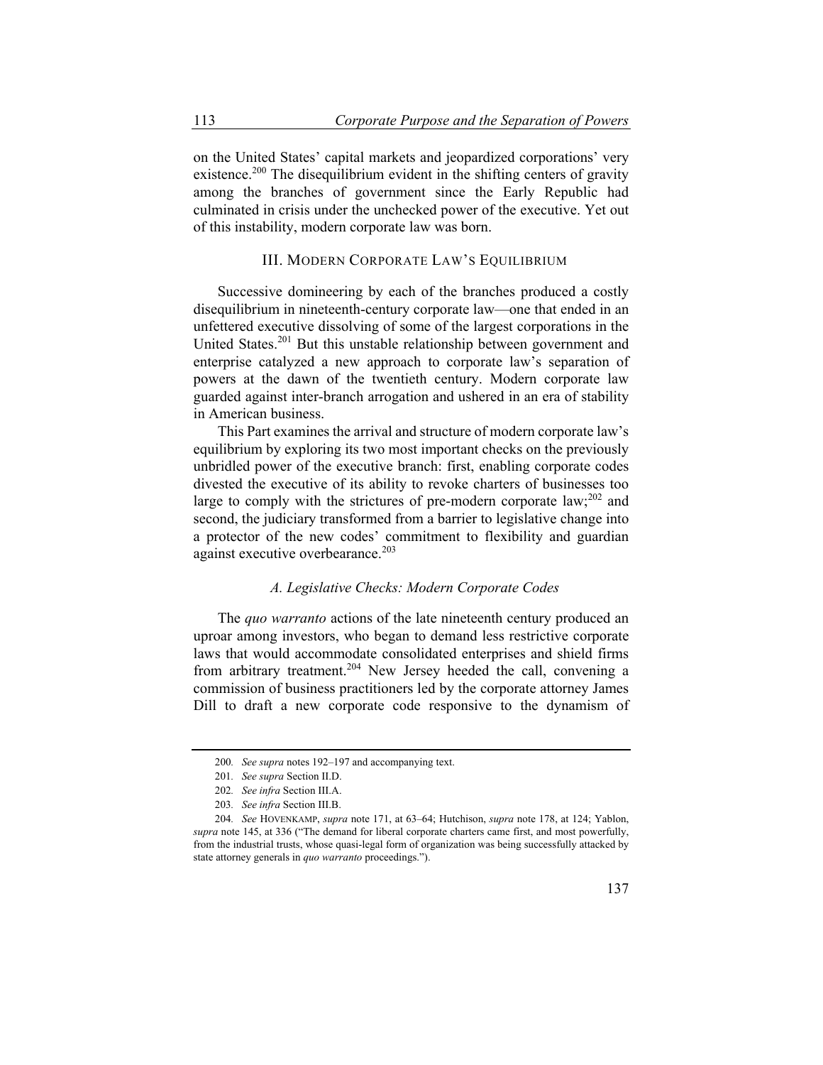on the United States' capital markets and jeopardized corporations' very existence.[200] The disequilibrium evident in the shifting centers of gravity among the branches of government since the Early Republic had culminated in crisis under the unchecked power of the executive. Yet out of this instability, modern corporate law was born.

## III. Modern Corporate Law's Equilibrium

Successive domineering by each of the branches produced a costly disequilibrium in nineteenth-century corporate law—one that ended in an unfettered executive dissolving of some of the largest corporations in the United States.[201] But this unstable relationship between government and enterprise catalyzed a new approach to corporate law's separation of powers at the dawn of the twentieth century. Modern corporate law guarded against inter-branch arrogation and ushered in an era of stability in American business.

This Part examines the arrival and structure of modern corporate law's equilibrium by exploring its two most important checks on the previously unbridled power of the executive branch: first, enabling corporate codes divested the executive of its ability to revoke charters of businesses too large to comply with the strictures of pre-modern corporate law;[202] and second, the judiciary transformed from a barrier to legislative change into a protector of the new codes' commitment to flexibility and guardian against executive overbearance.[203]

### *A. Legislative Checks: Modern Corporate Codes*

The *quo warranto* actions of the late nineteenth century produced an uproar among investors, who began to demand less restrictive corporate laws that would accommodate consolidated enterprises and shield firms from arbitrary treatment.[204] New Jersey heeded the call, convening a commission of business practitioners led by the corporate attorney James Dill to draft a new corporate code responsive to the dynamism of

---

200. *See supra* notes 192–197 and accompanying text.

201. *See supra* Section II.D.

202. *See infra* Section III.A.

203. *See infra* Section III.B.

204. *See* Hovenkamp, *supra* note 171, at 63–64; Hutchison, *supra* note 178, at 124; Yablon, *supra* note 145, at 336 ("The demand for liberal corporate charters came first, and most powerfully, from the industrial trusts, whose quasi-legal form of organization was being successfully attacked by state attorney generals in *quo warranto* proceedings.").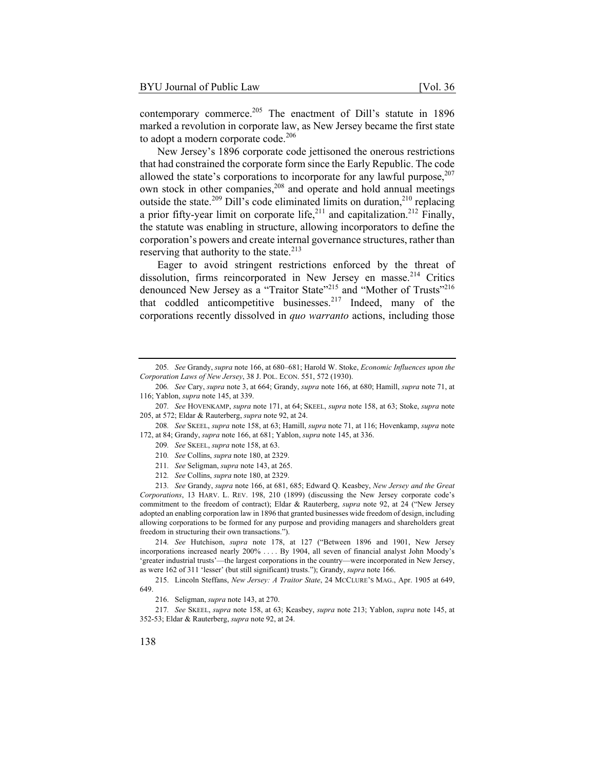contemporary commerce.[205] The enactment of Dill's statute in 1896 marked a revolution in corporate law, as New Jersey became the first state to adopt a modern corporate code.[206]

New Jersey's 1896 corporate code jettisoned the onerous restrictions that had constrained the corporate form since the Early Republic. The code allowed the state's corporations to incorporate for any lawful purpose,[207] own stock in other companies,[208] and operate and hold annual meetings outside the state.[209] Dill's code eliminated limits on duration,[210] replacing a prior fifty-year limit on corporate life,[211] and capitalization.[212] Finally, the statute was enabling in structure, allowing incorporators to define the corporation's powers and create internal governance structures, rather than reserving that authority to the state.[213]

Eager to avoid stringent restrictions enforced by the threat of dissolution, firms reincorporated in New Jersey en masse.[214] Critics denounced New Jersey as a "Traitor State"[215] and "Mother of Trusts"[216] that coddled anticompetitive businesses.[217] Indeed, many of the corporations recently dissolved in *quo warranto* actions, including those

---

205. *See* Grandy, *supra* note 166, at 680–681; Harold W. Stoke, *Economic Influences upon the Corporation Laws of New Jersey*, 38 J. POL. ECON. 551, 572 (1930).

206. *See* Cary, *supra* note 3, at 664; Grandy, *supra* note 166, at 680; Hamill, *supra* note 71, at 116; Yablon, *supra* note 145, at 339.

207. *See* HOVENKAMP, *supra* note 171, at 64; SKEEL, *supra* note 158, at 63; Stoke, *supra* note 205, at 572; Eldar & Rauterberg, *supra* note 92, at 24.

208. *See* SKEEL, *supra* note 158, at 63; Hamill, *supra* note 71, at 116; Hovenkamp, *supra* note 172, at 84; Grandy, *supra* note 166, at 681; Yablon, *supra* note 145, at 336.

209. *See* SKEEL, *supra* note 158, at 63.

210. *See* Collins, *supra* note 180, at 2329.

211. *See* Seligman, *supra* note 143, at 265.

212. *See* Collins, *supra* note 180, at 2329.

213. *See* Grandy, *supra* note 166, at 681, 685; Edward Q. Keasbey, *New Jersey and the Great Corporations*, 13 HARV. L. REV. 198, 210 (1899) (discussing the New Jersey corporate code's commitment to the freedom of contract); Eldar & Rauterberg, *supra* note 92, at 24 ("New Jersey adopted an enabling corporation law in 1896 that granted businesses wide freedom of design, including allowing corporations to be formed for any purpose and providing managers and shareholders great freedom in structuring their own transactions.").

214. *See* Hutchison, *supra* note 178, at 127 ("Between 1896 and 1901, New Jersey incorporations increased nearly 200% . . . . By 1904, all seven of financial analyst John Moody's 'greater industrial trusts'—the largest corporations in the country—were incorporated in New Jersey, as were 162 of 311 'lesser' (but still significant) trusts."); Grandy, *supra* note 166.

215. Lincoln Steffans, *New Jersey: A Traitor State*, 24 MCCLURE'S MAG., Apr. 1905 at 649, 649.

216. Seligman, *supra* note 143, at 270.

217. *See* SKEEL, *supra* note 158, at 63; Keasbey, *supra* note 213; Yablon, *supra* note 145, at 352-53; Eldar & Rauterberg, *supra* note 92, at 24.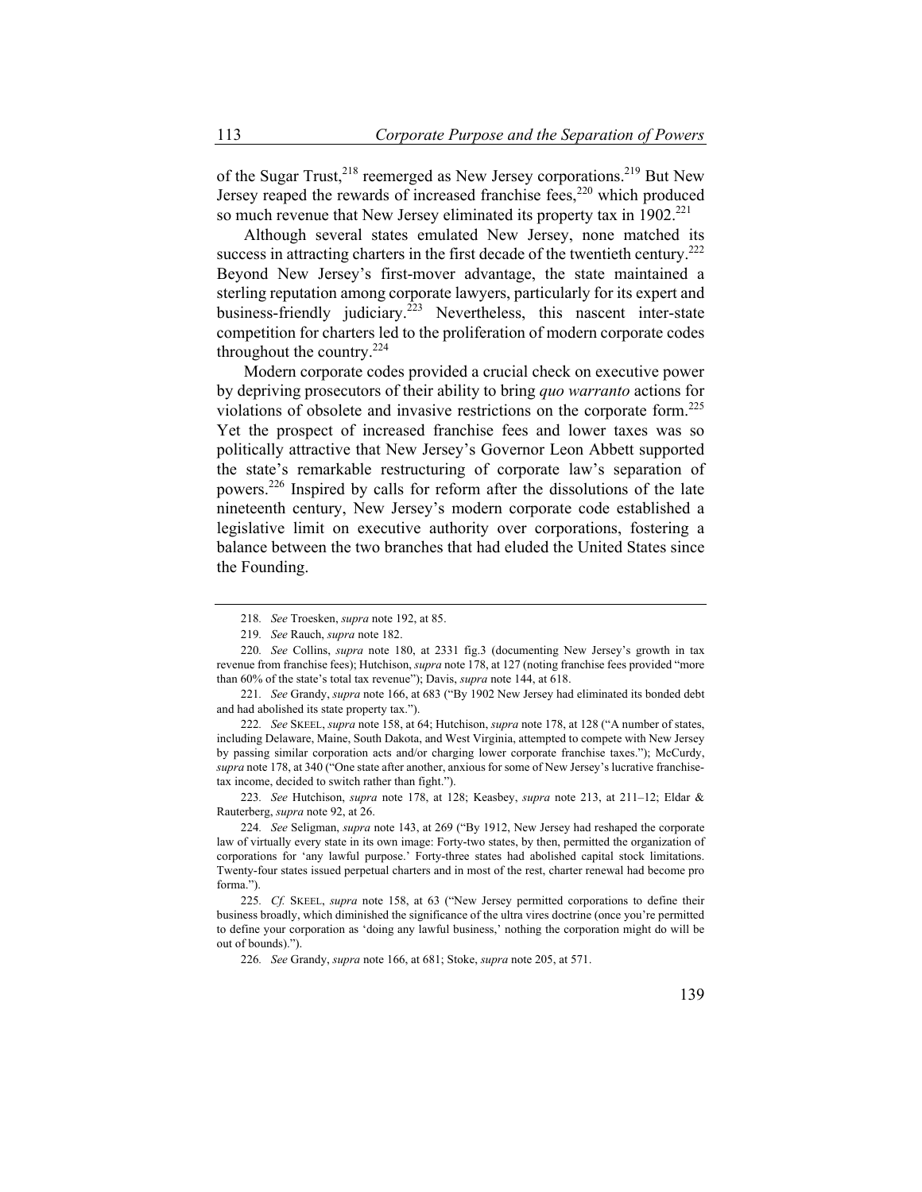of the Sugar Trust,[218] reemerged as New Jersey corporations.[219] But New Jersey reaped the rewards of increased franchise fees,[220] which produced so much revenue that New Jersey eliminated its property tax in 1902.[221]

Although several states emulated New Jersey, none matched its success in attracting charters in the first decade of the twentieth century.[222] Beyond New Jersey's first-mover advantage, the state maintained a sterling reputation among corporate lawyers, particularly for its expert and business-friendly judiciary.[223] Nevertheless, this nascent inter-state competition for charters led to the proliferation of modern corporate codes throughout the country.[224]

Modern corporate codes provided a crucial check on executive power by depriving prosecutors of their ability to bring *quo warranto* actions for violations of obsolete and invasive restrictions on the corporate form.[225] Yet the prospect of increased franchise fees and lower taxes was so politically attractive that New Jersey's Governor Leon Abbett supported the state's remarkable restructuring of corporate law's separation of powers.[226] Inspired by calls for reform after the dissolutions of the late nineteenth century, New Jersey's modern corporate code established a legislative limit on executive authority over corporations, fostering a balance between the two branches that had eluded the United States since the Founding.

---

218. *See* Troesken, *supra* note 192, at 85.

219. *See* Rauch, *supra* note 182.

220. *See* Collins, *supra* note 180, at 2331 fig.3 (documenting New Jersey's growth in tax revenue from franchise fees); Hutchison, *supra* note 178, at 127 (noting franchise fees provided "more than 60% of the state's total tax revenue"); Davis, *supra* note 144, at 618.

221. *See* Grandy, *supra* note 166, at 683 ("By 1902 New Jersey had eliminated its bonded debt and had abolished its state property tax.").

222. *See* SKEEL, *supra* note 158, at 64; Hutchison, *supra* note 178, at 128 ("A number of states, including Delaware, Maine, South Dakota, and West Virginia, attempted to compete with New Jersey by passing similar corporation acts and/or charging lower corporate franchise taxes."); McCurdy, *supra* note 178, at 340 ("One state after another, anxious for some of New Jersey's lucrative franchise-tax income, decided to switch rather than fight.").

223. *See* Hutchison, *supra* note 178, at 128; Keasbey, *supra* note 213, at 211–12; Eldar & Rauterberg, *supra* note 92, at 26.

224. *See* Seligman, *supra* note 143, at 269 ("By 1912, New Jersey had reshaped the corporate law of virtually every state in its own image: Forty-two states, by then, permitted the organization of corporations for 'any lawful purpose.' Forty-three states had abolished capital stock limitations. Twenty-four states issued perpetual charters and in most of the rest, charter renewal had become pro forma.").

225. *Cf.* SKEEL, *supra* note 158, at 63 ("New Jersey permitted corporations to define their business broadly, which diminished the significance of the ultra vires doctrine (once you're permitted to define your corporation as 'doing any lawful business,' nothing the corporation might do will be out of bounds).").

226. *See* Grandy, *supra* note 166, at 681; Stoke, *supra* note 205, at 571.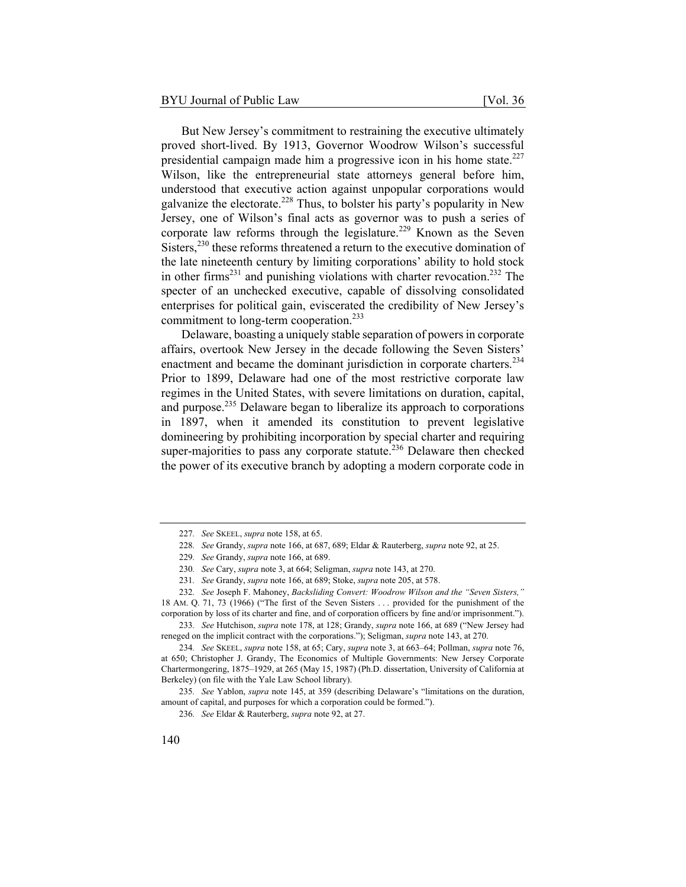But New Jersey's commitment to restraining the executive ultimately proved short-lived. By 1913, Governor Woodrow Wilson's successful presidential campaign made him a progressive icon in his home state.[227] Wilson, like the entrepreneurial state attorneys general before him, understood that executive action against unpopular corporations would galvanize the electorate.[228] Thus, to bolster his party's popularity in New Jersey, one of Wilson's final acts as governor was to push a series of corporate law reforms through the legislature.[229] Known as the Seven Sisters,[230] these reforms threatened a return to the executive domination of the late nineteenth century by limiting corporations' ability to hold stock in other firms[231] and punishing violations with charter revocation.[232] The specter of an unchecked executive, capable of dissolving consolidated enterprises for political gain, eviscerated the credibility of New Jersey's commitment to long-term cooperation.[233]

Delaware, boasting a uniquely stable separation of powers in corporate affairs, overtook New Jersey in the decade following the Seven Sisters' enactment and became the dominant jurisdiction in corporate charters.[234] Prior to 1899, Delaware had one of the most restrictive corporate law regimes in the United States, with severe limitations on duration, capital, and purpose.[235] Delaware began to liberalize its approach to corporations in 1897, when it amended its constitution to prevent legislative domineering by prohibiting incorporation by special charter and requiring super-majorities to pass any corporate statute.[236] Delaware then checked the power of its executive branch by adopting a modern corporate code in

---

227. *See* SKEEL, *supra* note 158, at 65.

228. *See* Grandy, *supra* note 166, at 687, 689; Eldar & Rauterberg, *supra* note 92, at 25.

229. *See* Grandy, *supra* note 166, at 689.

230. *See* Cary, *supra* note 3, at 664; Seligman, *supra* note 143, at 270.

231. *See* Grandy, *supra* note 166, at 689; Stoke, *supra* note 205, at 578.

232. *See* Joseph F. Mahoney, *Backsliding Convert: Woodrow Wilson and the "Seven Sisters,"* 18 AM. Q. 71, 73 (1966) ("The first of the Seven Sisters . . . provided for the punishment of the corporation by loss of its charter and fine, and of corporation officers by fine and/or imprisonment.").

233. *See* Hutchison, *supra* note 178, at 128; Grandy, *supra* note 166, at 689 ("New Jersey had reneged on the implicit contract with the corporations."); Seligman, *supra* note 143, at 270.

234. *See* SKEEL, *supra* note 158, at 65; Cary, *supra* note 3, at 663–64; Pollman, *supra* note 76, at 650; Christopher J. Grandy, The Economics of Multiple Governments: New Jersey Corporate Chartermongering, 1875–1929, at 265 (May 15, 1987) (Ph.D. dissertation, University of California at Berkeley) (on file with the Yale Law School library).

235. *See* Yablon, *supra* note 145, at 359 (describing Delaware's "limitations on the duration, amount of capital, and purposes for which a corporation could be formed.").

236. *See* Eldar & Rauterberg, *supra* note 92, at 27.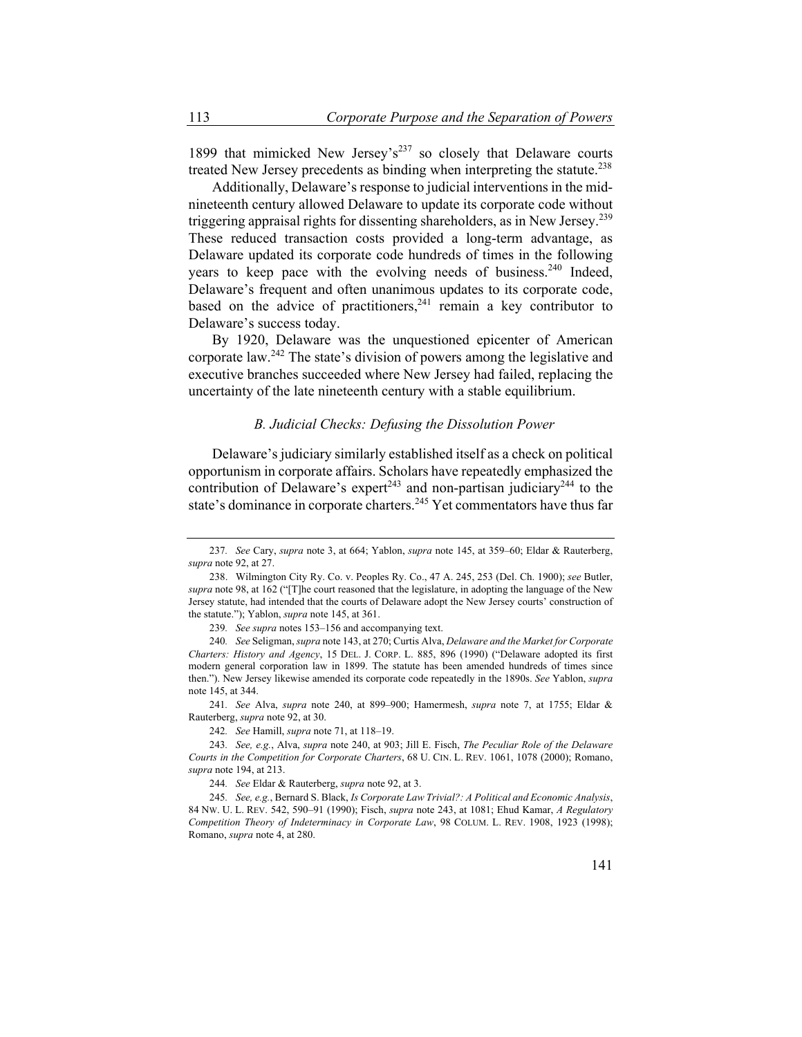1899 that mimicked New Jersey's[237] so closely that Delaware courts treated New Jersey precedents as binding when interpreting the statute.[238]

Additionally, Delaware's response to judicial interventions in the mid-nineteenth century allowed Delaware to update its corporate code without triggering appraisal rights for dissenting shareholders, as in New Jersey.[239] These reduced transaction costs provided a long-term advantage, as Delaware updated its corporate code hundreds of times in the following years to keep pace with the evolving needs of business.[240] Indeed, Delaware's frequent and often unanimous updates to its corporate code, based on the advice of practitioners,[241] remain a key contributor to Delaware's success today.

By 1920, Delaware was the unquestioned epicenter of American corporate law.[242] The state's division of powers among the legislative and executive branches succeeded where New Jersey had failed, replacing the uncertainty of the late nineteenth century with a stable equilibrium.

### *B. Judicial Checks: Defusing the Dissolution Power*

Delaware's judiciary similarly established itself as a check on political opportunism in corporate affairs. Scholars have repeatedly emphasized the contribution of Delaware's expert[243] and non-partisan judiciary[244] to the state's dominance in corporate charters.[245] Yet commentators have thus far

---

237. *See* Cary, *supra* note 3, at 664; Yablon, *supra* note 145, at 359–60; Eldar & Rauterberg, *supra* note 92, at 27.

238. Wilmington City Ry. Co. v. Peoples Ry. Co., 47 A. 245, 253 (Del. Ch. 1900); *see* Butler, *supra* note 98, at 162 ("[T]he court reasoned that the legislature, in adopting the language of the New Jersey statute, had intended that the courts of Delaware adopt the New Jersey courts' construction of the statute."); Yablon, *supra* note 145, at 361.

239. *See supra* notes 153–156 and accompanying text.

240. *See* Seligman, *supra* note 143, at 270; Curtis Alva, *Delaware and the Market for Corporate Charters: History and Agency*, 15 DEL. J. CORP. L. 885, 896 (1990) ("Delaware adopted its first modern general corporation law in 1899. The statute has been amended hundreds of times since then."). New Jersey likewise amended its corporate code repeatedly in the 1890s. *See* Yablon, *supra* note 145, at 344.

241. *See* Alva, *supra* note 240, at 899–900; Hamermesh, *supra* note 7, at 1755; Eldar & Rauterberg, *supra* note 92, at 30.

242. *See* Hamill, *supra* note 71, at 118–19.

243. *See, e.g.*, Alva, *supra* note 240, at 903; Jill E. Fisch, *The Peculiar Role of the Delaware Courts in the Competition for Corporate Charters*, 68 U. CIN. L. REV. 1061, 1078 (2000); Romano, *supra* note 194, at 213.

244. *See* Eldar & Rauterberg, *supra* note 92, at 3.

245. *See, e.g.*, Bernard S. Black, *Is Corporate Law Trivial?: A Political and Economic Analysis*, 84 NW. U. L. REV. 542, 590–91 (1990); Fisch, *supra* note 243, at 1081; Ehud Kamar, *A Regulatory Competition Theory of Indeterminacy in Corporate Law*, 98 COLUM. L. REV. 1908, 1923 (1998); Romano, *supra* note 4, at 280.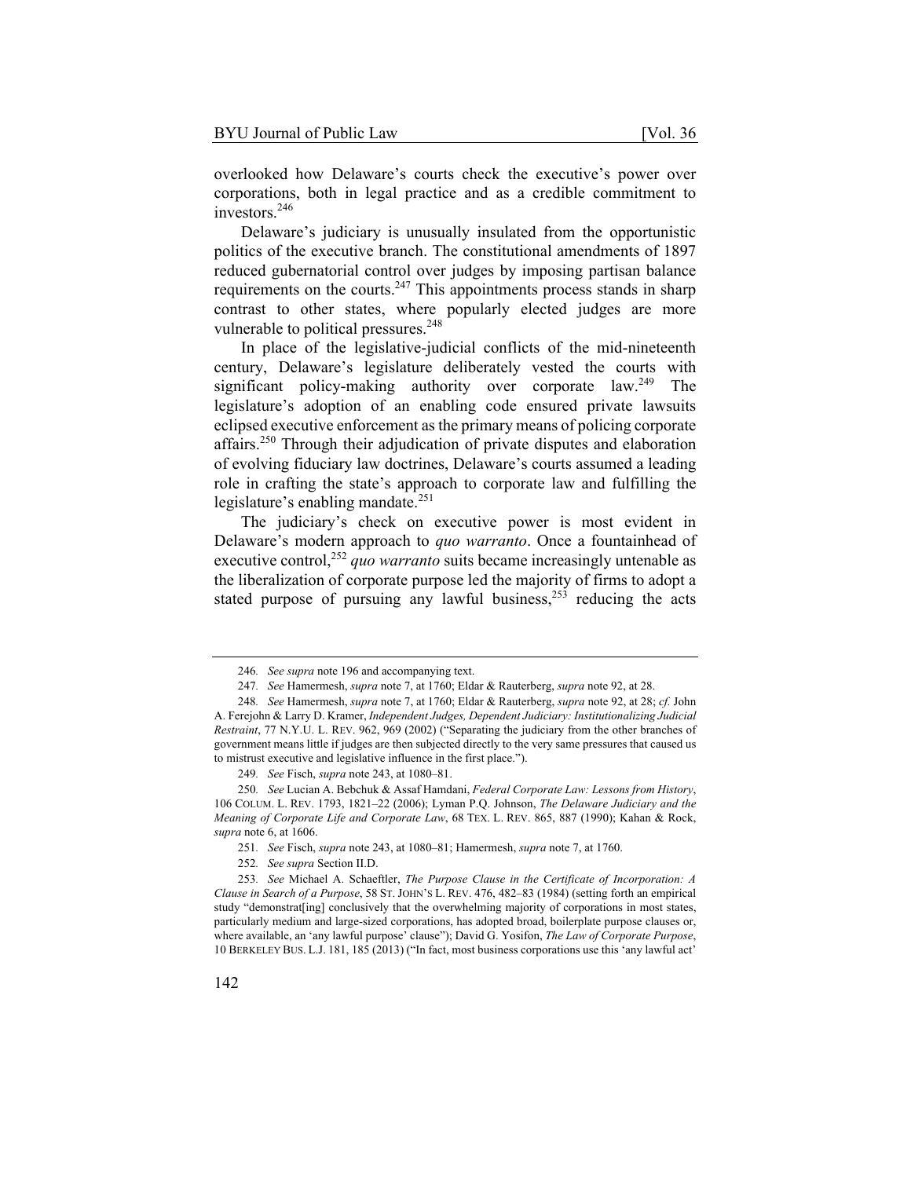overlooked how Delaware's courts check the executive's power over corporations, both in legal practice and as a credible commitment to investors.[246]

Delaware's judiciary is unusually insulated from the opportunistic politics of the executive branch. The constitutional amendments of 1897 reduced gubernatorial control over judges by imposing partisan balance requirements on the courts.[247] This appointments process stands in sharp contrast to other states, where popularly elected judges are more vulnerable to political pressures.[248]

In place of the legislative-judicial conflicts of the mid-nineteenth century, Delaware's legislature deliberately vested the courts with significant policy-making authority over corporate law.[249] The legislature's adoption of an enabling code ensured private lawsuits eclipsed executive enforcement as the primary means of policing corporate affairs.[250] Through their adjudication of private disputes and elaboration of evolving fiduciary law doctrines, Delaware's courts assumed a leading role in crafting the state's approach to corporate law and fulfilling the legislature's enabling mandate.[251]

The judiciary's check on executive power is most evident in Delaware's modern approach to *quo warranto*. Once a fountainhead of executive control,[252] *quo warranto* suits became increasingly untenable as the liberalization of corporate purpose led the majority of firms to adopt a stated purpose of pursuing any lawful business,[253] reducing the acts

---

246. *See supra* note 196 and accompanying text.

247. *See* Hamermesh, *supra* note 7, at 1760; Eldar & Rauterberg, *supra* note 92, at 28.

248. *See* Hamermesh, *supra* note 7, at 1760; Eldar & Rauterberg, *supra* note 92, at 28; *cf.* John A. Ferejohn & Larry D. Kramer, *Independent Judges, Dependent Judiciary: Institutionalizing Judicial Restraint*, 77 N.Y.U. L. REV. 962, 969 (2002) ("Separating the judiciary from the other branches of government means little if judges are then subjected directly to the very same pressures that caused us to mistrust executive and legislative influence in the first place.").

249. *See* Fisch, *supra* note 243, at 1080–81.

250. *See* Lucian A. Bebchuk & Assaf Hamdani, *Federal Corporate Law: Lessons from History*, 106 COLUM. L. REV. 1793, 1821–22 (2006); Lyman P.Q. Johnson, *The Delaware Judiciary and the Meaning of Corporate Life and Corporate Law*, 68 TEX. L. REV. 865, 887 (1990); Kahan & Rock, *supra* note 6, at 1606.

251. *See* Fisch, *supra* note 243, at 1080–81; Hamermesh, *supra* note 7, at 1760.

252. *See supra* Section II.D.

253. *See* Michael A. Schaeftler, *The Purpose Clause in the Certificate of Incorporation: A Clause in Search of a Purpose*, 58 ST. JOHN'S L. REV. 476, 482–83 (1984) (setting forth an empirical study "demonstrat[ing] conclusively that the overwhelming majority of corporations in most states, particularly medium and large-sized corporations, has adopted broad, boilerplate purpose clauses or, where available, an 'any lawful purpose' clause"); David G. Yosifon, *The Law of Corporate Purpose*, 10 BERKELEY BUS. L.J. 181, 185 (2013) ("In fact, most business corporations use this 'any lawful act'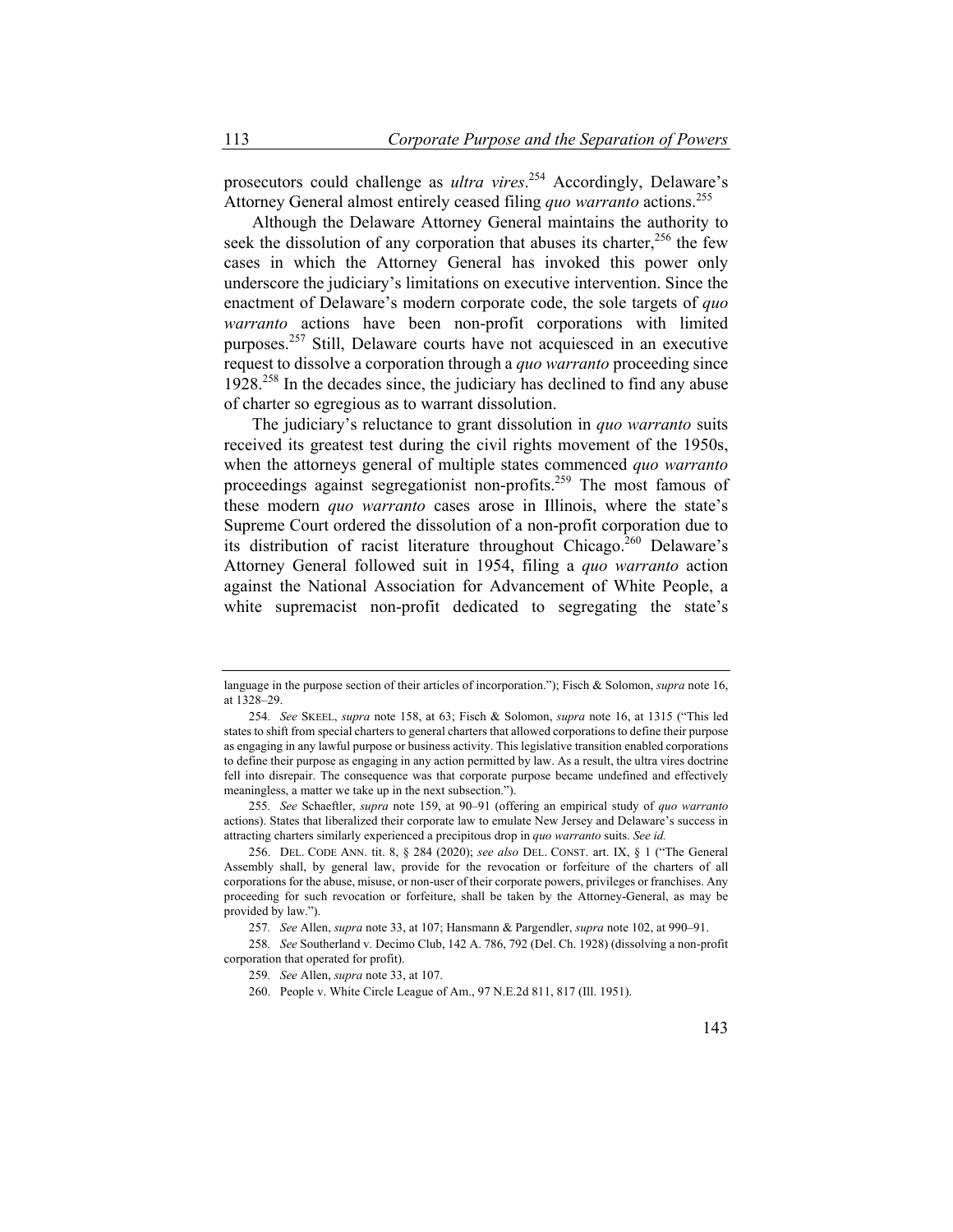prosecutors could challenge as *ultra vires*.[254] Accordingly, Delaware's Attorney General almost entirely ceased filing *quo warranto* actions.[255]

Although the Delaware Attorney General maintains the authority to seek the dissolution of any corporation that abuses its charter,[256] the few cases in which the Attorney General has invoked this power only underscore the judiciary's limitations on executive intervention. Since the enactment of Delaware's modern corporate code, the sole targets of *quo warranto* actions have been non-profit corporations with limited purposes.[257] Still, Delaware courts have not acquiesced in an executive request to dissolve a corporation through a *quo warranto* proceeding since 1928.[258] In the decades since, the judiciary has declined to find any abuse of charter so egregious as to warrant dissolution.

The judiciary's reluctance to grant dissolution in *quo warranto* suits received its greatest test during the civil rights movement of the 1950s, when the attorneys general of multiple states commenced *quo warranto* proceedings against segregationist non-profits.[259] The most famous of these modern *quo warranto* cases arose in Illinois, where the state's Supreme Court ordered the dissolution of a non-profit corporation due to its distribution of racist literature throughout Chicago.[260] Delaware's Attorney General followed suit in 1954, filing a *quo warranto* action against the National Association for Advancement of White People, a white supremacist non-profit dedicated to segregating the state's

---

language in the purpose section of their articles of incorporation."); Fisch & Solomon, *supra* note 16, at 1328–29.

254. *See* SKEEL, *supra* note 158, at 63; Fisch & Solomon, *supra* note 16, at 1315 ("This led states to shift from special charters to general charters that allowed corporations to define their purpose as engaging in any lawful purpose or business activity. This legislative transition enabled corporations to define their purpose as engaging in any action permitted by law. As a result, the ultra vires doctrine fell into disrepair. The consequence was that corporate purpose became undefined and effectively meaningless, a matter we take up in the next subsection.").

255. *See* Schaeftler, *supra* note 159, at 90–91 (offering an empirical study of *quo warranto* actions). States that liberalized their corporate law to emulate New Jersey and Delaware's success in attracting charters similarly experienced a precipitous drop in *quo warranto* suits. *See id.*

256. DEL. CODE ANN. tit. 8, § 284 (2020); *see also* DEL. CONST. art. IX, § 1 ("The General Assembly shall, by general law, provide for the revocation or forfeiture of the charters of all corporations for the abuse, misuse, or non-user of their corporate powers, privileges or franchises. Any proceeding for such revocation or forfeiture, shall be taken by the Attorney-General, as may be provided by law.").

257. *See* Allen, *supra* note 33, at 107; Hansmann & Pargendler, *supra* note 102, at 990–91.

258. *See* Southerland v. Decimo Club, 142 A. 786, 792 (Del. Ch. 1928) (dissolving a non-profit corporation that operated for profit).

259. *See* Allen, *supra* note 33, at 107.

260. People v. White Circle League of Am., 97 N.E.2d 811, 817 (Ill. 1951).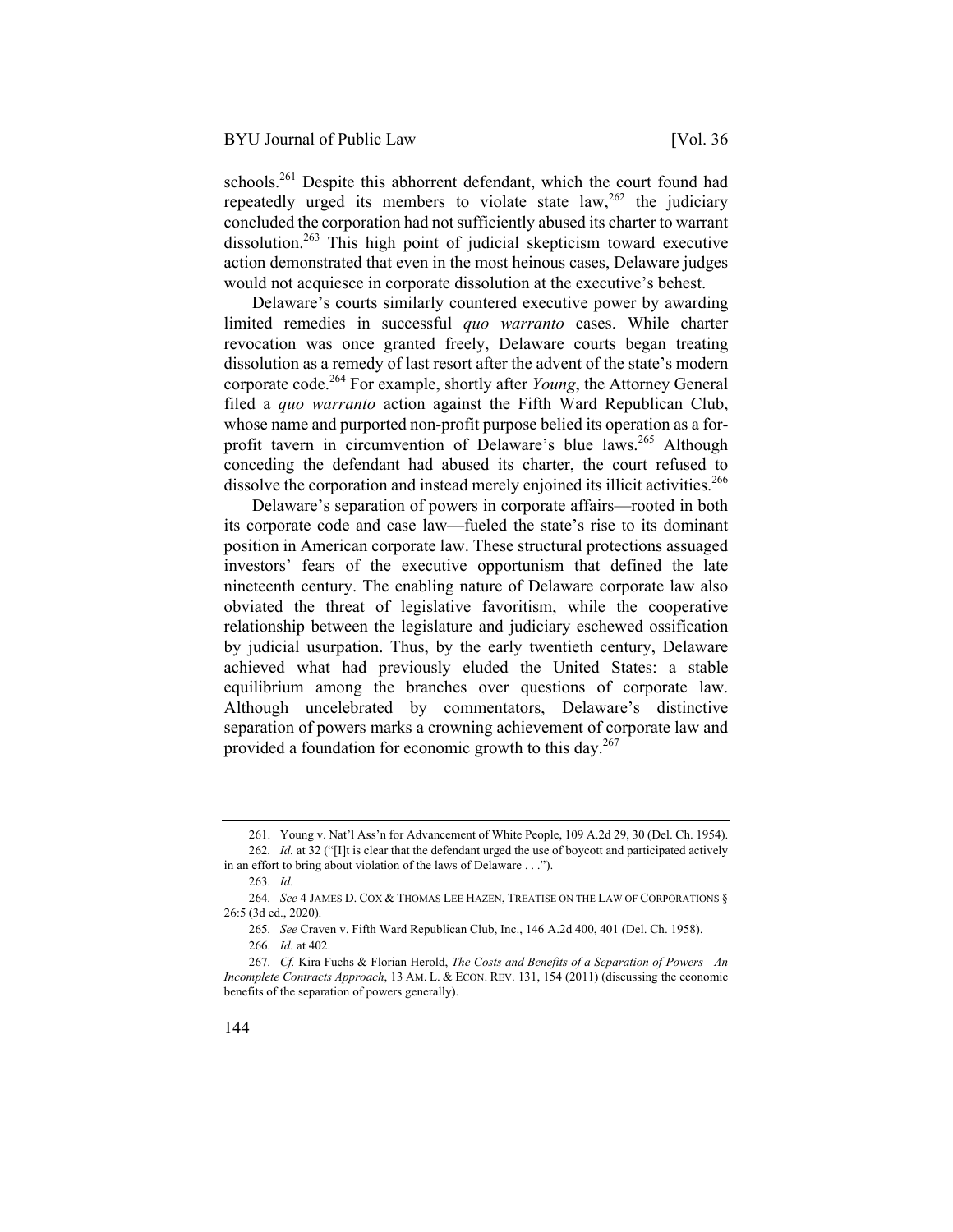schools.[261] Despite this abhorrent defendant, which the court found had repeatedly urged its members to violate state law,[262] the judiciary concluded the corporation had not sufficiently abused its charter to warrant dissolution.[263] This high point of judicial skepticism toward executive action demonstrated that even in the most heinous cases, Delaware judges would not acquiesce in corporate dissolution at the executive's behest.

Delaware's courts similarly countered executive power by awarding limited remedies in successful *quo warranto* cases. While charter revocation was once granted freely, Delaware courts began treating dissolution as a remedy of last resort after the advent of the state's modern corporate code.[264] For example, shortly after *Young*, the Attorney General filed a *quo warranto* action against the Fifth Ward Republican Club, whose name and purported non-profit purpose belied its operation as a for-profit tavern in circumvention of Delaware's blue laws.[265] Although conceding the defendant had abused its charter, the court refused to dissolve the corporation and instead merely enjoined its illicit activities.[266]

Delaware's separation of powers in corporate affairs—rooted in both its corporate code and case law—fueled the state's rise to its dominant position in American corporate law. These structural protections assuaged investors' fears of the executive opportunism that defined the late nineteenth century. The enabling nature of Delaware corporate law also obviated the threat of legislative favoritism, while the cooperative relationship between the legislature and judiciary eschewed ossification by judicial usurpation. Thus, by the early twentieth century, Delaware achieved what had previously eluded the United States: a stable equilibrium among the branches over questions of corporate law. Although uncelebrated by commentators, Delaware's distinctive separation of powers marks a crowning achievement of corporate law and provided a foundation for economic growth to this day.[267]

---

261. Young v. Nat'l Ass'n for Advancement of White People, 109 A.2d 29, 30 (Del. Ch. 1954).

262. *Id.* at 32 ("[I]t is clear that the defendant urged the use of boycott and participated actively in an effort to bring about violation of the laws of Delaware . . .").

263. *Id.*

264. *See* 4 JAMES D. COX & THOMAS LEE HAZEN, TREATISE ON THE LAW OF CORPORATIONS § 26:5 (3d ed., 2020).

265. *See* Craven v. Fifth Ward Republican Club, Inc., 146 A.2d 400, 401 (Del. Ch. 1958).

266. *Id.* at 402.

267. *Cf.* Kira Fuchs & Florian Herold, *The Costs and Benefits of a Separation of Powers—An Incomplete Contracts Approach*, 13 AM. L. & ECON. REV. 131, 154 (2011) (discussing the economic benefits of the separation of powers generally).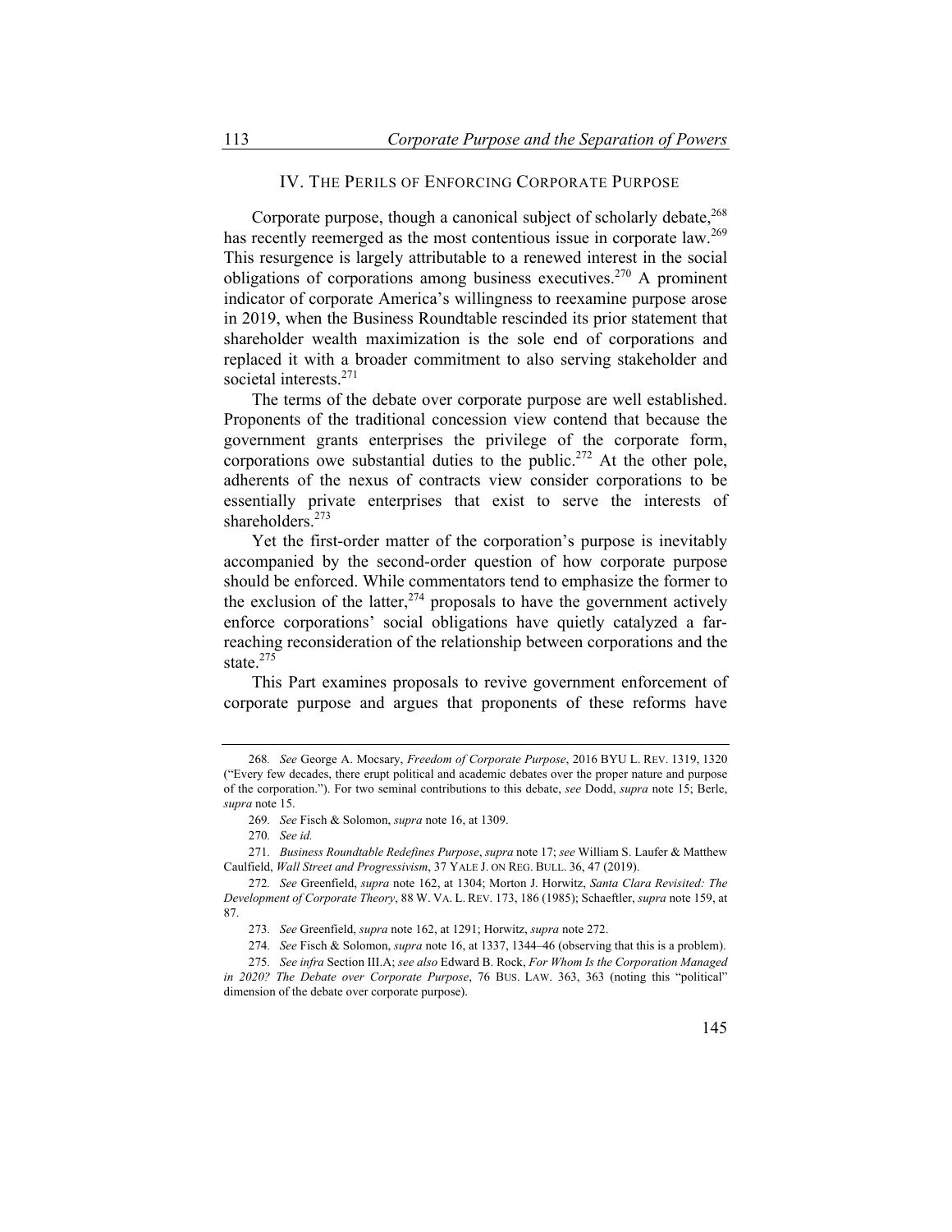## IV. THE PERILS OF ENFORCING CORPORATE PURPOSE

Corporate purpose, though a canonical subject of scholarly debate,[268] has recently reemerged as the most contentious issue in corporate law.[269] This resurgence is largely attributable to a renewed interest in the social obligations of corporations among business executives.[270] A prominent indicator of corporate America's willingness to reexamine purpose arose in 2019, when the Business Roundtable rescinded its prior statement that shareholder wealth maximization is the sole end of corporations and replaced it with a broader commitment to also serving stakeholder and societal interests.[271]

The terms of the debate over corporate purpose are well established. Proponents of the traditional concession view contend that because the government grants enterprises the privilege of the corporate form, corporations owe substantial duties to the public.[272] At the other pole, adherents of the nexus of contracts view consider corporations to be essentially private enterprises that exist to serve the interests of shareholders.[273]

Yet the first-order matter of the corporation's purpose is inevitably accompanied by the second-order question of how corporate purpose should be enforced. While commentators tend to emphasize the former to the exclusion of the latter,[274] proposals to have the government actively enforce corporations' social obligations have quietly catalyzed a far-reaching reconsideration of the relationship between corporations and the state.[275]

This Part examines proposals to revive government enforcement of corporate purpose and argues that proponents of these reforms have

---

268. *See* George A. Mocsary, *Freedom of Corporate Purpose*, 2016 BYU L. REV. 1319, 1320 ("Every few decades, there erupt political and academic debates over the proper nature and purpose of the corporation."). For two seminal contributions to this debate, *see* Dodd, *supra* note 15; Berle, *supra* note 15.

269. *See* Fisch & Solomon, *supra* note 16, at 1309.

270. *See id.*

271. *Business Roundtable Redefines Purpose*, *supra* note 17; *see* William S. Laufer & Matthew Caulfield, *Wall Street and Progressivism*, 37 YALE J. ON REG. BULL. 36, 47 (2019).

272. *See* Greenfield, *supra* note 162, at 1304; Morton J. Horwitz, *Santa Clara Revisited: The Development of Corporate Theory*, 88 W. VA. L. REV. 173, 186 (1985); Schaeftler, *supra* note 159, at 87.

273. *See* Greenfield, *supra* note 162, at 1291; Horwitz, *supra* note 272.

274. *See* Fisch & Solomon, *supra* note 16, at 1337, 1344–46 (observing that this is a problem).

275. *See infra* Section III.A; *see also* Edward B. Rock, *For Whom Is the Corporation Managed in 2020? The Debate over Corporate Purpose*, 76 BUS. LAW. 363, 363 (noting this "political" dimension of the debate over corporate purpose).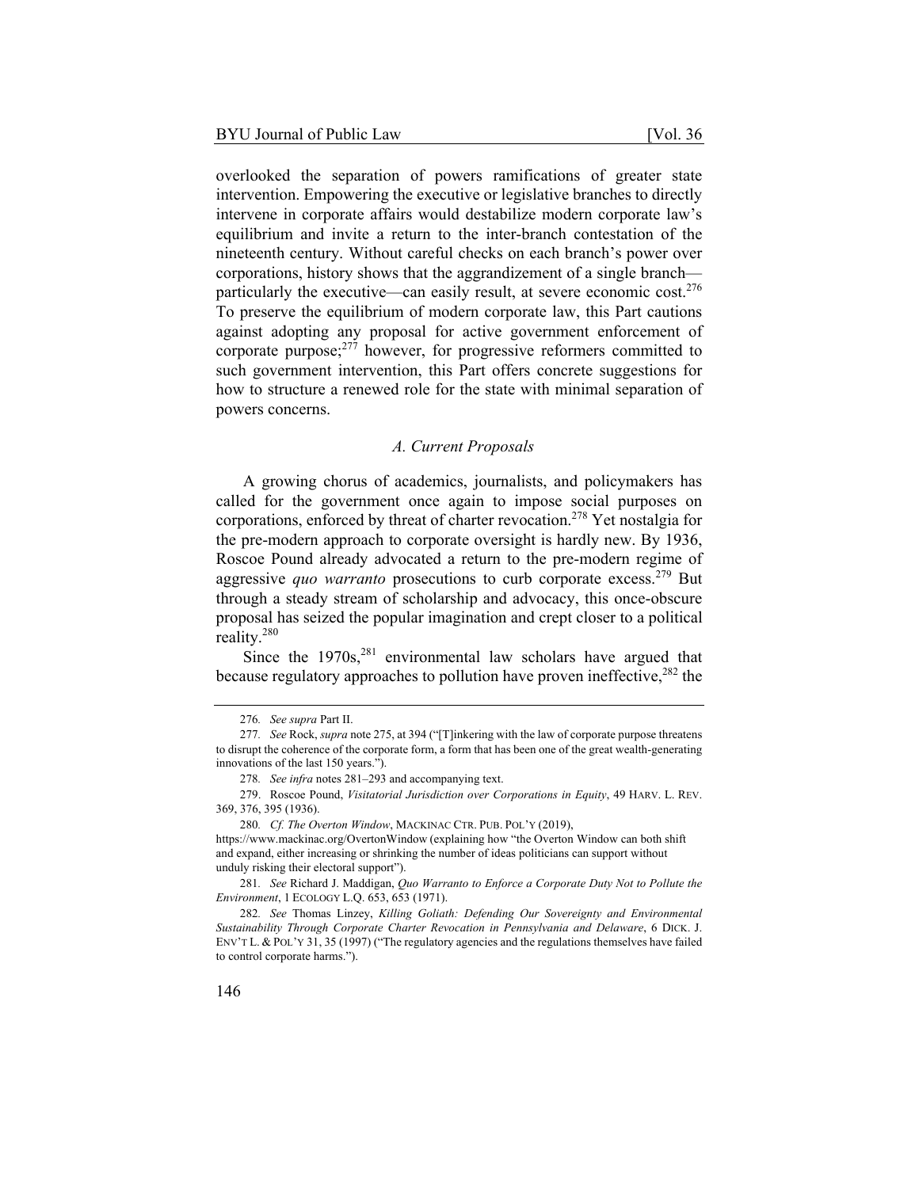overlooked the separation of powers ramifications of greater state intervention. Empowering the executive or legislative branches to directly intervene in corporate affairs would destabilize modern corporate law's equilibrium and invite a return to the inter-branch contestation of the nineteenth century. Without careful checks on each branch's power over corporations, history shows that the aggrandizement of a single branch—particularly the executive—can easily result, at severe economic cost.[276] To preserve the equilibrium of modern corporate law, this Part cautions against adopting any proposal for active government enforcement of corporate purpose;[277] however, for progressive reformers committed to such government intervention, this Part offers concrete suggestions for how to structure a renewed role for the state with minimal separation of powers concerns.

### *A. Current Proposals*

A growing chorus of academics, journalists, and policymakers has called for the government once again to impose social purposes on corporations, enforced by threat of charter revocation.[278] Yet nostalgia for the pre-modern approach to corporate oversight is hardly new. By 1936, Roscoe Pound already advocated a return to the pre-modern regime of aggressive *quo warranto* prosecutions to curb corporate excess.[279] But through a steady stream of scholarship and advocacy, this once-obscure proposal has seized the popular imagination and crept closer to a political reality.[280]

Since the 1970s,[281] environmental law scholars have argued that because regulatory approaches to pollution have proven ineffective,[282] the

---

276. *See supra* Part II.

277. *See* Rock, *supra* note 275, at 394 ("[T]inkering with the law of corporate purpose threatens to disrupt the coherence of the corporate form, a form that has been one of the great wealth-generating innovations of the last 150 years.").

278. *See infra* notes 281–293 and accompanying text.

279. Roscoe Pound, *Visitatorial Jurisdiction over Corporations in Equity*, 49 HARV. L. REV. 369, 376, 395 (1936).

280. *Cf. The Overton Window*, MACKINAC CTR. PUB. POL'Y (2019), https://www.mackinac.org/OvertonWindow (explaining how "the Overton Window can both shift and expand, either increasing or shrinking the number of ideas politicians can support without unduly risking their electoral support").

281. *See* Richard J. Maddigan, *Quo Warranto to Enforce a Corporate Duty Not to Pollute the Environment*, 1 ECOLOGY L.Q. 653, 653 (1971).

282. *See* Thomas Linzey, *Killing Goliath: Defending Our Sovereignty and Environmental Sustainability Through Corporate Charter Revocation in Pennsylvania and Delaware*, 6 DICK. J. ENV'T L. & POL'Y 31, 35 (1997) ("The regulatory agencies and the regulations themselves have failed to control corporate harms.").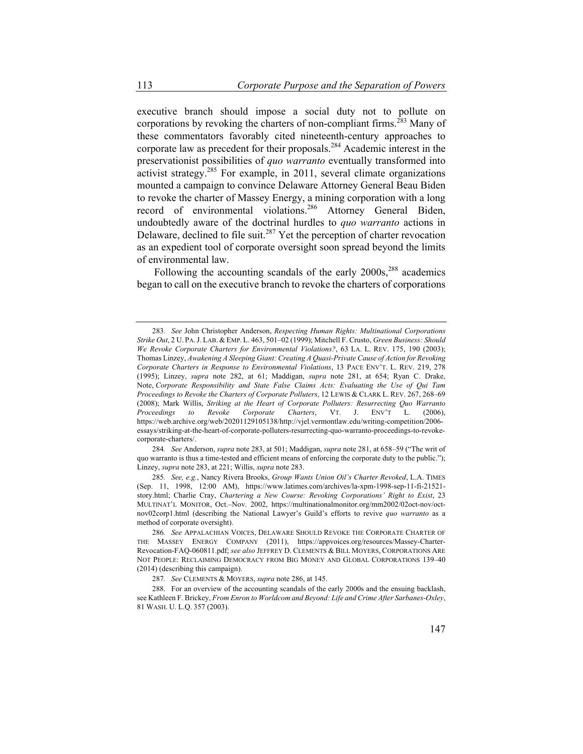executive branch should impose a social duty not to pollute on corporations by revoking the charters of non-compliant firms.[283] Many of these commentators favorably cited nineteenth-century approaches to corporate law as precedent for their proposals.[284] Academic interest in the preservationist possibilities of *quo warranto* eventually transformed into activist strategy.[285] For example, in 2011, several climate organizations mounted a campaign to convince Delaware Attorney General Beau Biden to revoke the charter of Massey Energy, a mining corporation with a long record of environmental violations.[286] Attorney General Biden, undoubtedly aware of the doctrinal hurdles to *quo warranto* actions in Delaware, declined to file suit.[287] Yet the perception of charter revocation as an expedient tool of corporate oversight soon spread beyond the limits of environmental law.

Following the accounting scandals of the early 2000s,[288] academics began to call on the executive branch to revoke the charters of corporations

---

283. *See* John Christopher Anderson, *Respecting Human Rights: Multinational Corporations Strike Out*, 2 U. PA. J. LAB. & EMP. L. 463, 501–02 (1999); Mitchell F. Crusto, *Green Business: Should We Revoke Corporate Charters for Environmental Violations?*, 63 LA. L. REV. 175, 190 (2003); Thomas Linzey, *Awakening A Sleeping Giant: Creating A Quasi-Private Cause of Action for Revoking Corporate Charters in Response to Environmental Violations*, 13 PACE ENV'T. L. REV. 219, 278 (1995); Linzey, *supra* note 282, at 61; Maddigan, *supra* note 281, at 654; Ryan C. Drake, Note, *Corporate Responsibility and State False Claims Acts: Evaluating the Use of Qui Tam Proceedings to Revoke the Charters of Corporate Polluters*, 12 LEWIS & CLARK L. REV. 267, 268–69 (2008); Mark Willis, *Striking at the Heart of Corporate Polluters: Resurrecting Quo Warranto Proceedings to Revoke Corporate Charters*, VT. J. ENV'T L. (2006), https://web.archive.org/web/20201129105138/http://vjel.vermontlaw.edu/writing-competition/2006-essays/striking-at-the-heart-of-corporate-polluters-resurrecting-quo-warranto-proceedings-to-revoke-corporate-charters/.

284. *See* Anderson, *supra* note 283, at 501; Maddigan, *supra* note 281, at 658–59 ("The writ of quo warranto is thus a time-tested and efficient means of enforcing the corporate duty to the public."); Linzey, *supra* note 283, at 221; Willis, *supra* note 283.

285. *See, e.g.*, Nancy Rivera Brooks, *Group Wants Union Oil's Charter Revoked*, L.A. TIMES (Sep. 11, 1998, 12:00 AM), https://www.latimes.com/archives/la-xpm-1998-sep-11-fi-21521-story.html; Charlie Cray, *Chartering a New Course: Revoking Corporations' Right to Exist*, 23 MULTINAT'L MONITOR, Oct.–Nov. 2002, https://multinationalmonitor.org/mm2002/02oct-nov/oct-nov02corp1.html (describing the National Lawyer's Guild's efforts to revive *quo warranto* as a method of corporate oversight).

286. *See* APPALACHIAN VOICES, DELAWARE SHOULD REVOKE THE CORPORATE CHARTER OF THE MASSEY ENERGY COMPANY (2011), https://appvoices.org/resources/Massey-Charter-Revocation-FAQ-060811.pdf; *see also* JEFFREY D. CLEMENTS & BILL MOYERS, CORPORATIONS ARE NOT PEOPLE: RECLAIMING DEMOCRACY FROM BIG MONEY AND GLOBAL CORPORATIONS 139–40 (2014) (describing this campaign).

287. *See* CLEMENTS & MOYERS, *supra* note 286, at 145.

288. For an overview of the accounting scandals of the early 2000s and the ensuing backlash, see Kathleen F. Brickey, *From Enron to Worldcom and Beyond: Life and Crime After Sarbanes-Oxley*, 81 WASH. U. L.Q. 357 (2003).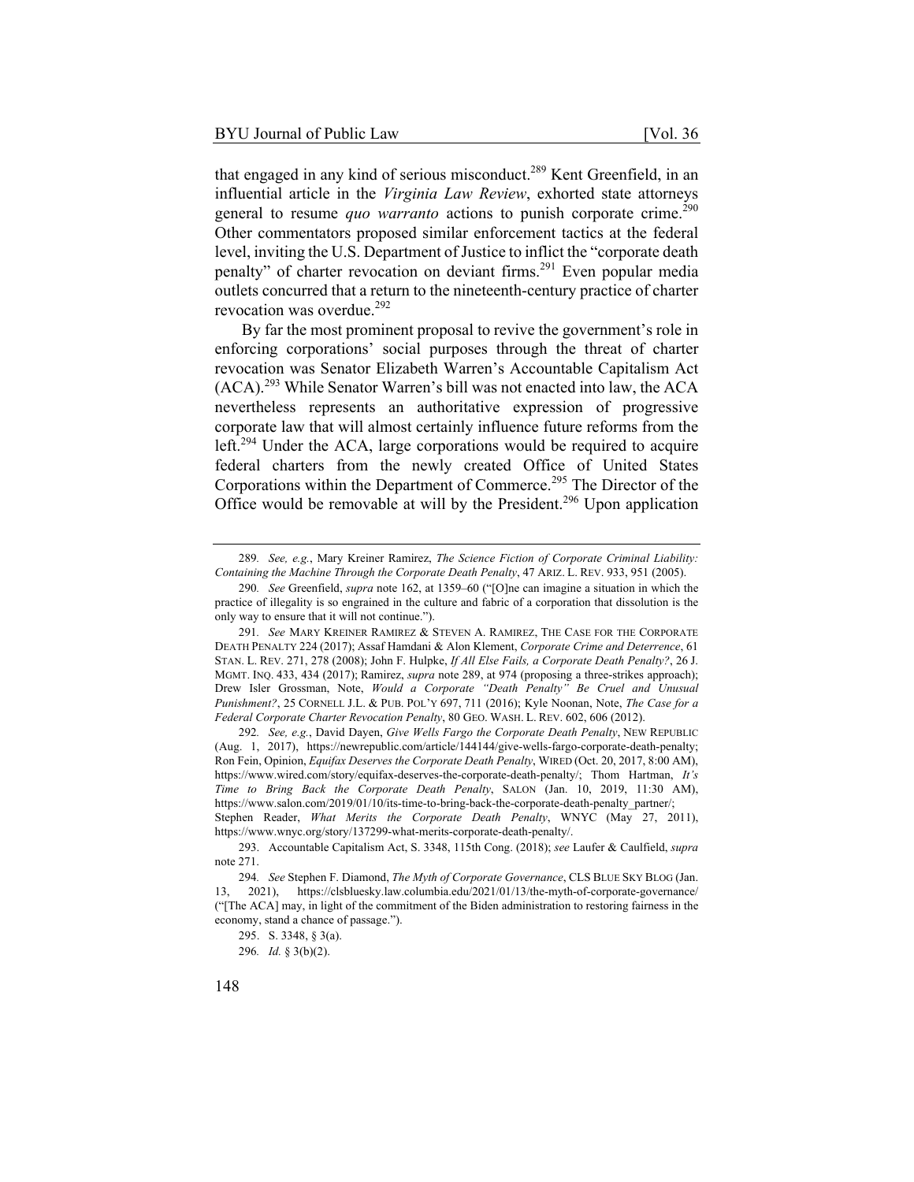that engaged in any kind of serious misconduct.[289] Kent Greenfield, in an influential article in the *Virginia Law Review*, exhorted state attorneys general to resume *quo warranto* actions to punish corporate crime.[290] Other commentators proposed similar enforcement tactics at the federal level, inviting the U.S. Department of Justice to inflict the "corporate death penalty" of charter revocation on deviant firms.[291] Even popular media outlets concurred that a return to the nineteenth-century practice of charter revocation was overdue.[292]

By far the most prominent proposal to revive the government's role in enforcing corporations' social purposes through the threat of charter revocation was Senator Elizabeth Warren's Accountable Capitalism Act (ACA).[293] While Senator Warren's bill was not enacted into law, the ACA nevertheless represents an authoritative expression of progressive corporate law that will almost certainly influence future reforms from the left.[294] Under the ACA, large corporations would be required to acquire federal charters from the newly created Office of United States Corporations within the Department of Commerce.[295] The Director of the Office would be removable at will by the President.[296] Upon application

---

289. *See, e.g.*, Mary Kreiner Ramirez, *The Science Fiction of Corporate Criminal Liability: Containing the Machine Through the Corporate Death Penalty*, 47 ARIZ. L. REV. 933, 951 (2005).

290. *See* Greenfield, *supra* note 162, at 1359–60 ("[O]ne can imagine a situation in which the practice of illegality is so engrained in the culture and fabric of a corporation that dissolution is the only way to ensure that it will not continue.").

291. *See* MARY KREINER RAMIREZ & STEVEN A. RAMIREZ, THE CASE FOR THE CORPORATE DEATH PENALTY 224 (2017); Assaf Hamdani & Alon Klement, *Corporate Crime and Deterrence*, 61 STAN. L. REV. 271, 278 (2008); John F. Hulpke, *If All Else Fails, a Corporate Death Penalty?*, 26 J. MGMT. INQ. 433, 434 (2017); Ramirez, *supra* note 289, at 974 (proposing a three-strikes approach); Drew Isler Grossman, Note, *Would a Corporate "Death Penalty" Be Cruel and Unusual Punishment?*, 25 CORNELL J.L. & PUB. POL'Y 697, 711 (2016); Kyle Noonan, Note, *The Case for a Federal Corporate Charter Revocation Penalty*, 80 GEO. WASH. L. REV. 602, 606 (2012).

292. *See, e.g.*, David Dayen, *Give Wells Fargo the Corporate Death Penalty*, NEW REPUBLIC (Aug. 1, 2017), https://newrepublic.com/article/144144/give-wells-fargo-corporate-death-penalty; Ron Fein, Opinion, *Equifax Deserves the Corporate Death Penalty*, WIRED (Oct. 20, 2017, 8:00 AM), https://www.wired.com/story/equifax-deserves-the-corporate-death-penalty/; Thom Hartman, *It's Time to Bring Back the Corporate Death Penalty*, SALON (Jan. 10, 2019, 11:30 AM), https://www.salon.com/2019/01/10/its-time-to-bring-back-the-corporate-death-penalty_partner/; Stephen Reader, *What Merits the Corporate Death Penalty*, WNYC (May 27, 2011), https://www.wnyc.org/story/137299-what-merits-corporate-death-penalty/.

293. Accountable Capitalism Act, S. 3348, 115th Cong. (2018); *see* Laufer & Caulfield, *supra* note 271.

294. *See* Stephen F. Diamond, *The Myth of Corporate Governance*, CLS BLUE SKY BLOG (Jan. 13, 2021), https://clsbluesky.law.columbia.edu/2021/01/13/the-myth-of-corporate-governance/ ("[The ACA] may, in light of the commitment of the Biden administration to restoring fairness in the economy, stand a chance of passage.").

295. S. 3348, § 3(a).

296. *Id.* § 3(b)(2).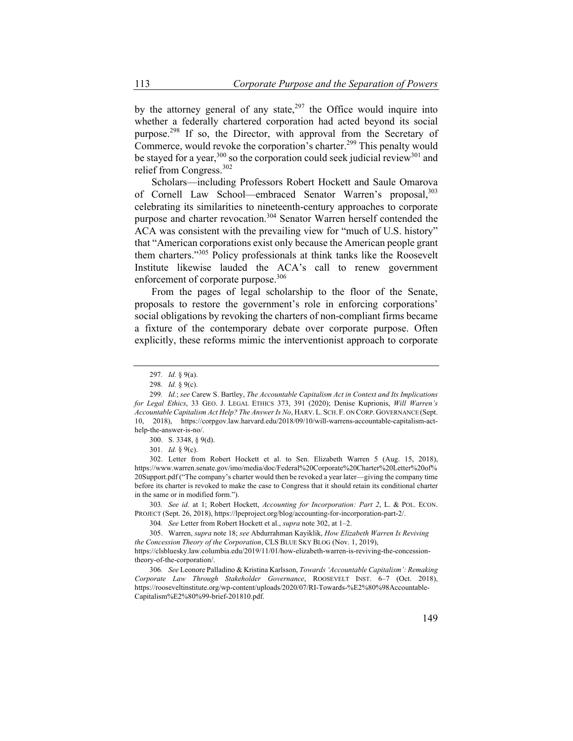by the attorney general of any state,[297] the Office would inquire into whether a federally chartered corporation had acted beyond its social purpose.[298] If so, the Director, with approval from the Secretary of Commerce, would revoke the corporation's charter.[299] This penalty would be stayed for a year,[300] so the corporation could seek judicial review[301] and relief from Congress.[302]

Scholars—including Professors Robert Hockett and Saule Omarova of Cornell Law School—embraced Senator Warren's proposal,[303] celebrating its similarities to nineteenth-century approaches to corporate purpose and charter revocation.[304] Senator Warren herself contended the ACA was consistent with the prevailing view for "much of U.S. history" that "American corporations exist only because the American people grant them charters."[305] Policy professionals at think tanks like the Roosevelt Institute likewise lauded the ACA's call to renew government enforcement of corporate purpose.[306]

From the pages of legal scholarship to the floor of the Senate, proposals to restore the government's role in enforcing corporations' social obligations by revoking the charters of non-compliant firms became a fixture of the contemporary debate over corporate purpose. Often explicitly, these reforms mimic the interventionist approach to corporate

---

297. *Id.* § 9(a).

298. *Id.* § 9(c).

299. *Id.*; *see* Carew S. Bartley, *The Accountable Capitalism Act in Context and Its Implications for Legal Ethics*, 33 GEO. J. LEGAL ETHICS 373, 391 (2020); Denise Kuprionis, *Will Warren's Accountable Capitalism Act Help? The Answer Is No*, HARV. L. SCH. F. ON CORP. GOVERNANCE (Sept. 10, 2018), https://corpgov.law.harvard.edu/2018/09/10/will-warrens-accountable-capitalism-act-help-the-answer-is-no/.

300. S. 3348, § 9(d).

301. *Id.* § 9(c).

302. Letter from Robert Hockett et al. to Sen. Elizabeth Warren 5 (Aug. 15, 2018), https://www.warren.senate.gov/imo/media/doc/Federal%20Corporate%20Charter%20Letter%20of%20Support.pdf ("The company's charter would then be revoked a year later—giving the company time before its charter is revoked to make the case to Congress that it should retain its conditional charter in the same or in modified form.").

303. *See id.* at 1; Robert Hockett, *Accounting for Incorporation: Part 2*, L. & POL. ECON. PROJECT (Sept. 26, 2018), https://lpeproject.org/blog/accounting-for-incorporation-part-2/.

304. *See* Letter from Robert Hockett et al., *supra* note 302, at 1–2.

305. Warren, *supra* note 18; *see* Abdurrahman Kayiklik, *How Elizabeth Warren Is Reviving the Concession Theory of the Corporation*, CLS BLUE SKY BLOG (Nov. 1, 2019), https://clsbluesky.law.columbia.edu/2019/11/01/how-elizabeth-warren-is-reviving-the-concession-theory-of-the-corporation/.

306. *See* Leonore Palladino & Kristina Karlsson, *Towards 'Accountable Capitalism': Remaking Corporate Law Through Stakeholder Governance*, ROOSEVELT INST. 6–7 (Oct. 2018), https://rooseveltinstitute.org/wp-content/uploads/2020/07/RI-Towards-%E2%80%98Accountable-Capitalism%E2%80%99-brief-201810.pdf.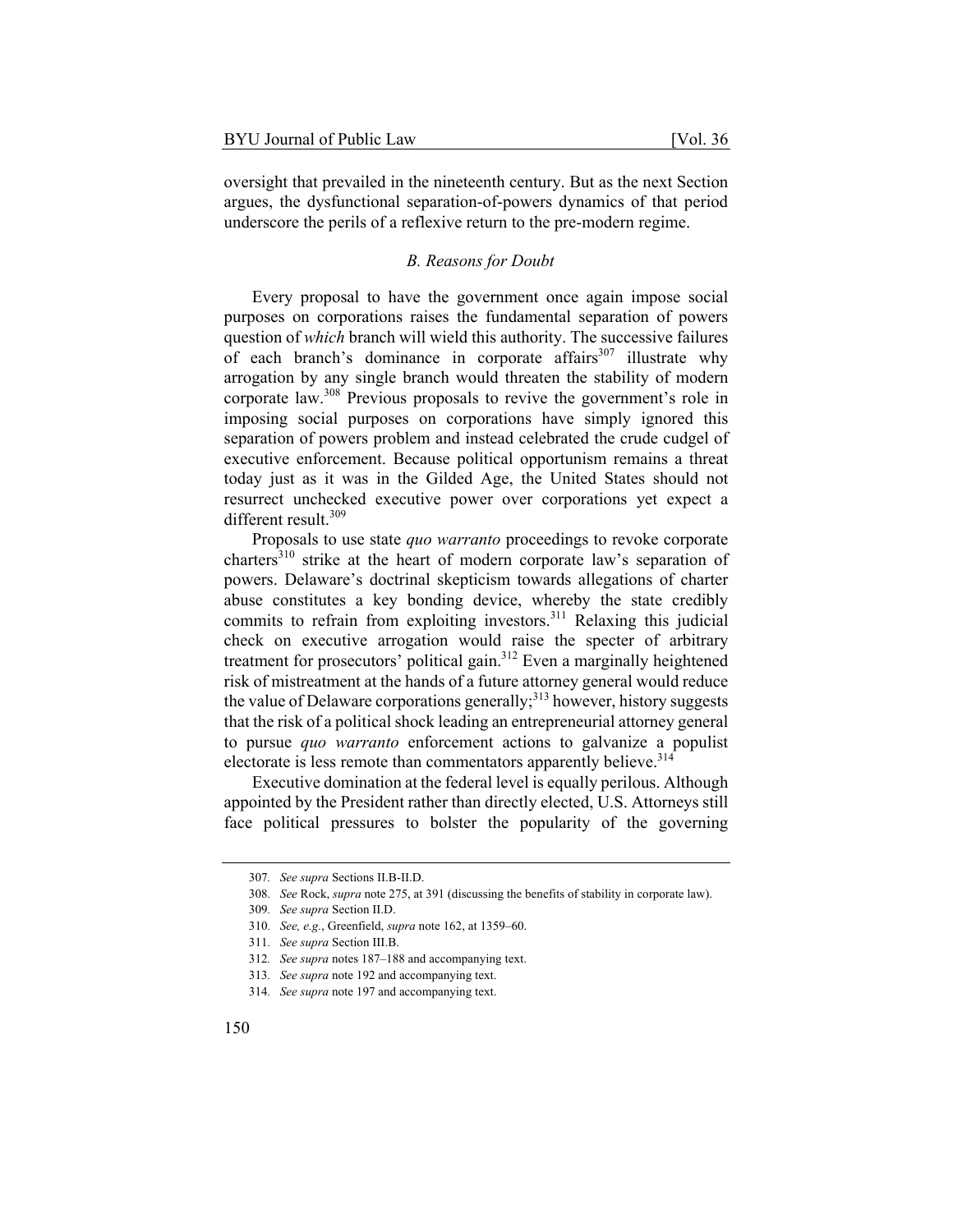oversight that prevailed in the nineteenth century. But as the next Section argues, the dysfunctional separation-of-powers dynamics of that period underscore the perils of a reflexive return to the pre-modern regime.

### *B. Reasons for Doubt*

Every proposal to have the government once again impose social purposes on corporations raises the fundamental separation of powers question of *which* branch will wield this authority. The successive failures of each branch's dominance in corporate affairs[307] illustrate why arrogation by any single branch would threaten the stability of modern corporate law.[308] Previous proposals to revive the government's role in imposing social purposes on corporations have simply ignored this separation of powers problem and instead celebrated the crude cudgel of executive enforcement. Because political opportunism remains a threat today just as it was in the Gilded Age, the United States should not resurrect unchecked executive power over corporations yet expect a different result.[309]

Proposals to use state *quo warranto* proceedings to revoke corporate charters[310] strike at the heart of modern corporate law's separation of powers. Delaware's doctrinal skepticism towards allegations of charter abuse constitutes a key bonding device, whereby the state credibly commits to refrain from exploiting investors.[311] Relaxing this judicial check on executive arrogation would raise the specter of arbitrary treatment for prosecutors' political gain.[312] Even a marginally heightened risk of mistreatment at the hands of a future attorney general would reduce the value of Delaware corporations generally;[313] however, history suggests that the risk of a political shock leading an entrepreneurial attorney general to pursue *quo warranto* enforcement actions to galvanize a populist electorate is less remote than commentators apparently believe.[314]

Executive domination at the federal level is equally perilous. Although appointed by the President rather than directly elected, U.S. Attorneys still face political pressures to bolster the popularity of the governing

---

307. *See supra* Sections II.B-II.D.

308. *See* Rock, *supra* note 275, at 391 (discussing the benefits of stability in corporate law).

309. *See supra* Section II.D.

310. *See, e.g.*, Greenfield, *supra* note 162, at 1359–60.

311. *See supra* Section III.B.

312. *See supra* notes 187–188 and accompanying text.

313. *See supra* note 192 and accompanying text.

314. *See supra* note 197 and accompanying text.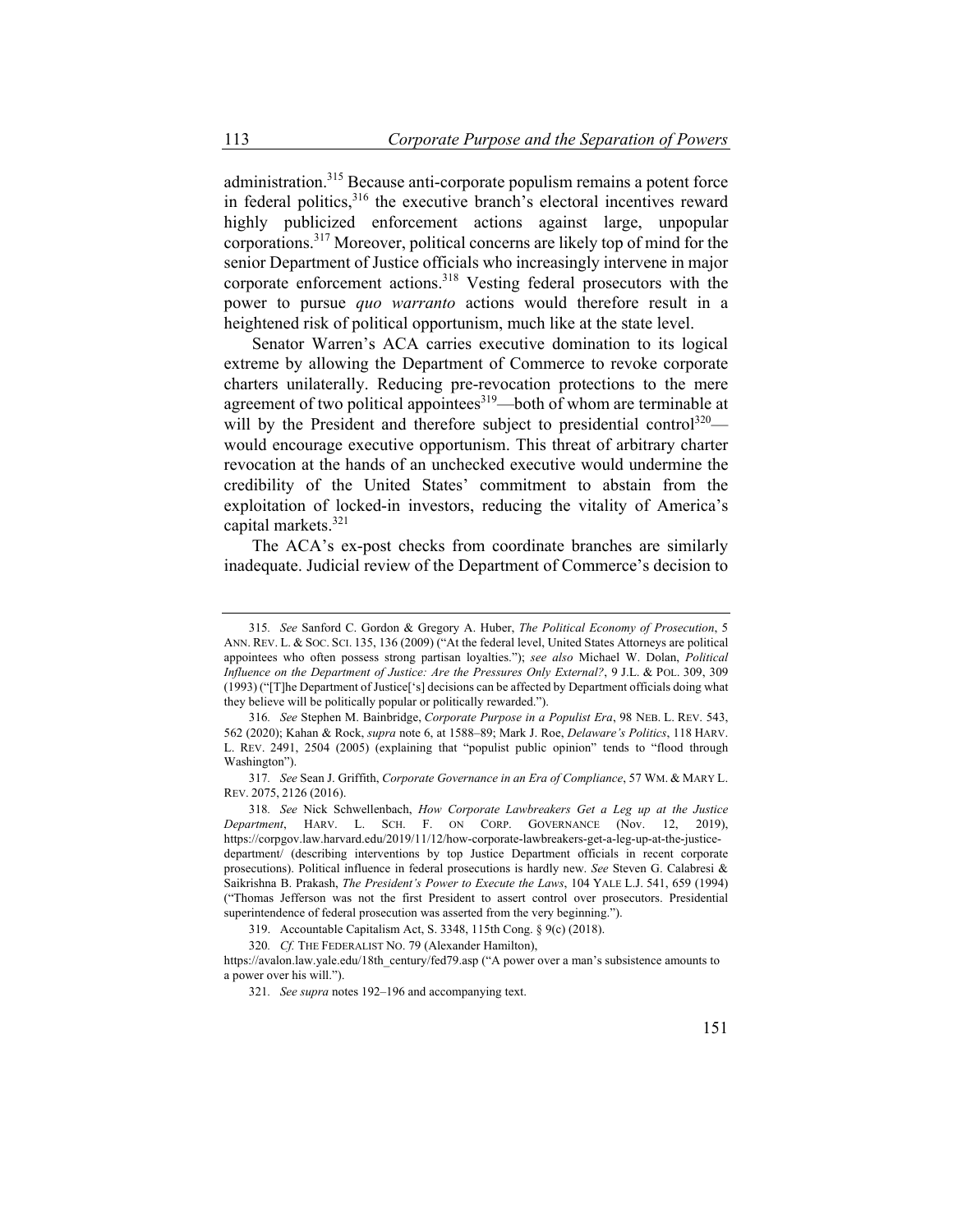administration.[315] Because anti-corporate populism remains a potent force in federal politics,[316] the executive branch's electoral incentives reward highly publicized enforcement actions against large, unpopular corporations.[317] Moreover, political concerns are likely top of mind for the senior Department of Justice officials who increasingly intervene in major corporate enforcement actions.[318] Vesting federal prosecutors with the power to pursue *quo warranto* actions would therefore result in a heightened risk of political opportunism, much like at the state level.

Senator Warren's ACA carries executive domination to its logical extreme by allowing the Department of Commerce to revoke corporate charters unilaterally. Reducing pre-revocation protections to the mere agreement of two political appointees[319]—both of whom are terminable at will by the President and therefore subject to presidential control[320]—would encourage executive opportunism. This threat of arbitrary charter revocation at the hands of an unchecked executive would undermine the credibility of the United States' commitment to abstain from the exploitation of locked-in investors, reducing the vitality of America's capital markets.[321]

The ACA's ex-post checks from coordinate branches are similarly inadequate. Judicial review of the Department of Commerce's decision to

---

315. *See* Sanford C. Gordon & Gregory A. Huber, *The Political Economy of Prosecution*, 5 ANN. REV. L. & SOC. SCI. 135, 136 (2009) ("At the federal level, United States Attorneys are political appointees who often possess strong partisan loyalties."); *see also* Michael W. Dolan, *Political Influence on the Department of Justice: Are the Pressures Only External?*, 9 J.L. & POL. 309, 309 (1993) ("[T]he Department of Justice['s] decisions can be affected by Department officials doing what they believe will be politically popular or politically rewarded.").

316. *See* Stephen M. Bainbridge, *Corporate Purpose in a Populist Era*, 98 NEB. L. REV. 543, 562 (2020); Kahan & Rock, *supra* note 6, at 1588–89; Mark J. Roe, *Delaware's Politics*, 118 HARV. L. REV. 2491, 2504 (2005) (explaining that "populist public opinion" tends to "flood through Washington").

317. *See* Sean J. Griffith, *Corporate Governance in an Era of Compliance*, 57 WM. & MARY L. REV. 2075, 2126 (2016).

318. *See* Nick Schwellenbach, *How Corporate Lawbreakers Get a Leg up at the Justice Department*, HARV. L. SCH. F. ON CORP. GOVERNANCE (Nov. 12, 2019), https://corpgov.law.harvard.edu/2019/11/12/how-corporate-lawbreakers-get-a-leg-up-at-the-justice-department/ (describing interventions by top Justice Department officials in recent corporate prosecutions). Political influence in federal prosecutions is hardly new. *See* Steven G. Calabresi & Saikrishna B. Prakash, *The President's Power to Execute the Laws*, 104 YALE L.J. 541, 659 (1994) ("Thomas Jefferson was not the first President to assert control over prosecutors. Presidential superintendence of federal prosecution was asserted from the very beginning.").

319. Accountable Capitalism Act, S. 3348, 115th Cong. § 9(c) (2018).

320. *Cf.* THE FEDERALIST NO. 79 (Alexander Hamilton), https://avalon.law.yale.edu/18th_century/fed79.asp ("A power over a man's subsistence amounts to a power over his will.").

321. *See supra* notes 192–196 and accompanying text.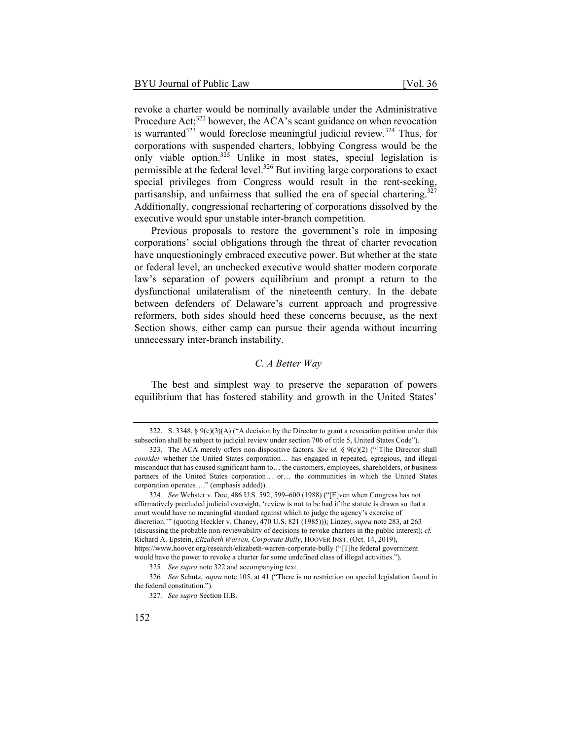revoke a charter would be nominally available under the Administrative Procedure Act;[322] however, the ACA's scant guidance on when revocation is warranted[323] would foreclose meaningful judicial review.[324] Thus, for corporations with suspended charters, lobbying Congress would be the only viable option.[325] Unlike in most states, special legislation is permissible at the federal level.[326] But inviting large corporations to exact special privileges from Congress would result in the rent-seeking, partisanship, and unfairness that sullied the era of special chartering.[327] Additionally, congressional rechartering of corporations dissolved by the executive would spur unstable inter-branch competition.

Previous proposals to restore the government's role in imposing corporations' social obligations through the threat of charter revocation have unquestioningly embraced executive power. But whether at the state or federal level, an unchecked executive would shatter modern corporate law's separation of powers equilibrium and prompt a return to the dysfunctional unilateralism of the nineteenth century. In the debate between defenders of Delaware's current approach and progressive reformers, both sides should heed these concerns because, as the next Section shows, either camp can pursue their agenda without incurring unnecessary inter-branch instability.

### *C. A Better Way*

The best and simplest way to preserve the separation of powers equilibrium that has fostered stability and growth in the United States'

---

322. S. 3348, § 9(c)(3)(A) ("A decision by the Director to grant a revocation petition under this subsection shall be subject to judicial review under section 706 of title 5, United States Code").

323. The ACA merely offers non-dispositive factors. *See id.* § 9(c)(2) ("[T]he Director shall *consider* whether the United States corporation… has engaged in repeated, egregious, and illegal misconduct that has caused significant harm to… the customers, employees, shareholders, or business partners of the United States corporation… or… the communities in which the United States corporation operates…." (emphasis added)).

324. *See* Webster v. Doe, 486 U.S. 592, 599–600 (1988) ("[E]ven when Congress has not affirmatively precluded judicial oversight, 'review is not to be had if the statute is drawn so that a court would have no meaningful standard against which to judge the agency's exercise of discretion.'" (quoting Heckler v. Chaney, 470 U.S. 821 (1985))); Linzey, *supra* note 283, at 263 (discussing the probable non-reviewability of decisions to revoke charters in the public interest); *cf.* Richard A. Epstein, *Elizabeth Warren, Corporate Bully*, HOOVER INST. (Oct. 14, 2019), https://www.hoover.org/research/elizabeth-warren-corporate-bully ("[T]he federal government would have the power to revoke a charter for some undefined class of illegal activities.").

325. *See supra* note 322 and accompanying text.

326. *See* Schutz, *supra* note 105, at 41 ("There is no restriction on special legislation found in the federal constitution.").

327. *See supra* Section II.B.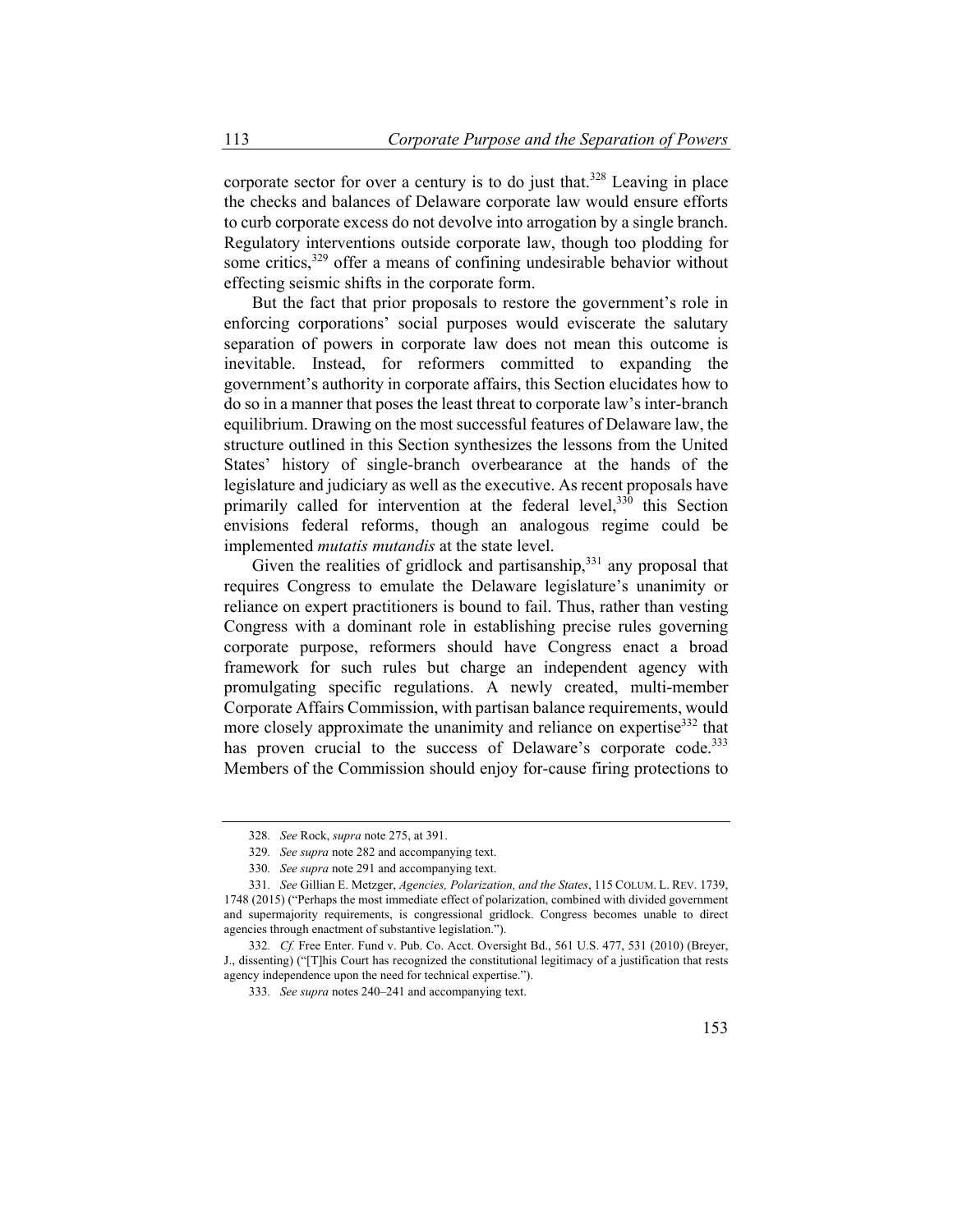corporate sector for over a century is to do just that.[328] Leaving in place the checks and balances of Delaware corporate law would ensure efforts to curb corporate excess do not devolve into arrogation by a single branch. Regulatory interventions outside corporate law, though too plodding for some critics,[329] offer a means of confining undesirable behavior without effecting seismic shifts in the corporate form.

But the fact that prior proposals to restore the government's role in enforcing corporations' social purposes would eviscerate the salutary separation of powers in corporate law does not mean this outcome is inevitable. Instead, for reformers committed to expanding the government's authority in corporate affairs, this Section elucidates how to do so in a manner that poses the least threat to corporate law's inter-branch equilibrium. Drawing on the most successful features of Delaware law, the structure outlined in this Section synthesizes the lessons from the United States' history of single-branch overbearance at the hands of the legislature and judiciary as well as the executive. As recent proposals have primarily called for intervention at the federal level,[330] this Section envisions federal reforms, though an analogous regime could be implemented *mutatis mutandis* at the state level.

Given the realities of gridlock and partisanship,[331] any proposal that requires Congress to emulate the Delaware legislature's unanimity or reliance on expert practitioners is bound to fail. Thus, rather than vesting Congress with a dominant role in establishing precise rules governing corporate purpose, reformers should have Congress enact a broad framework for such rules but charge an independent agency with promulgating specific regulations. A newly created, multi-member Corporate Affairs Commission, with partisan balance requirements, would more closely approximate the unanimity and reliance on expertise[332] that has proven crucial to the success of Delaware's corporate code.[333] Members of the Commission should enjoy for-cause firing protections to

---

328. *See* Rock, *supra* note 275, at 391.

329. *See supra* note 282 and accompanying text.

330. *See supra* note 291 and accompanying text.

331. *See* Gillian E. Metzger, *Agencies, Polarization, and the States*, 115 COLUM. L. REV. 1739, 1748 (2015) ("Perhaps the most immediate effect of polarization, combined with divided government and supermajority requirements, is congressional gridlock. Congress becomes unable to direct agencies through enactment of substantive legislation.").

332. *Cf.* Free Enter. Fund v. Pub. Co. Acct. Oversight Bd., 561 U.S. 477, 531 (2010) (Breyer, J., dissenting) ("[T]his Court has recognized the constitutional legitimacy of a justification that rests agency independence upon the need for technical expertise.").

333. *See supra* notes 240–241 and accompanying text.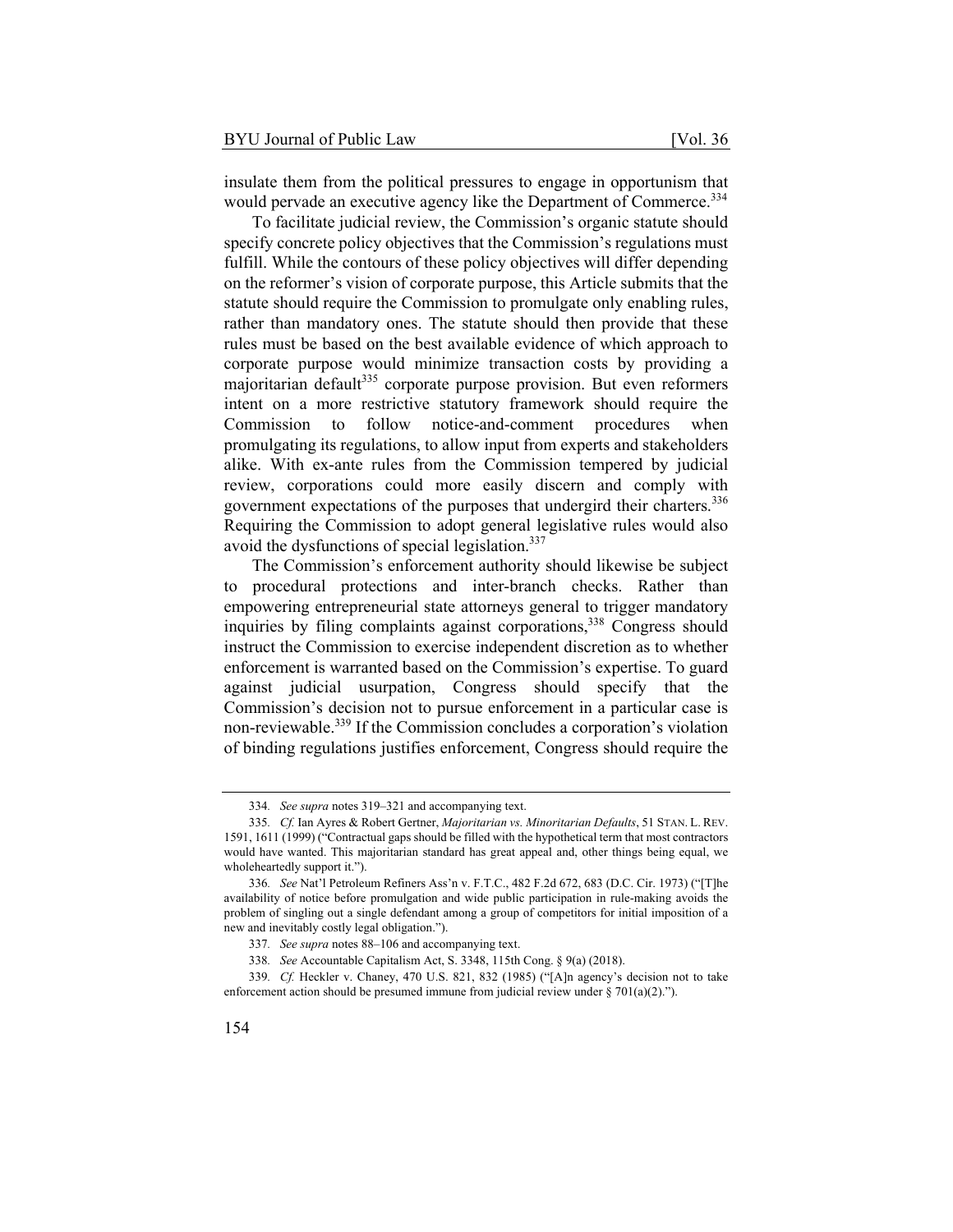insulate them from the political pressures to engage in opportunism that would pervade an executive agency like the Department of Commerce.[334]

To facilitate judicial review, the Commission's organic statute should specify concrete policy objectives that the Commission's regulations must fulfill. While the contours of these policy objectives will differ depending on the reformer's vision of corporate purpose, this Article submits that the statute should require the Commission to promulgate only enabling rules, rather than mandatory ones. The statute should then provide that these rules must be based on the best available evidence of which approach to corporate purpose would minimize transaction costs by providing a majoritarian default[335] corporate purpose provision. But even reformers intent on a more restrictive statutory framework should require the Commission to follow notice-and-comment procedures when promulgating its regulations, to allow input from experts and stakeholders alike. With ex-ante rules from the Commission tempered by judicial review, corporations could more easily discern and comply with government expectations of the purposes that undergird their charters.[336] Requiring the Commission to adopt general legislative rules would also avoid the dysfunctions of special legislation.[337]

The Commission's enforcement authority should likewise be subject to procedural protections and inter-branch checks. Rather than empowering entrepreneurial state attorneys general to trigger mandatory inquiries by filing complaints against corporations,[338] Congress should instruct the Commission to exercise independent discretion as to whether enforcement is warranted based on the Commission's expertise. To guard against judicial usurpation, Congress should specify that the Commission's decision not to pursue enforcement in a particular case is non-reviewable.[339] If the Commission concludes a corporation's violation of binding regulations justifies enforcement, Congress should require the

---

334. *See supra* notes 319–321 and accompanying text.

335. *Cf.* Ian Ayres & Robert Gertner, *Majoritarian vs. Minoritarian Defaults*, 51 STAN. L. REV. 1591, 1611 (1999) ("Contractual gaps should be filled with the hypothetical term that most contractors would have wanted. This majoritarian standard has great appeal and, other things being equal, we wholeheartedly support it.").

336. *See* Nat'l Petroleum Refiners Ass'n v. F.T.C., 482 F.2d 672, 683 (D.C. Cir. 1973) ("[T]he availability of notice before promulgation and wide public participation in rule-making avoids the problem of singling out a single defendant among a group of competitors for initial imposition of a new and inevitably costly legal obligation.").

337. *See supra* notes 88–106 and accompanying text.

338. *See* Accountable Capitalism Act, S. 3348, 115th Cong. § 9(a) (2018).

339. *Cf.* Heckler v. Chaney, 470 U.S. 821, 832 (1985) ("[A]n agency's decision not to take enforcement action should be presumed immune from judicial review under § 701(a)(2).").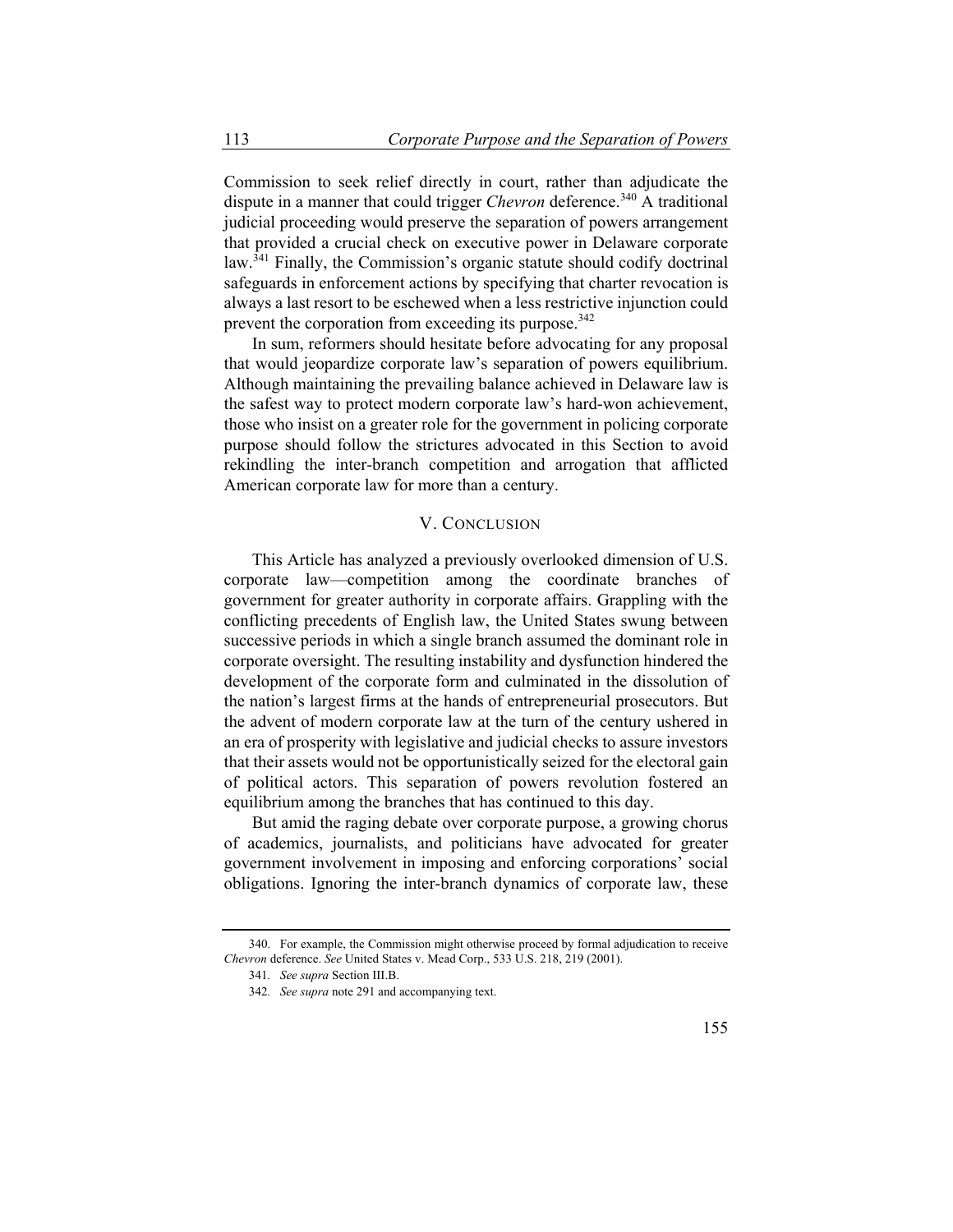Commission to seek relief directly in court, rather than adjudicate the dispute in a manner that could trigger *Chevron* deference.[340] A traditional judicial proceeding would preserve the separation of powers arrangement that provided a crucial check on executive power in Delaware corporate law.[341] Finally, the Commission's organic statute should codify doctrinal safeguards in enforcement actions by specifying that charter revocation is always a last resort to be eschewed when a less restrictive injunction could prevent the corporation from exceeding its purpose.[342]

In sum, reformers should hesitate before advocating for any proposal that would jeopardize corporate law's separation of powers equilibrium. Although maintaining the prevailing balance achieved in Delaware law is the safest way to protect modern corporate law's hard-won achievement, those who insist on a greater role for the government in policing corporate purpose should follow the strictures advocated in this Section to avoid rekindling the inter-branch competition and arrogation that afflicted American corporate law for more than a century.

## V. CONCLUSION

This Article has analyzed a previously overlooked dimension of U.S. corporate law—competition among the coordinate branches of government for greater authority in corporate affairs. Grappling with the conflicting precedents of English law, the United States swung between successive periods in which a single branch assumed the dominant role in corporate oversight. The resulting instability and dysfunction hindered the development of the corporate form and culminated in the dissolution of the nation's largest firms at the hands of entrepreneurial prosecutors. But the advent of modern corporate law at the turn of the century ushered in an era of prosperity with legislative and judicial checks to assure investors that their assets would not be opportunistically seized for the electoral gain of political actors. This separation of powers revolution fostered an equilibrium among the branches that has continued to this day.

But amid the raging debate over corporate purpose, a growing chorus of academics, journalists, and politicians have advocated for greater government involvement in imposing and enforcing corporations' social obligations. Ignoring the inter-branch dynamics of corporate law, these

---

340. For example, the Commission might otherwise proceed by formal adjudication to receive *Chevron* deference. *See* United States v. Mead Corp., 533 U.S. 218, 219 (2001).

341. *See supra* Section III.B.

342. *See supra* note 291 and accompanying text.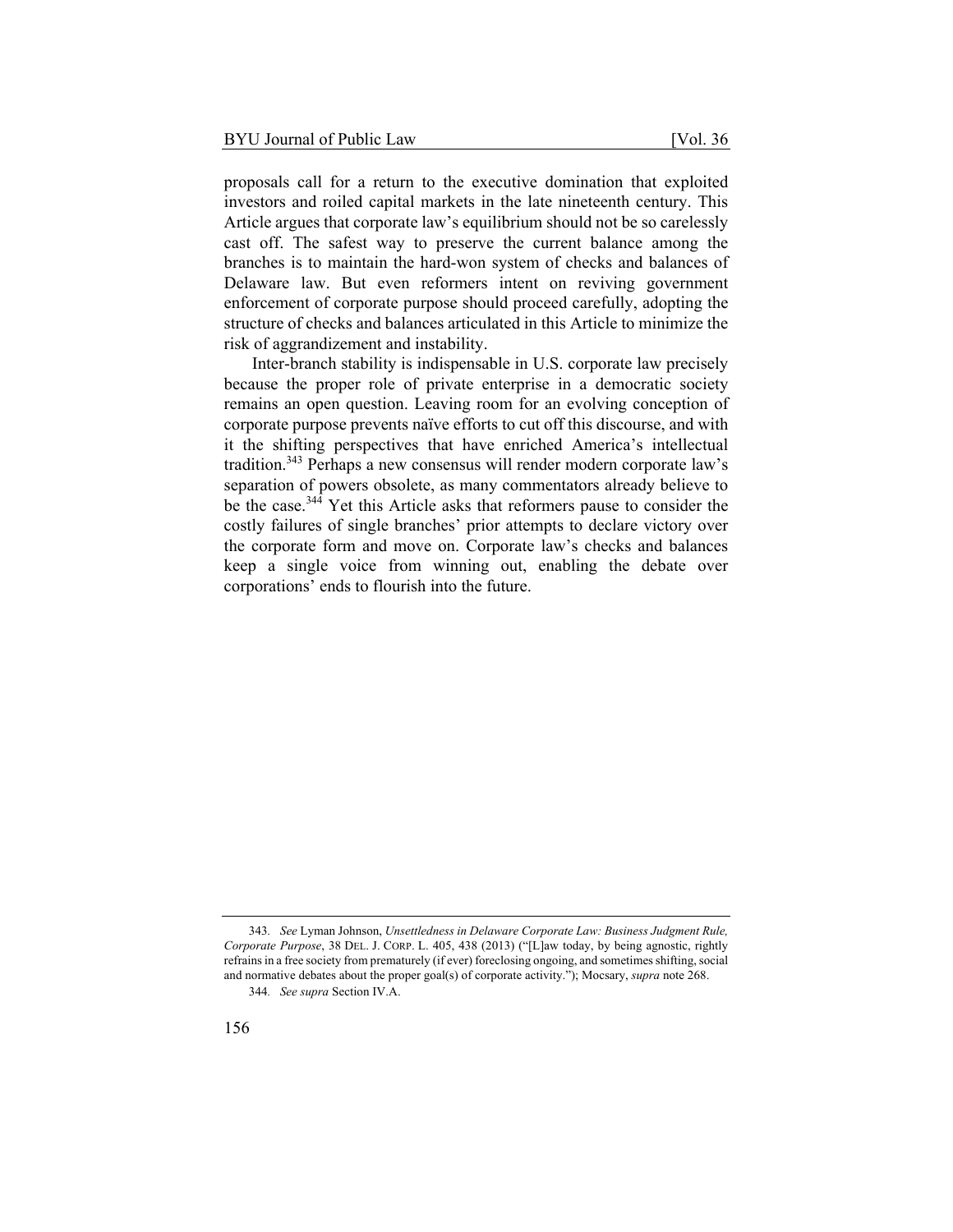proposals call for a return to the executive domination that exploited investors and roiled capital markets in the late nineteenth century. This Article argues that corporate law's equilibrium should not be so carelessly cast off. The safest way to preserve the current balance among the branches is to maintain the hard-won system of checks and balances of Delaware law. But even reformers intent on reviving government enforcement of corporate purpose should proceed carefully, adopting the structure of checks and balances articulated in this Article to minimize the risk of aggrandizement and instability.

Inter-branch stability is indispensable in U.S. corporate law precisely because the proper role of private enterprise in a democratic society remains an open question. Leaving room for an evolving conception of corporate purpose prevents naïve efforts to cut off this discourse, and with it the shifting perspectives that have enriched America's intellectual tradition.[343] Perhaps a new consensus will render modern corporate law's separation of powers obsolete, as many commentators already believe to be the case.[344] Yet this Article asks that reformers pause to consider the costly failures of single branches' prior attempts to declare victory over the corporate form and move on. Corporate law's checks and balances keep a single voice from winning out, enabling the debate over corporations' ends to flourish into the future.

---

343. *See* Lyman Johnson, *Unsettledness in Delaware Corporate Law: Business Judgment Rule, Corporate Purpose*, 38 DEL. J. CORP. L. 405, 438 (2013) ("[L]aw today, by being agnostic, rightly refrains in a free society from prematurely (if ever) foreclosing ongoing, and sometimes shifting, social and normative debates about the proper goal(s) of corporate activity."); Mocsary, *supra* note 268.

344. *See supra* Section IV.A.